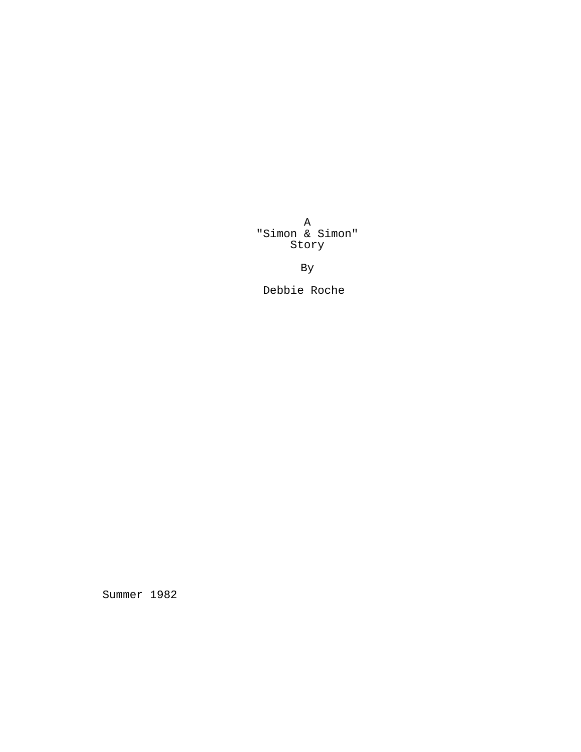A
"Simon & Simon"
Story

By

Debbie Roche

Summer 1982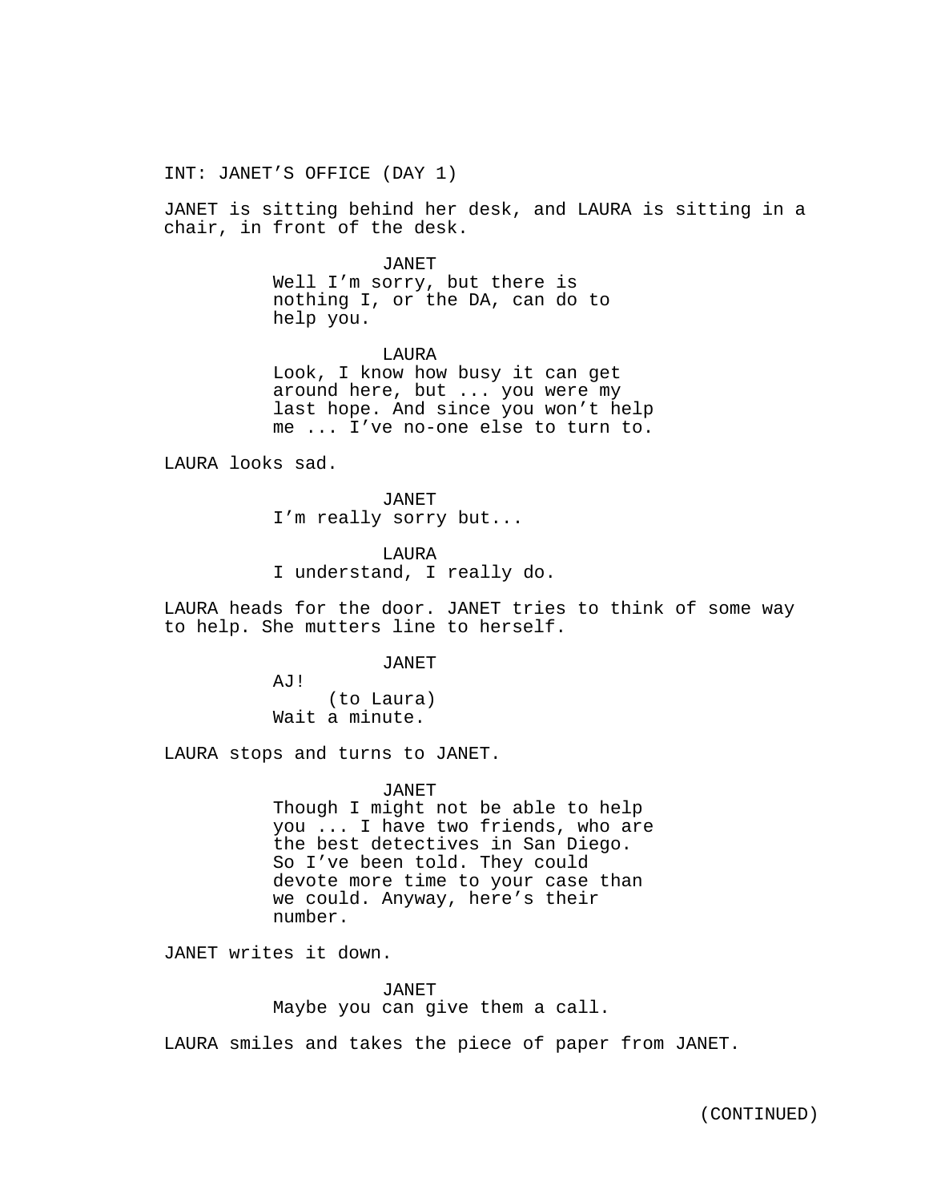INT: JANET'S OFFICE (DAY 1)

JANET is sitting behind her desk, and LAURA is sitting in a chair, in front of the desk.

JANET
Well I'm sorry, but there is nothing I, or the DA, can do to help you.

LAURA
Look, I know how busy it can get around here, but ... you were my last hope. And since you won't help me ... I've no-one else to turn to.

LAURA looks sad.

JANET
I'm really sorry but...

LAURA
I understand, I really do.

LAURA heads for the door. JANET tries to think of some way to help. She mutters line to herself.

JANET
AJ!
(to Laura)
Wait a minute.

LAURA stops and turns to JANET.

JANET
Though I might not be able to help you ... I have two friends, who are the best detectives in San Diego. So I've been told. They could devote more time to your case than we could. Anyway, here's their number.

JANET writes it down.

JANET
Maybe you can give them a call.

LAURA smiles and takes the piece of paper from JANET.

(CONTINUED)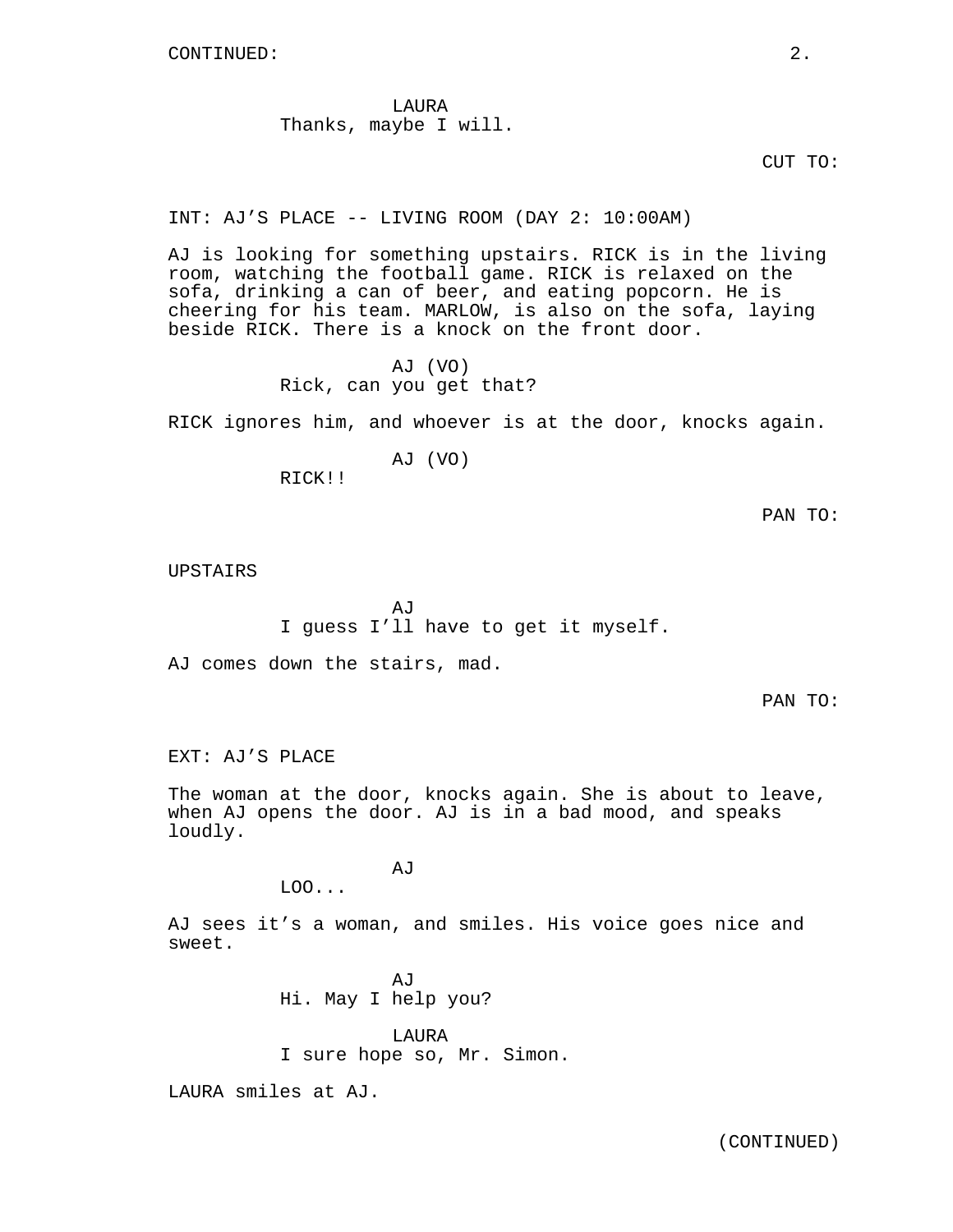CONTINUED:

LAURA
Thanks, maybe I will.

CUT TO:

INT: AJ'S PLACE -- LIVING ROOM (DAY 2: 10:00AM)

AJ is looking for something upstairs. RICK is in the living room, watching the football game. RICK is relaxed on the sofa, drinking a can of beer, and eating popcorn. He is cheering for his team. MARLOW, is also on the sofa, laying beside RICK. There is a knock on the front door.

AJ (VO)
Rick, can you get that?

RICK ignores him, and whoever is at the door, knocks again.

AJ (VO)
RICK!!

PAN TO:

UPSTAIRS

AJ
I guess I'll have to get it myself.

AJ comes down the stairs, mad.

PAN TO:

EXT: AJ'S PLACE

The woman at the door, knocks again. She is about to leave, when AJ opens the door. AJ is in a bad mood, and speaks loudly.

AJ
LOO...

AJ sees it's a woman, and smiles. His voice goes nice and sweet.

AJ
Hi. May I help you?

LAURA
I sure hope so, Mr. Simon.

LAURA smiles at AJ.

(CONTINUED)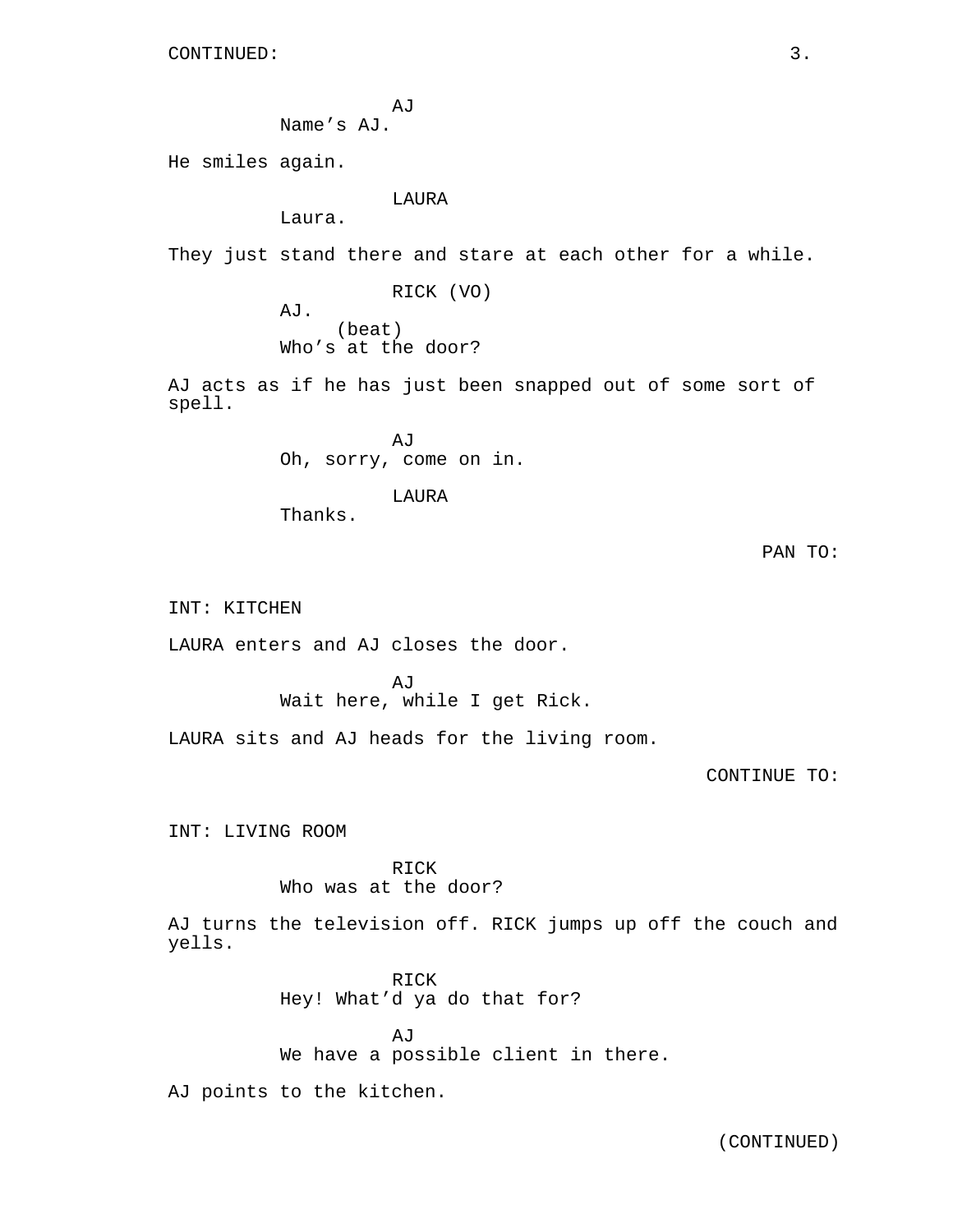CONTINUED:

AJ
Name's AJ.

He smiles again.

LAURA
Laura.

They just stand there and stare at each other for a while.

RICK (VO)
AJ.
(beat)
Who's at the door?

AJ acts as if he has just been snapped out of some sort of spell.

AJ
Oh, sorry, come on in.

LAURA
Thanks.

PAN TO:

INT: KITCHEN

LAURA enters and AJ closes the door.

AJ
Wait here, while I get Rick.

LAURA sits and AJ heads for the living room.

CONTINUE TO:

INT: LIVING ROOM

RICK
Who was at the door?

AJ turns the television off. RICK jumps up off the couch and yells.

RICK
Hey! What'd ya do that for?

AJ
We have a possible client in there.

AJ points to the kitchen.

(CONTINUED)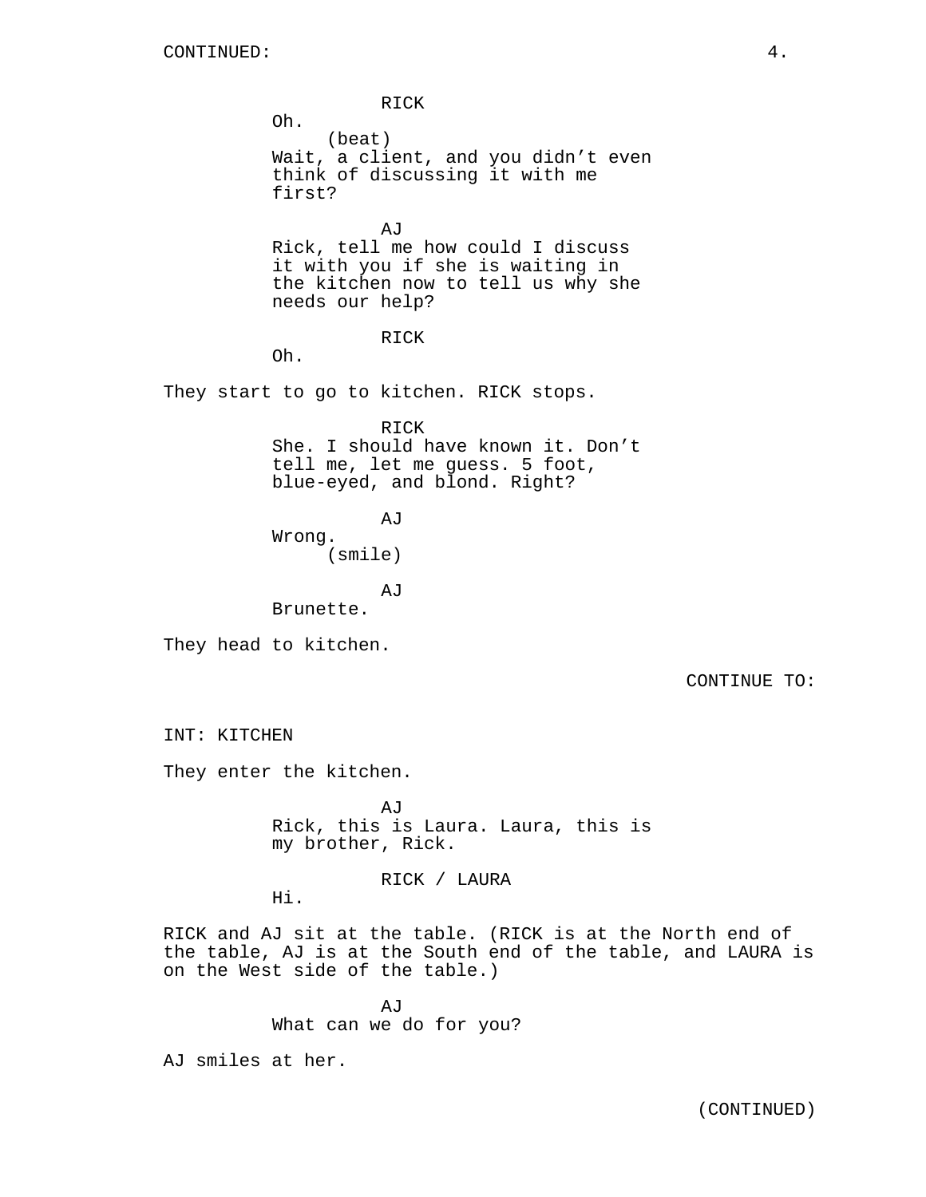RICK
Oh.
(beat)
Wait, a client, and you didn't even think of discussing it with me first?

AJ
Rick, tell me how could I discuss it with you if she is waiting in the kitchen now to tell us why she needs our help?

RICK
Oh.

They start to go to kitchen. RICK stops.

RICK
She. I should have known it. Don't tell me, let me guess. 5 foot, blue-eyed, and blond. Right?

AJ
Wrong.
(smile)

AJ
Brunette.

They head to kitchen.

CONTINUE TO:

INT: KITCHEN

They enter the kitchen.

AJ
Rick, this is Laura. Laura, this is my brother, Rick.

RICK / LAURA
Hi.

RICK and AJ sit at the table. (RICK is at the North end of the table, AJ is at the South end of the table, and LAURA is on the West side of the table.)

AJ
What can we do for you?

AJ smiles at her.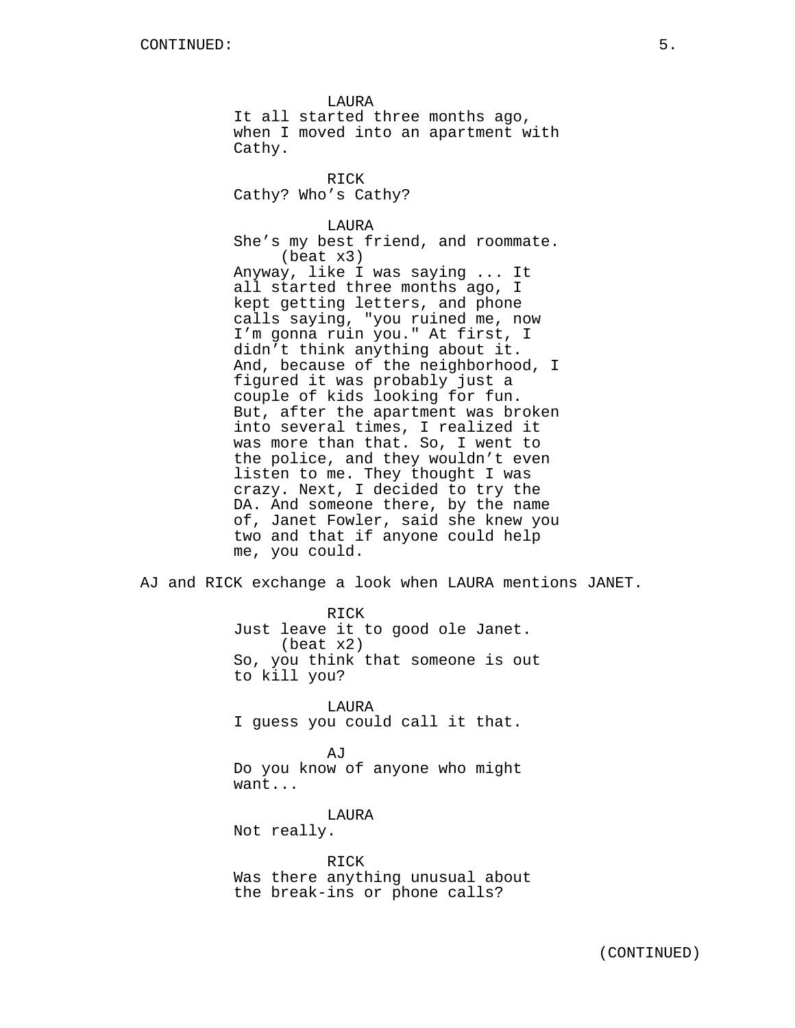LAURA
It all started three months ago, when I moved into an apartment with Cathy.

RICK
Cathy? Who's Cathy?

LAURA
She's my best friend, and roommate.
(beat x3)
Anyway, like I was saying ... It all started three months ago, I kept getting letters, and phone calls saying, "you ruined me, now I'm gonna ruin you." At first, I didn't think anything about it. And, because of the neighborhood, I figured it was probably just a couple of kids looking for fun. But, after the apartment was broken into several times, I realized it was more than that. So, I went to the police, and they wouldn't even listen to me. They thought I was crazy. Next, I decided to try the DA. And someone there, by the name of, Janet Fowler, said she knew you two and that if anyone could help me, you could.

AJ and RICK exchange a look when LAURA mentions JANET.

RICK
Just leave it to good ole Janet.
(beat x2)
So, you think that someone is out to kill you?

LAURA
I guess you could call it that.

AJ
Do you know of anyone who might want...

LAURA
Not really.

RICK
Was there anything unusual about the break-ins or phone calls?

(CONTINUED)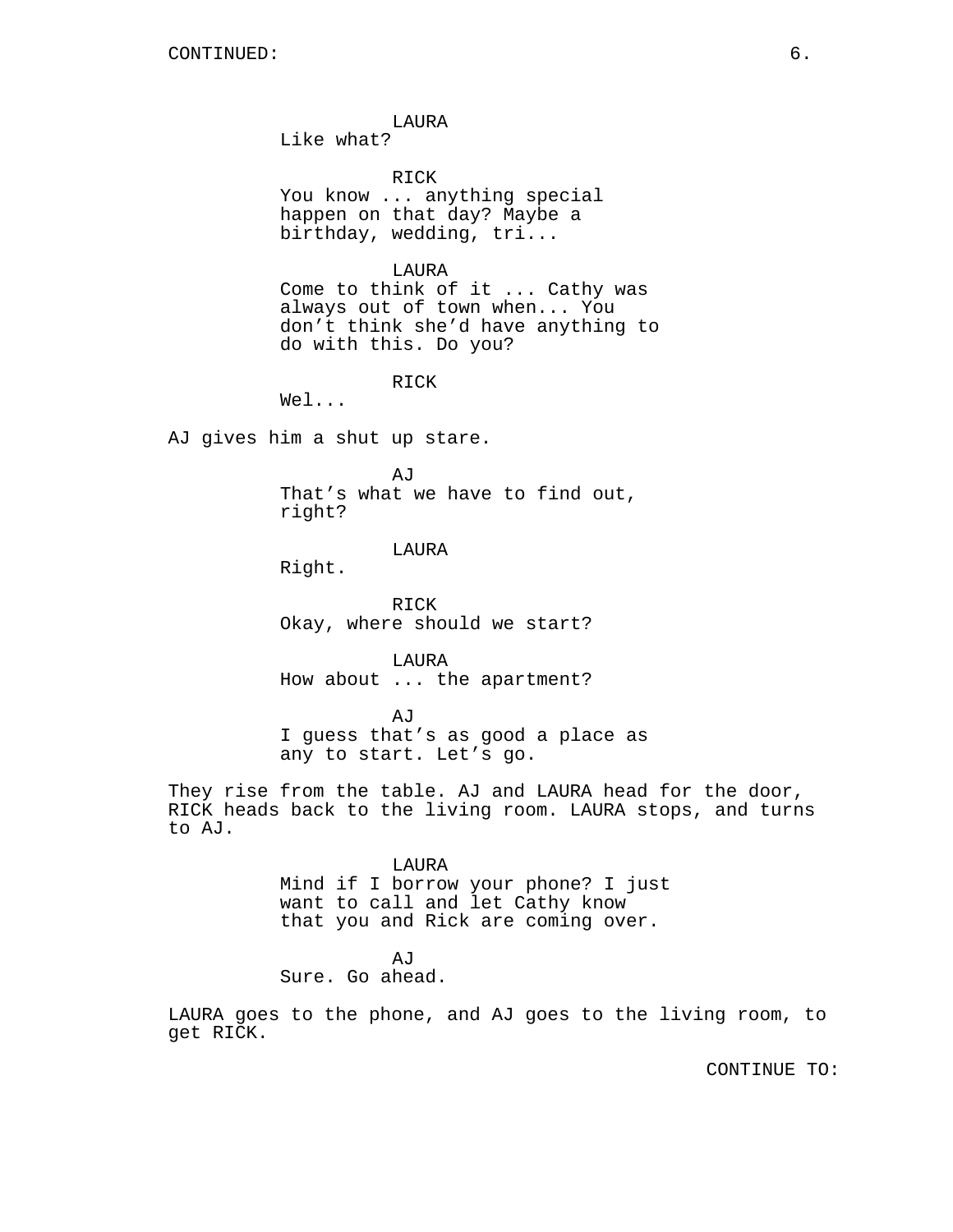CONTINUED:

LAURA
Like what?

RICK
You know ... anything special happen on that day? Maybe a birthday, wedding, tri...

LAURA
Come to think of it ... Cathy was always out of town when... You don't think she'd have anything to do with this. Do you?

RICK
Wel...

AJ gives him a shut up stare.

AJ
That's what we have to find out, right?

LAURA
Right.

RICK
Okay, where should we start?

LAURA
How about ... the apartment?

AJ
I guess that's as good a place as any to start. Let's go.

They rise from the table. AJ and LAURA head for the door, RICK heads back to the living room. LAURA stops, and turns to AJ.

LAURA
Mind if I borrow your phone? I just want to call and let Cathy know that you and Rick are coming over.

AJ
Sure. Go ahead.

LAURA goes to the phone, and AJ goes to the living room, to get RICK.

CONTINUE TO: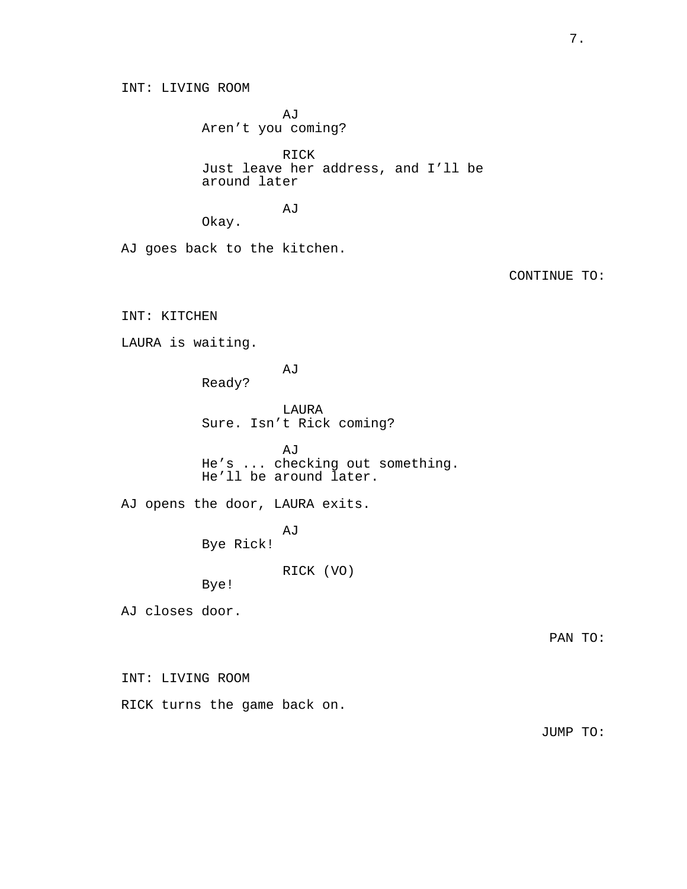INT: LIVING ROOM

AJ
Aren't you coming?

RICK
Just leave her address, and I'll be around later

AJ
Okay.

AJ goes back to the kitchen.

CONTINUE TO:

INT: KITCHEN

LAURA is waiting.

AJ
Ready?

LAURA
Sure. Isn't Rick coming?

AJ
He's ... checking out something. He'll be around later.

AJ opens the door, LAURA exits.

AJ
Bye Rick!

RICK (VO)
Bye!

AJ closes door.

PAN TO:

INT: LIVING ROOM

RICK turns the game back on.

JUMP TO: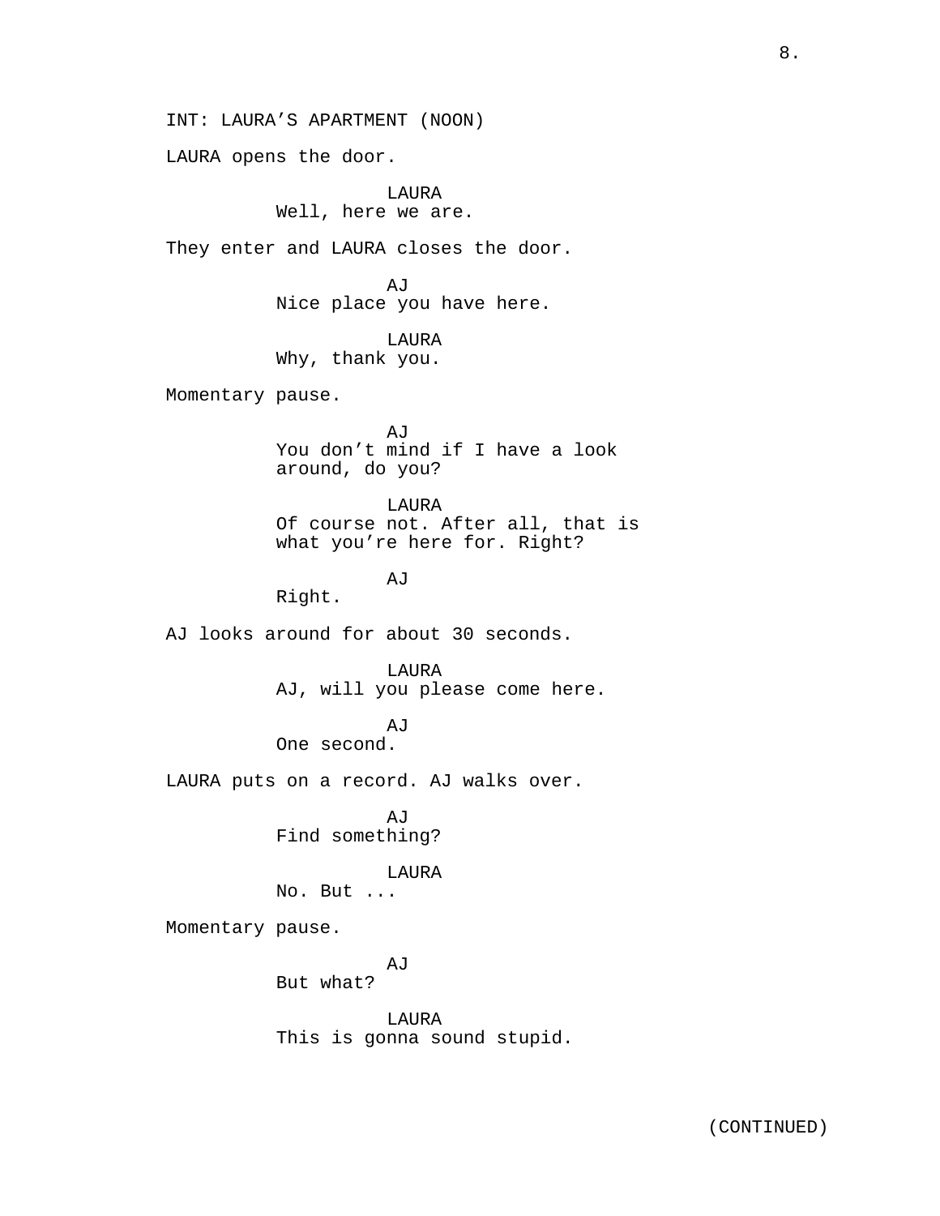INT: LAURA'S APARTMENT (NOON)

LAURA opens the door.

LAURA
Well, here we are.

They enter and LAURA closes the door.

AJ
Nice place you have here.

LAURA
Why, thank you.

Momentary pause.

AJ
You don't mind if I have a look around, do you?

LAURA
Of course not. After all, that is what you're here for. Right?

AJ
Right.

AJ looks around for about 30 seconds.

LAURA
AJ, will you please come here.

AJ
One second.

LAURA puts on a record. AJ walks over.

AJ
Find something?

LAURA
No. But ...

Momentary pause.

AJ
But what?

LAURA
This is gonna sound stupid.

(CONTINUED)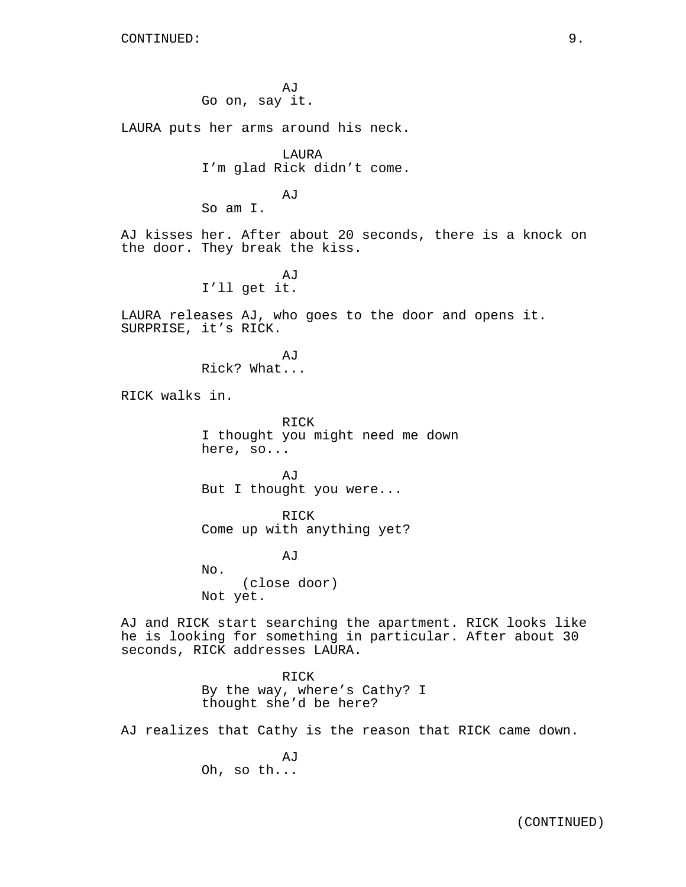AJ
Go on, say it.

LAURA puts her arms around his neck.

LAURA
I'm glad Rick didn't come.

AJ
So am I.

AJ kisses her. After about 20 seconds, there is a knock on the door. They break the kiss.

AJ
I'll get it.

LAURA releases AJ, who goes to the door and opens it. SURPRISE, it's RICK.

AJ
Rick? What...

RICK walks in.

RICK
I thought you might need me down here, so...

AJ
But I thought you were...

RICK
Come up with anything yet?

AJ
No.
(close door)
Not yet.

AJ and RICK start searching the apartment. RICK looks like he is looking for something in particular. After about 30 seconds, RICK addresses LAURA.

RICK
By the way, where's Cathy? I thought she'd be here?

AJ realizes that Cathy is the reason that RICK came down.

AJ
Oh, so th...

(CONTINUED)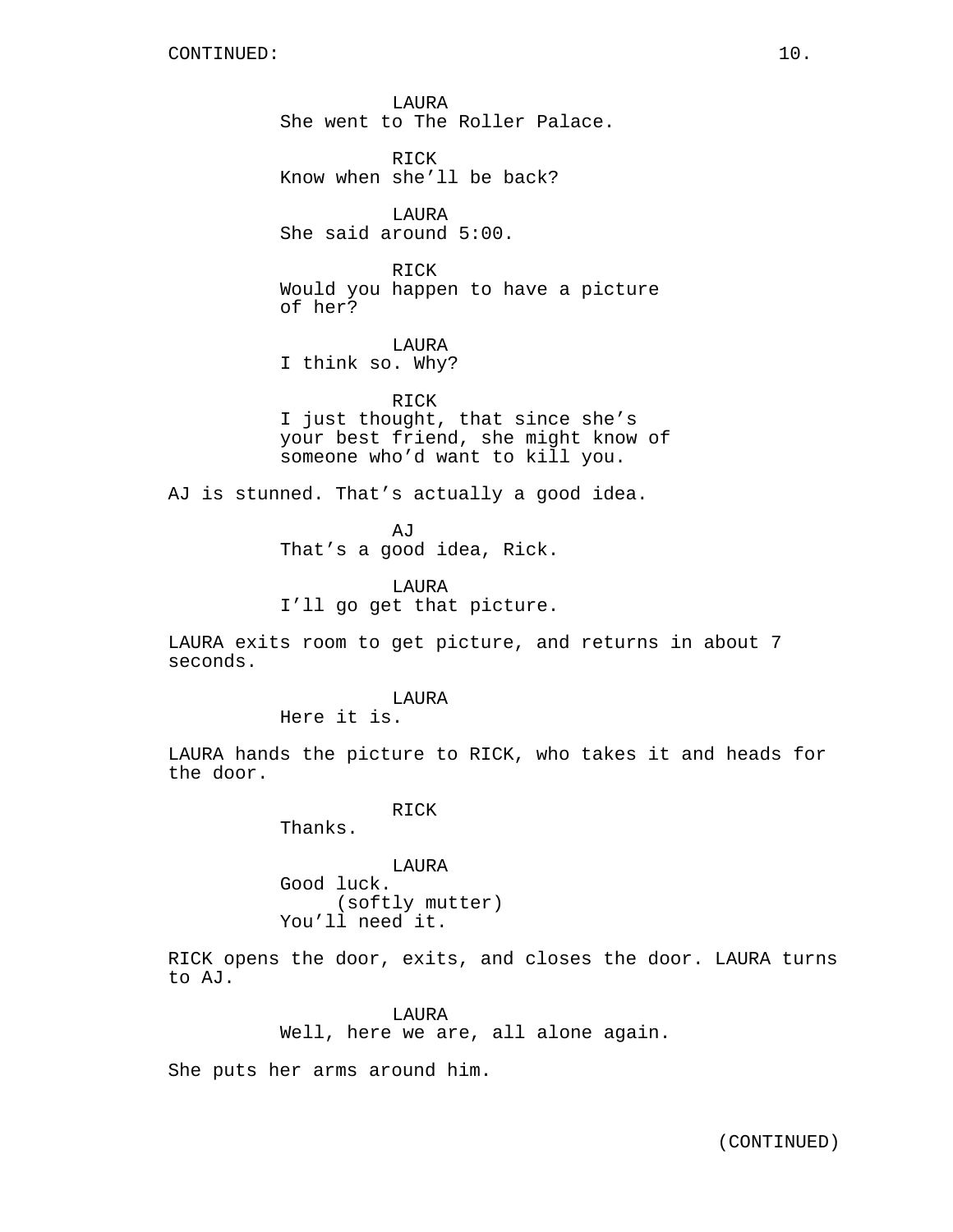LAURA
She went to The Roller Palace.

RICK
Know when she'll be back?

LAURA
She said around 5:00.

RICK
Would you happen to have a picture of her?

LAURA
I think so. Why?

RICK
I just thought, that since she's your best friend, she might know of someone who'd want to kill you.

AJ is stunned. That's actually a good idea.

AJ
That's a good idea, Rick.

LAURA
I'll go get that picture.

LAURA exits room to get picture, and returns in about 7 seconds.

LAURA
Here it is.

LAURA hands the picture to RICK, who takes it and heads for the door.

RICK
Thanks.

LAURA
Good luck.
(softly mutter)
You'll need it.

RICK opens the door, exits, and closes the door. LAURA turns to AJ.

LAURA
Well, here we are, all alone again.

She puts her arms around him.

(CONTINUED)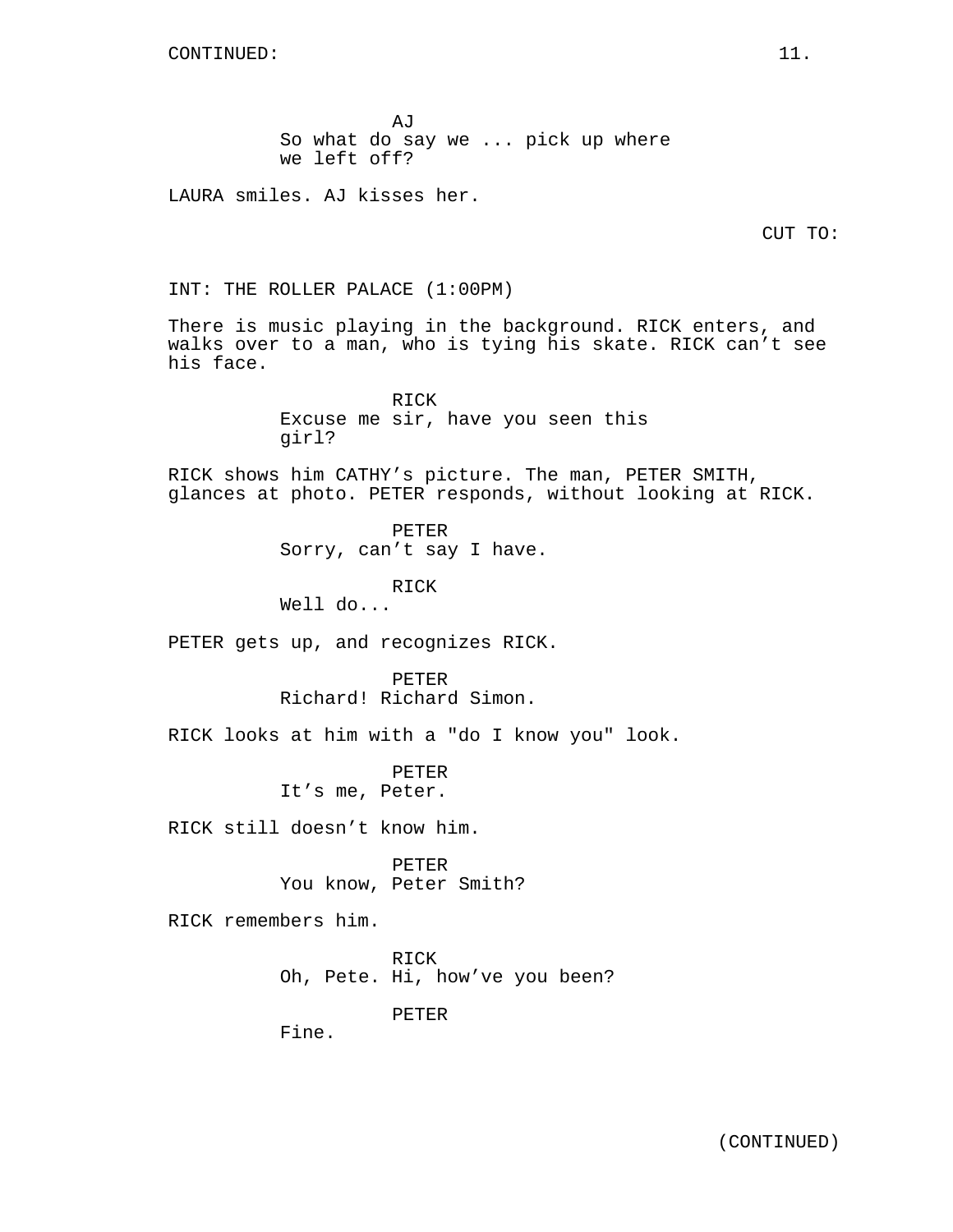AJ
So what do say we ... pick up where we left off?

LAURA smiles. AJ kisses her.

CUT TO:

INT: THE ROLLER PALACE (1:00PM)

There is music playing in the background. RICK enters, and walks over to a man, who is tying his skate. RICK can't see his face.

RICK
Excuse me sir, have you seen this girl?

RICK shows him CATHY's picture. The man, PETER SMITH, glances at photo. PETER responds, without looking at RICK.

PETER
Sorry, can't say I have.

RICK
Well do...

PETER gets up, and recognizes RICK.

PETER
Richard! Richard Simon.

RICK looks at him with a "do I know you" look.

PETER
It's me, Peter.

RICK still doesn't know him.

PETER
You know, Peter Smith?

RICK remembers him.

RICK
Oh, Pete. Hi, how've you been?

PETER
Fine.

(CONTINUED)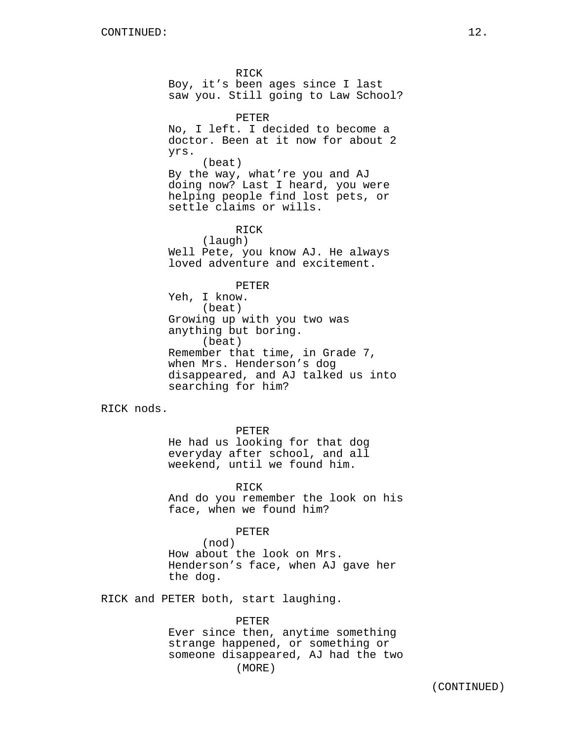CONTINUED:

RICK
Boy, it's been ages since I last saw you. Still going to Law School?

PETER
No, I left. I decided to become a doctor. Been at it now for about 2 yrs.
(beat)
By the way, what're you and AJ doing now? Last I heard, you were helping people find lost pets, or settle claims or wills.

RICK
(laugh)
Well Pete, you know AJ. He always loved adventure and excitement.

PETER
Yeh, I know.
(beat)
Growing up with you two was anything but boring.
(beat)
Remember that time, in Grade 7, when Mrs. Henderson's dog disappeared, and AJ talked us into searching for him?

RICK nods.

PETER
He had us looking for that dog everyday after school, and all weekend, until we found him.

RICK
And do you remember the look on his face, when we found him?

PETER
(nod)
How about the look on Mrs. Henderson's face, when AJ gave her the dog.

RICK and PETER both, start laughing.

PETER
Ever since then, anytime something strange happened, or something or someone disappeared, AJ had the two
(MORE)

(CONTINUED)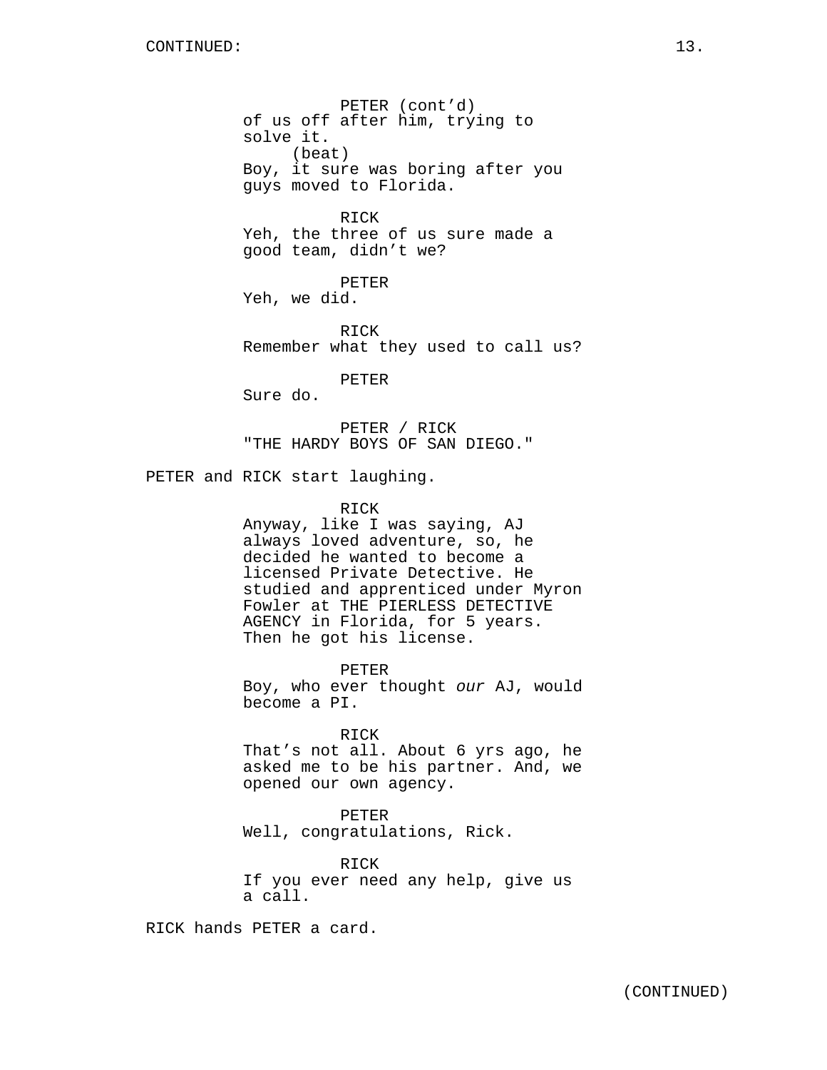PETER (cont'd)
of us off after him, trying to solve it.
(beat)
Boy, it sure was boring after you guys moved to Florida.

RICK
Yeh, the three of us sure made a good team, didn't we?

PETER
Yeh, we did.

RICK
Remember what they used to call us?

PETER
Sure do.

PETER / RICK
"THE HARDY BOYS OF SAN DIEGO."

PETER and RICK start laughing.

RICK
Anyway, like I was saying, AJ always loved adventure, so, he decided he wanted to become a licensed Private Detective. He studied and apprenticed under Myron Fowler at THE PIERLESS DETECTIVE AGENCY in Florida, for 5 years. Then he got his license.

PETER
Boy, who ever thought *our* AJ, would become a PI.

RICK
That's not all. About 6 yrs ago, he asked me to be his partner. And, we opened our own agency.

PETER
Well, congratulations, Rick.

RICK
If you ever need any help, give us a call.

RICK hands PETER a card.

(CONTINUED)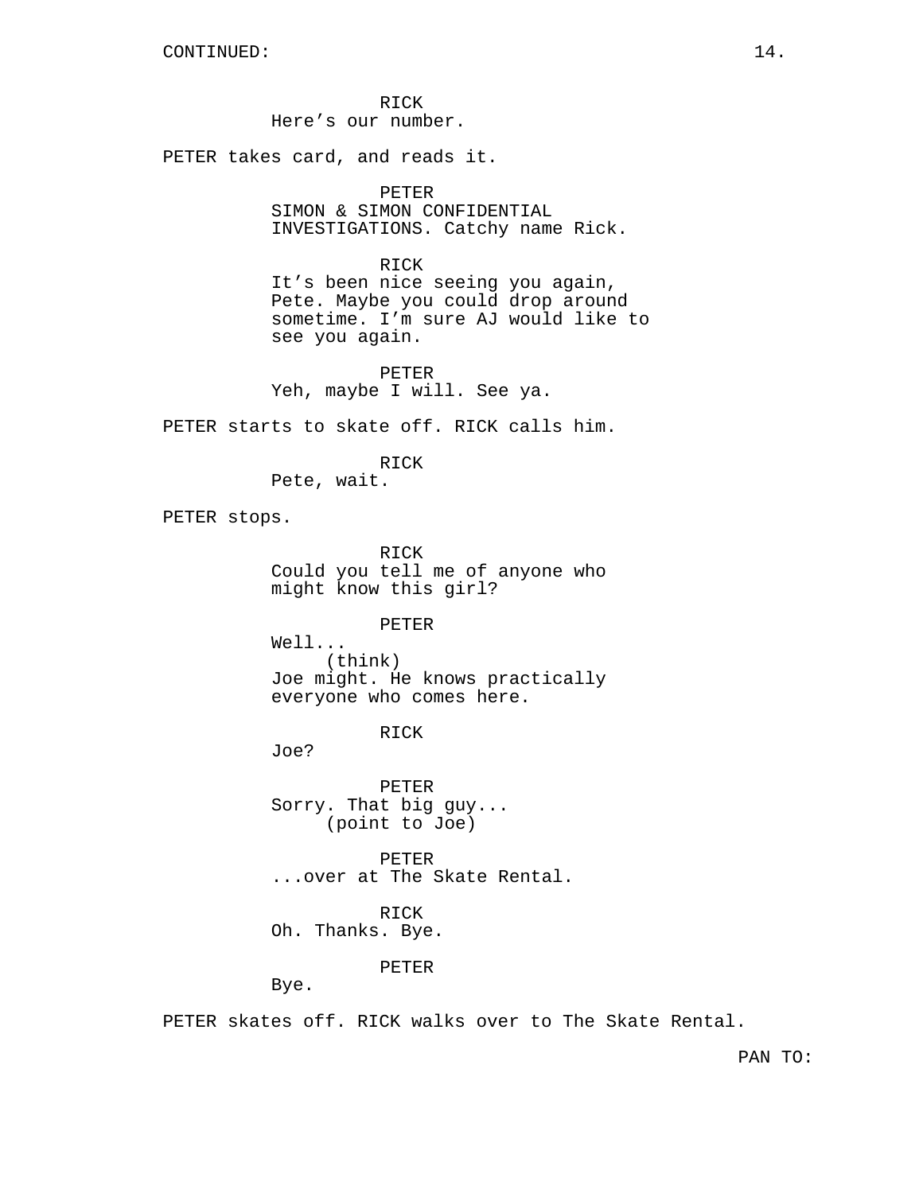CONTINUED:

RICK
Here’s our number.

PETER takes card, and reads it.

PETER
SIMON & SIMON CONFIDENTIAL INVESTIGATIONS. Catchy name Rick.

RICK
It’s been nice seeing you again, Pete. Maybe you could drop around sometime. I’m sure AJ would like to see you again.

PETER
Yeh, maybe I will. See ya.

PETER starts to skate off. RICK calls him.

RICK
Pete, wait.

PETER stops.

RICK
Could you tell me of anyone who might know this girl?

PETER
Well...
(think)
Joe might. He knows practically everyone who comes here.

RICK
Joe?

PETER
Sorry. That big guy...
(point to Joe)

PETER
...over at The Skate Rental.

RICK
Oh. Thanks. Bye.

PETER
Bye.

PETER skates off. RICK walks over to The Skate Rental.

PAN TO: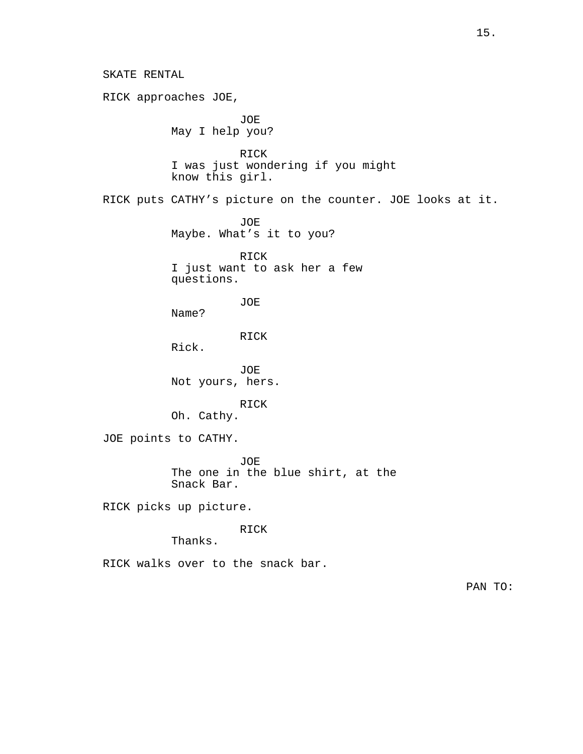SKATE RENTAL

RICK approaches JOE,

JOE
May I help you?

RICK
I was just wondering if you might know this girl.

RICK puts CATHY's picture on the counter. JOE looks at it.

JOE
Maybe. What's it to you?

RICK
I just want to ask her a few questions.

JOE
Name?

RICK
Rick.

JOE
Not yours, hers.

RICK
Oh. Cathy.

JOE points to CATHY.

JOE
The one in the blue shirt, at the Snack Bar.

RICK picks up picture.

RICK
Thanks.

RICK walks over to the snack bar.

PAN TO: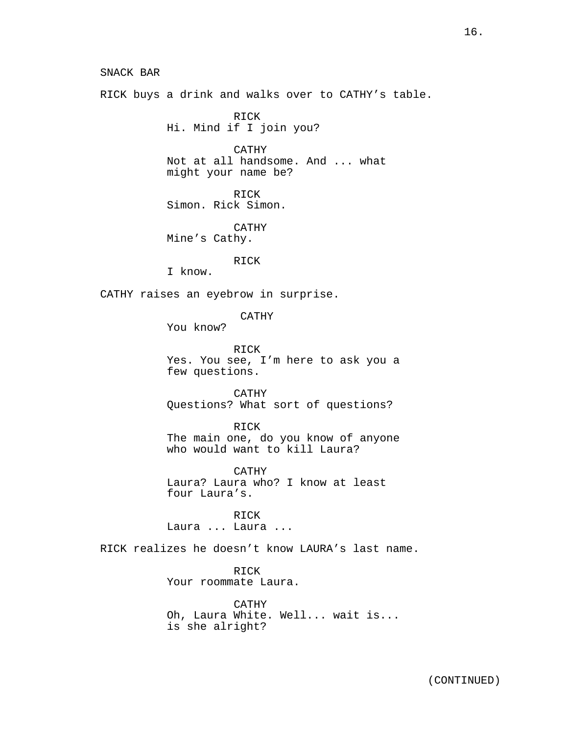SNACK BAR

RICK buys a drink and walks over to CATHY's table.

RICK
Hi. Mind if I join you?

CATHY
Not at all handsome. And ... what might your name be?

RICK
Simon. Rick Simon.

CATHY
Mine's Cathy.

RICK
I know.

CATHY raises an eyebrow in surprise.

CATHY
You know?

RICK
Yes. You see, I'm here to ask you a few questions.

CATHY
Questions? What sort of questions?

RICK
The main one, do you know of anyone who would want to kill Laura?

CATHY
Laura? Laura who? I know at least four Laura's.

RICK
Laura ... Laura ...

RICK realizes he doesn't know LAURA's last name.

RICK
Your roommate Laura.

CATHY
Oh, Laura White. Well... wait is... is she alright?

(CONTINUED)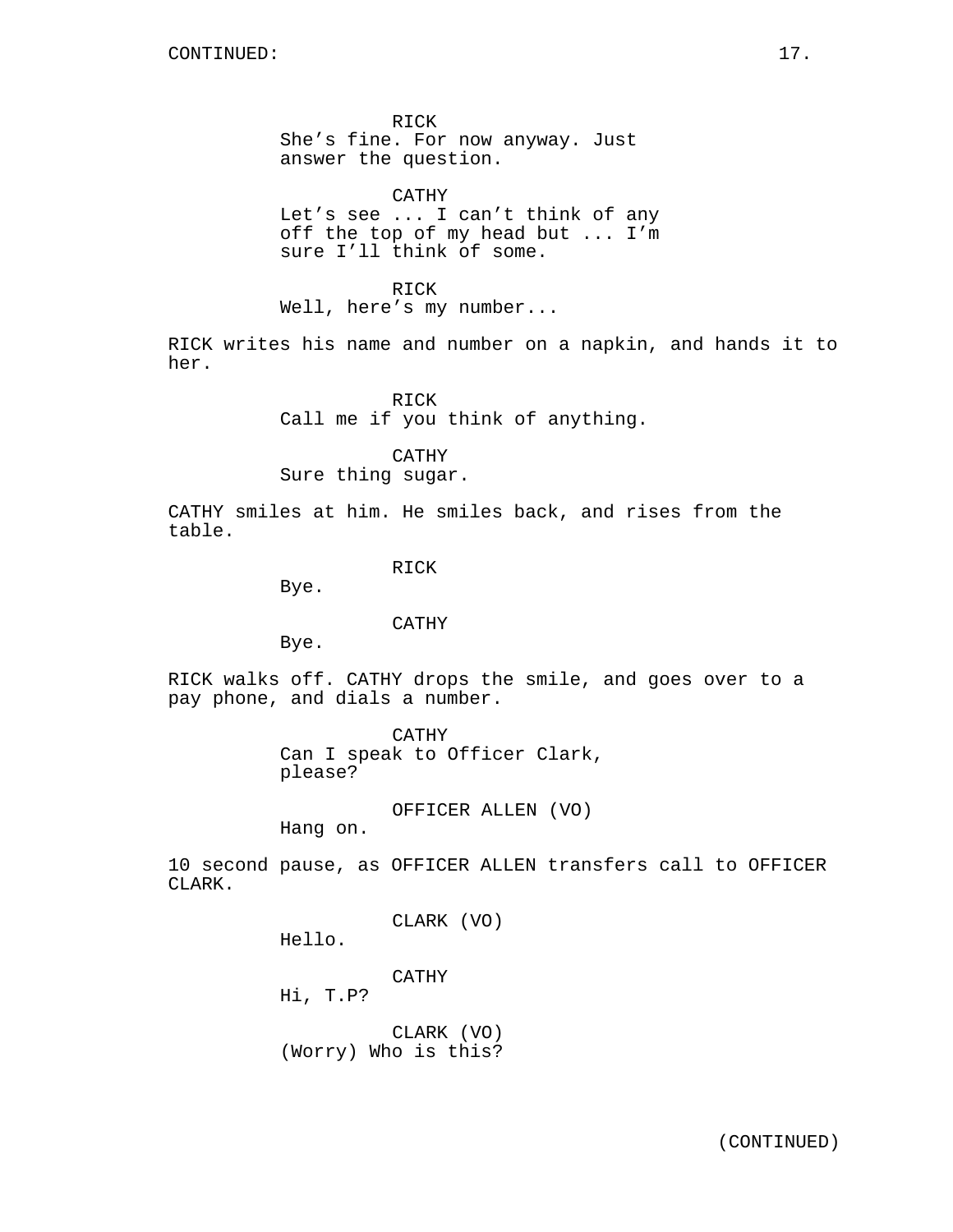RICK
She’s fine. For now anyway. Just answer the question.

CATHY
Let’s see ... I can’t think of any off the top of my head but ... I’m sure I’ll think of some.

RICK
Well, here’s my number...

RICK writes his name and number on a napkin, and hands it to her.

RICK
Call me if you think of anything.

CATHY
Sure thing sugar.

CATHY smiles at him. He smiles back, and rises from the table.

RICK
Bye.

CATHY
Bye.

RICK walks off. CATHY drops the smile, and goes over to a pay phone, and dials a number.

CATHY
Can I speak to Officer Clark, please?

OFFICER ALLEN (VO)
Hang on.

10 second pause, as OFFICER ALLEN transfers call to OFFICER CLARK.

CLARK (VO)
Hello.

CATHY
Hi, T.P?

CLARK (VO)
(Worry) Who is this?

(CONTINUED)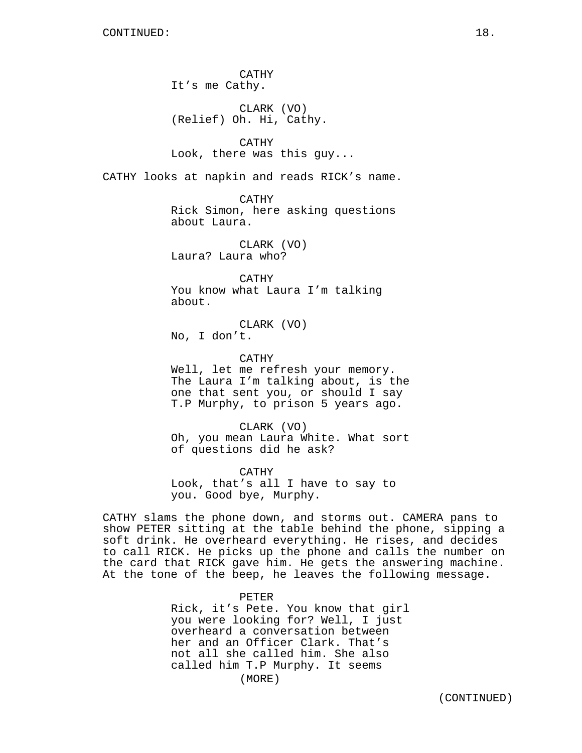CATHY
It's me Cathy.

CLARK (VO)
(Relief) Oh. Hi, Cathy.

CATHY
Look, there was this guy...

CATHY looks at napkin and reads RICK's name.

CATHY
Rick Simon, here asking questions about Laura.

CLARK (VO)
Laura? Laura who?

CATHY
You know what Laura I'm talking about.

CLARK (VO)
No, I don't.

CATHY
Well, let me refresh your memory. The Laura I'm talking about, is the one that sent you, or should I say T.P Murphy, to prison 5 years ago.

CLARK (VO)
Oh, you mean Laura White. What sort of questions did he ask?

CATHY
Look, that's all I have to say to you. Good bye, Murphy.

CATHY slams the phone down, and storms out. CAMERA pans to show PETER sitting at the table behind the phone, sipping a soft drink. He overheard everything. He rises, and decides to call RICK. He picks up the phone and calls the number on the card that RICK gave him. He gets the answering machine. At the tone of the beep, he leaves the following message.

PETER
Rick, it's Pete. You know that girl you were looking for? Well, I just overheard a conversation between her and an Officer Clark. That's not all she called him. She also called him T.P Murphy. It seems
(MORE)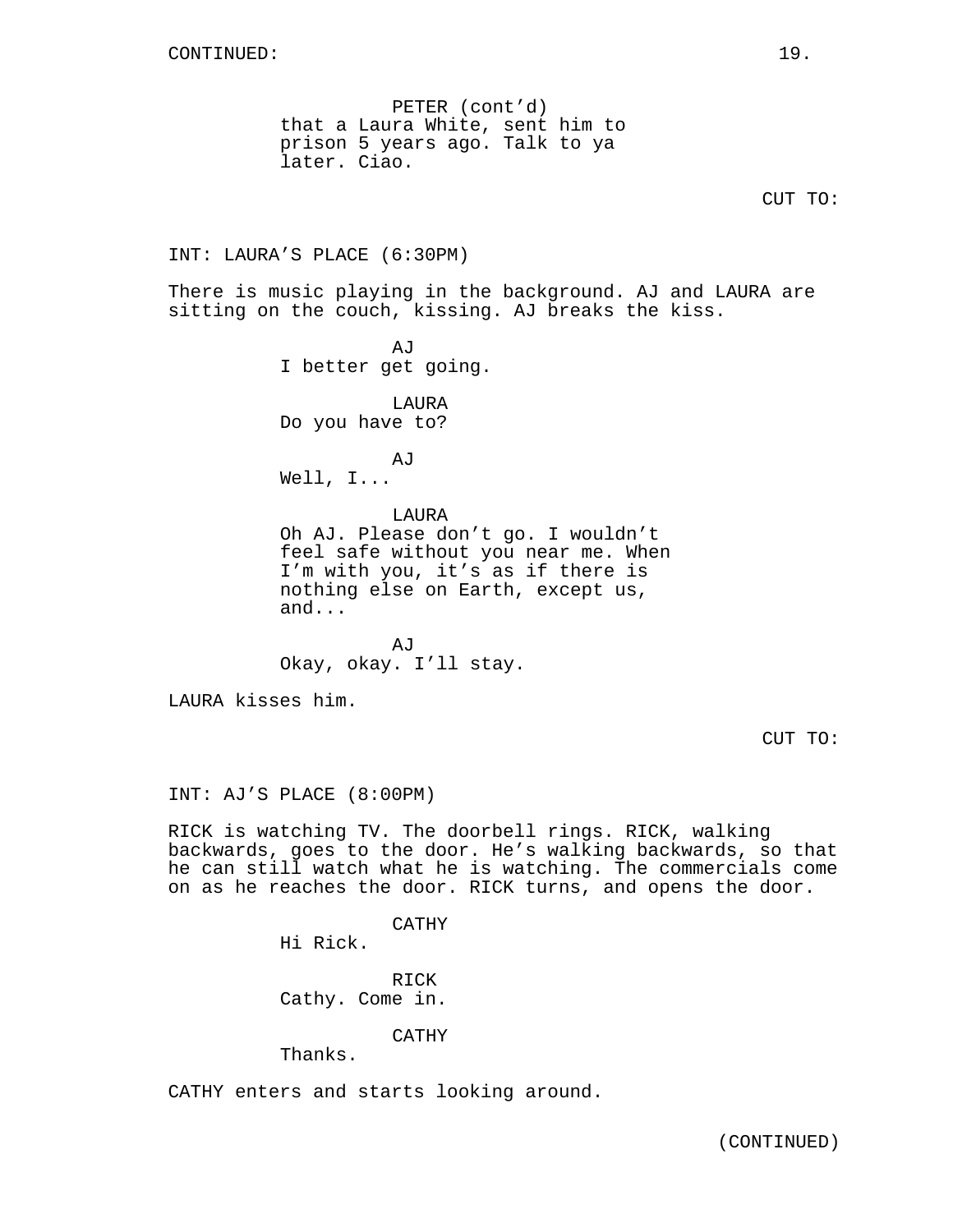PETER (cont'd)
that a Laura White, sent him to prison 5 years ago. Talk to ya later. Ciao.

CUT TO:

INT: LAURA'S PLACE (6:30PM)

There is music playing in the background. AJ and LAURA are sitting on the couch, kissing. AJ breaks the kiss.

AJ
I better get going.

LAURA
Do you have to?

AJ
Well, I...

LAURA
Oh AJ. Please don't go. I wouldn't feel safe without you near me. When I'm with you, it's as if there is nothing else on Earth, except us, and...

AJ
Okay, okay. I'll stay.

LAURA kisses him.

CUT TO:

INT: AJ'S PLACE (8:00PM)

RICK is watching TV. The doorbell rings. RICK, walking backwards, goes to the door. He's walking backwards, so that he can still watch what he is watching. The commercials come on as he reaches the door. RICK turns, and opens the door.

CATHY
Hi Rick.

RICK
Cathy. Come in.

CATHY
Thanks.

CATHY enters and starts looking around.

(CONTINUED)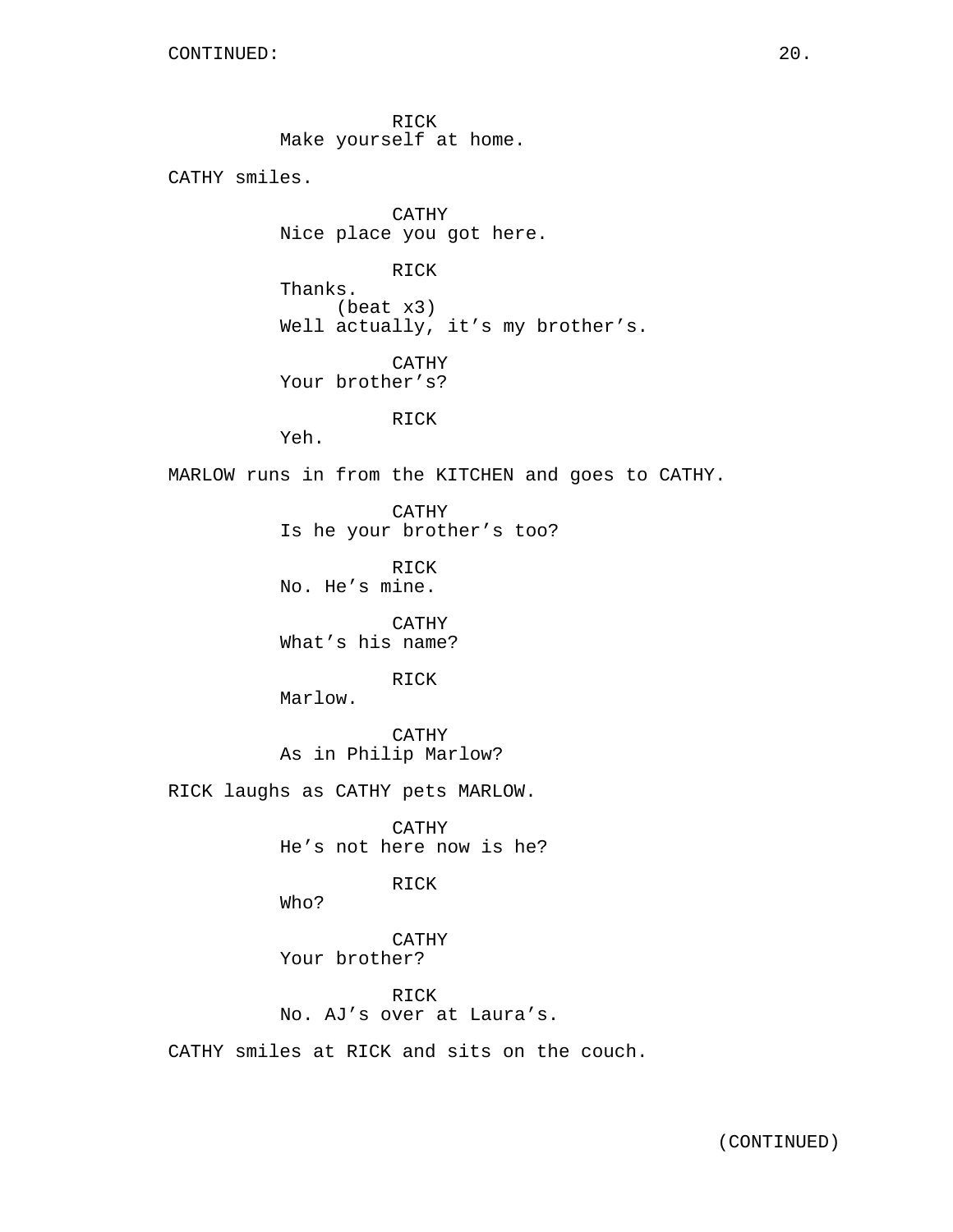CONTINUED:

RICK
Make yourself at home.

CATHY smiles.

CATHY
Nice place you got here.

RICK
Thanks.
(beat x3)
Well actually, it's my brother's.

CATHY
Your brother's?

RICK
Yeh.

MARLOW runs in from the KITCHEN and goes to CATHY.

CATHY
Is he your brother's too?

RICK
No. He's mine.

CATHY
What's his name?

RICK
Marlow.

CATHY
As in Philip Marlow?

RICK laughs as CATHY pets MARLOW.

CATHY
He's not here now is he?

RICK
Who?

CATHY
Your brother?

RICK
No. AJ's over at Laura's.

CATHY smiles at RICK and sits on the couch.

(CONTINUED)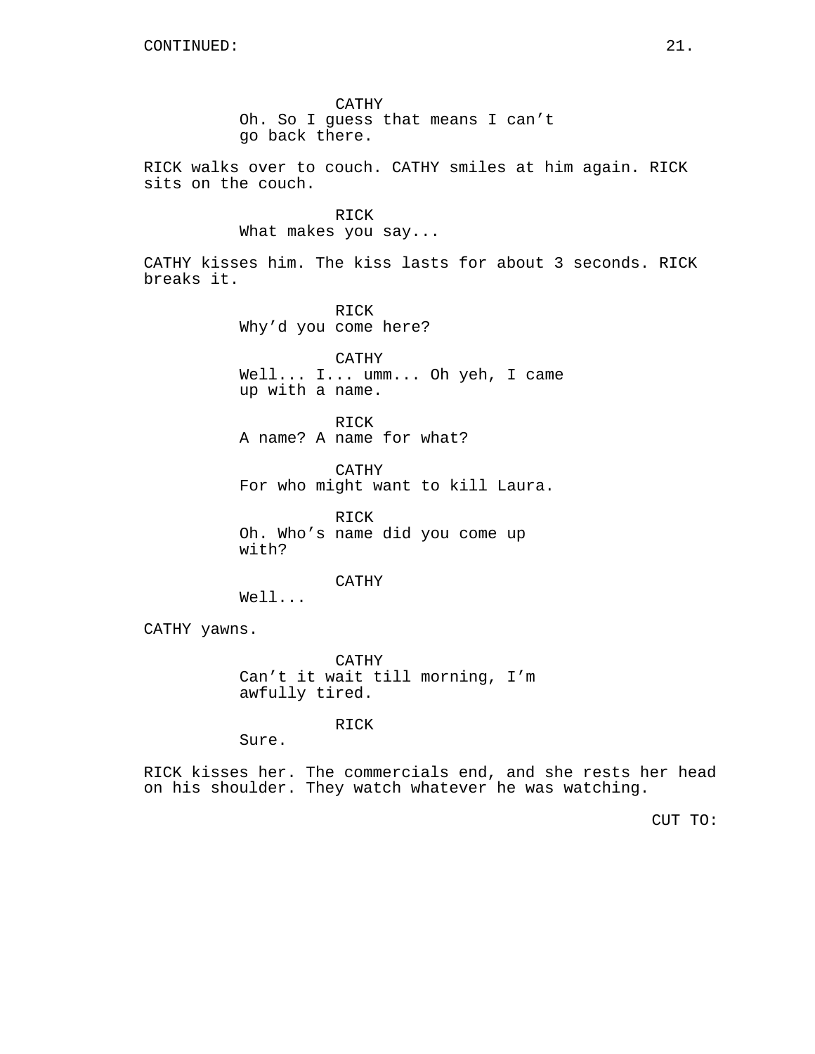CONTINUED:

CATHY
Oh. So I guess that means I can’t go back there.

RICK walks over to couch. CATHY smiles at him again. RICK sits on the couch.

RICK
What makes you say...

CATHY kisses him. The kiss lasts for about 3 seconds. RICK breaks it.

RICK
Why’d you come here?

CATHY
Well... I... umm... Oh yeh, I came up with a name.

RICK
A name? A name for what?

CATHY
For who might want to kill Laura.

RICK
Oh. Who’s name did you come up with?

CATHY
Well...

CATHY yawns.

CATHY
Can’t it wait till morning, I’m awfully tired.

RICK
Sure.

RICK kisses her. The commercials end, and she rests her head on his shoulder. They watch whatever he was watching.

CUT TO: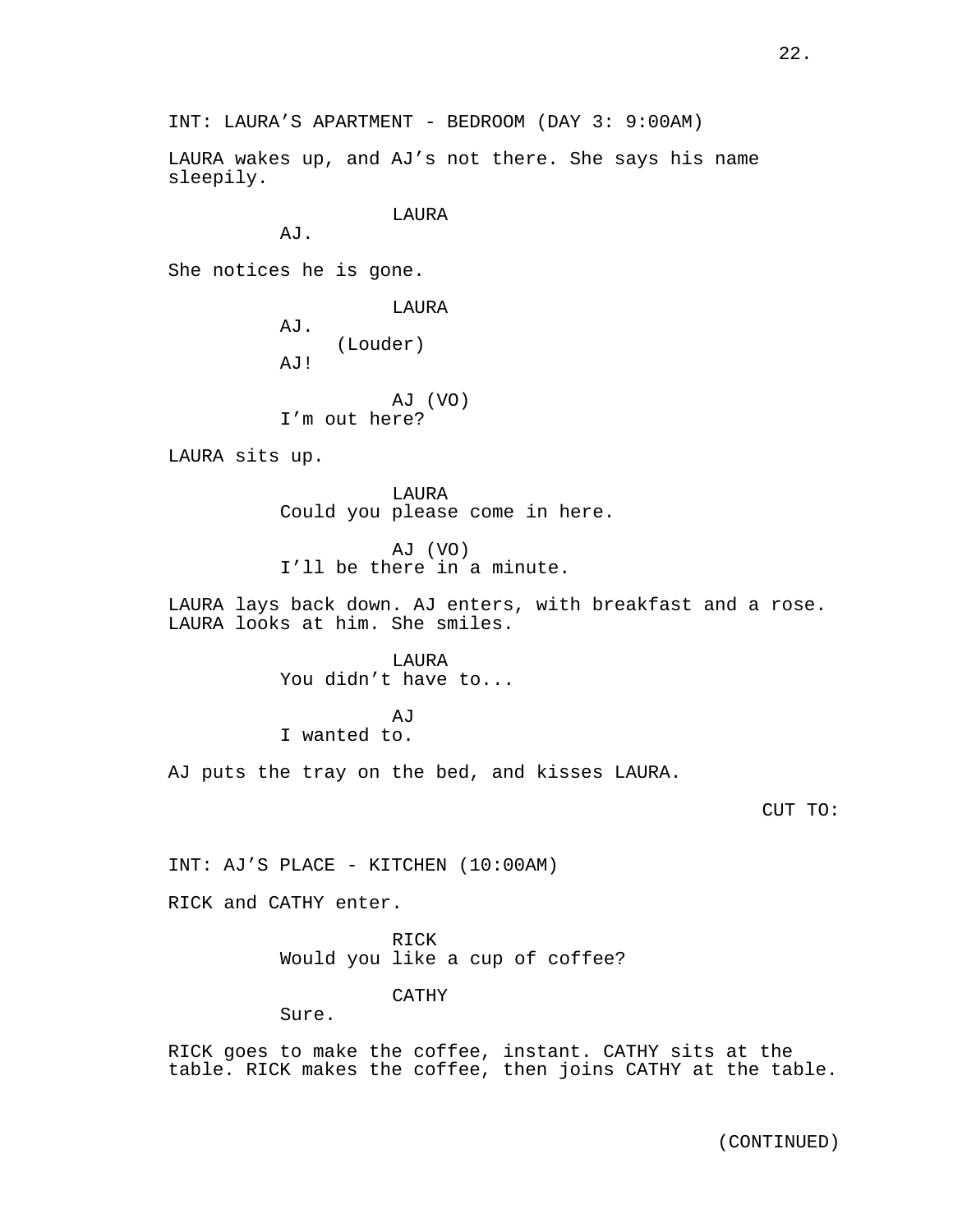INT: LAURA'S APARTMENT - BEDROOM (DAY 3: 9:00AM)

LAURA wakes up, and AJ's not there. She says his name sleepily.

LAURA
AJ.

She notices he is gone.

LAURA
AJ.
(Louder)
AJ!

AJ (VO)
I'm out here?

LAURA sits up.

LAURA
Could you please come in here.

AJ (VO)
I'll be there in a minute.

LAURA lays back down. AJ enters, with breakfast and a rose. LAURA looks at him. She smiles.

LAURA
You didn't have to...

AJ
I wanted to.

AJ puts the tray on the bed, and kisses LAURA.

CUT TO:

INT: AJ'S PLACE - KITCHEN (10:00AM)

RICK and CATHY enter.

RICK
Would you like a cup of coffee?

CATHY
Sure.

RICK goes to make the coffee, instant. CATHY sits at the table. RICK makes the coffee, then joins CATHY at the table.

(CONTINUED)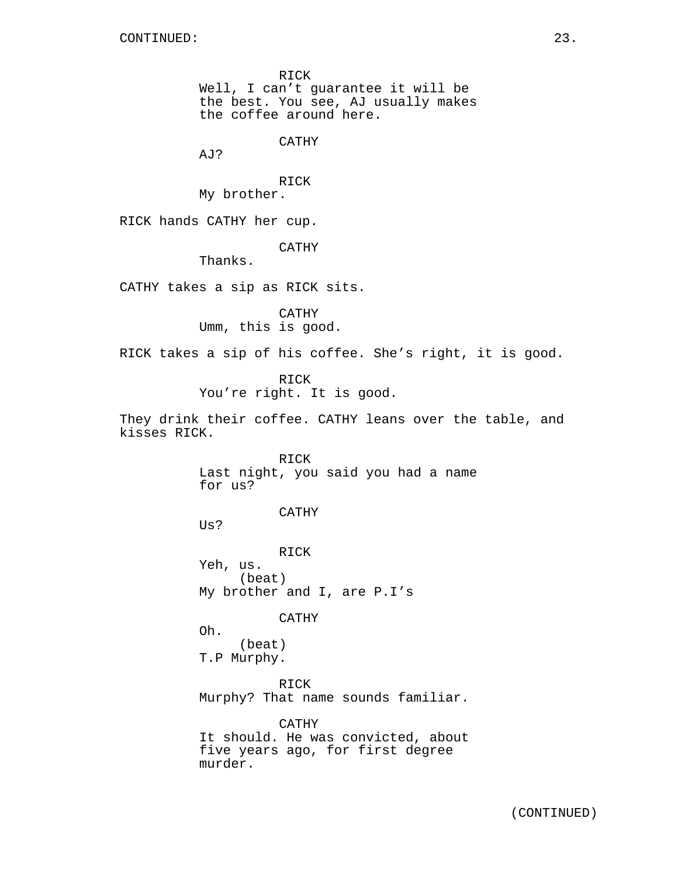CONTINUED:

RICK
Well, I can't guarantee it will be the best. You see, AJ usually makes the coffee around here.

CATHY
AJ?

RICK
My brother.

RICK hands CATHY her cup.

CATHY
Thanks.

CATHY takes a sip as RICK sits.

CATHY
Umm, this is good.

RICK takes a sip of his coffee. She's right, it is good.

RICK
You're right. It is good.

They drink their coffee. CATHY leans over the table, and kisses RICK.

RICK
Last night, you said you had a name for us?

CATHY
Us?

RICK
Yeh, us.
(beat)
My brother and I, are P.I's

CATHY
Oh.
(beat)
T.P Murphy.

RICK
Murphy? That name sounds familiar.

CATHY
It should. He was convicted, about five years ago, for first degree murder.

(CONTINUED)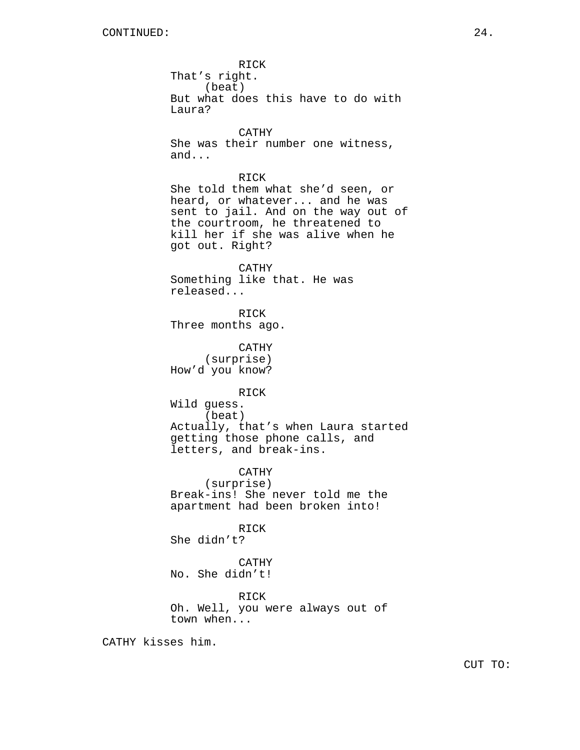CONTINUED:

RICK
That's right.
(beat)
But what does this have to do with Laura?

CATHY
She was their number one witness, and...

RICK
She told them what she'd seen, or heard, or whatever... and he was sent to jail. And on the way out of the courtroom, he threatened to kill her if she was alive when he got out. Right?

CATHY
Something like that. He was released...

RICK
Three months ago.

CATHY
(surprise)
How'd you know?

RICK
Wild guess.
(beat)
Actually, that's when Laura started getting those phone calls, and letters, and break-ins.

CATHY
(surprise)
Break-ins! She never told me the apartment had been broken into!

RICK
She didn't?

CATHY
No. She didn't!

RICK
Oh. Well, you were always out of town when...

CATHY kisses him.

CUT TO: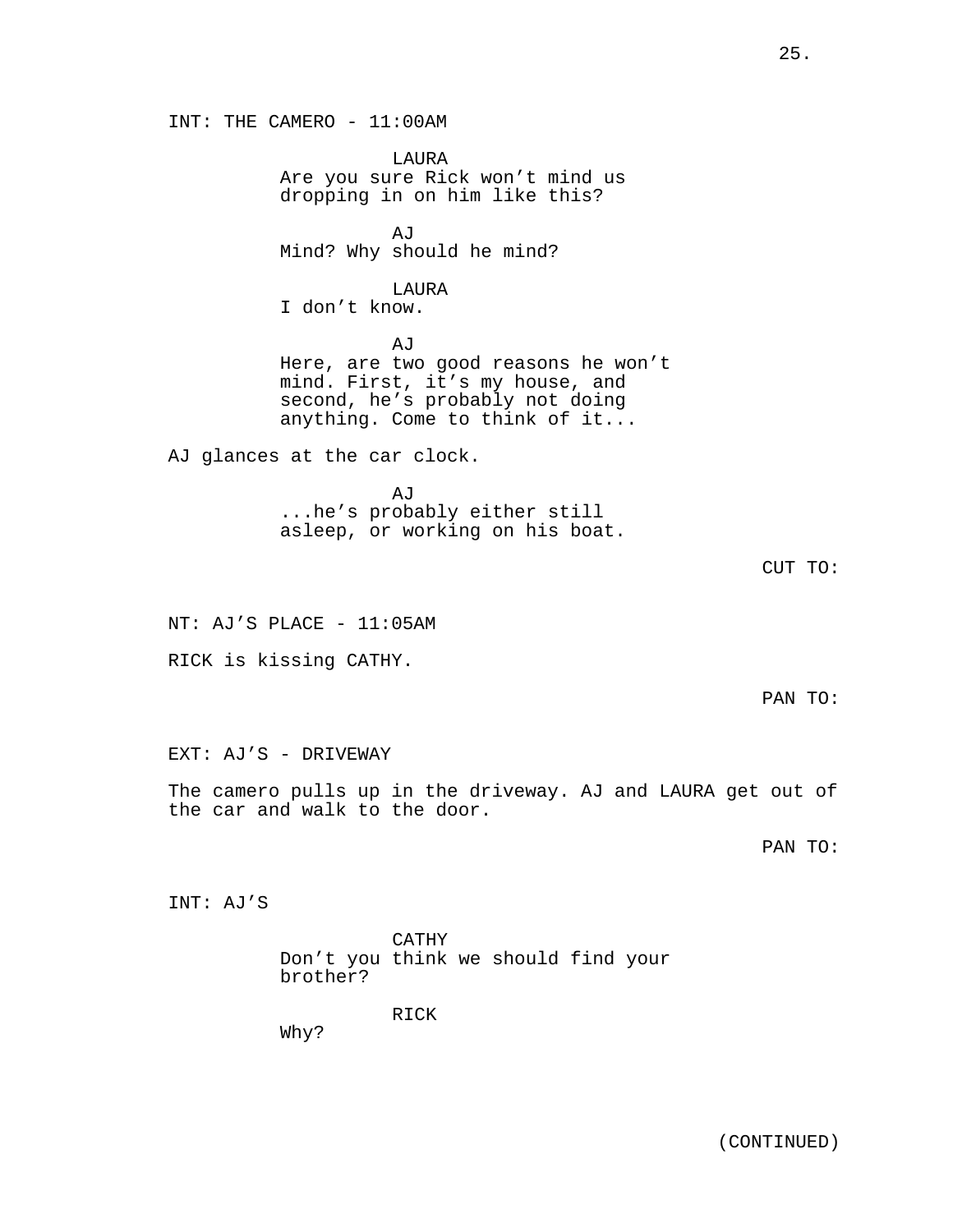INT: THE CAMERO - 11:00AM

LAURA
Are you sure Rick won't mind us dropping in on him like this?

AJ
Mind? Why should he mind?

LAURA
I don't know.

AJ
Here, are two good reasons he won't mind. First, it's my house, and second, he's probably not doing anything. Come to think of it...

AJ glances at the car clock.

AJ
...he's probably either still asleep, or working on his boat.

CUT TO:

NT: AJ'S PLACE - 11:05AM

RICK is kissing CATHY.

PAN TO:

EXT: AJ'S - DRIVEWAY

The camero pulls up in the driveway. AJ and LAURA get out of the car and walk to the door.

PAN TO:

INT: AJ'S

CATHY
Don't you think we should find your brother?

RICK
Why?

(CONTINUED)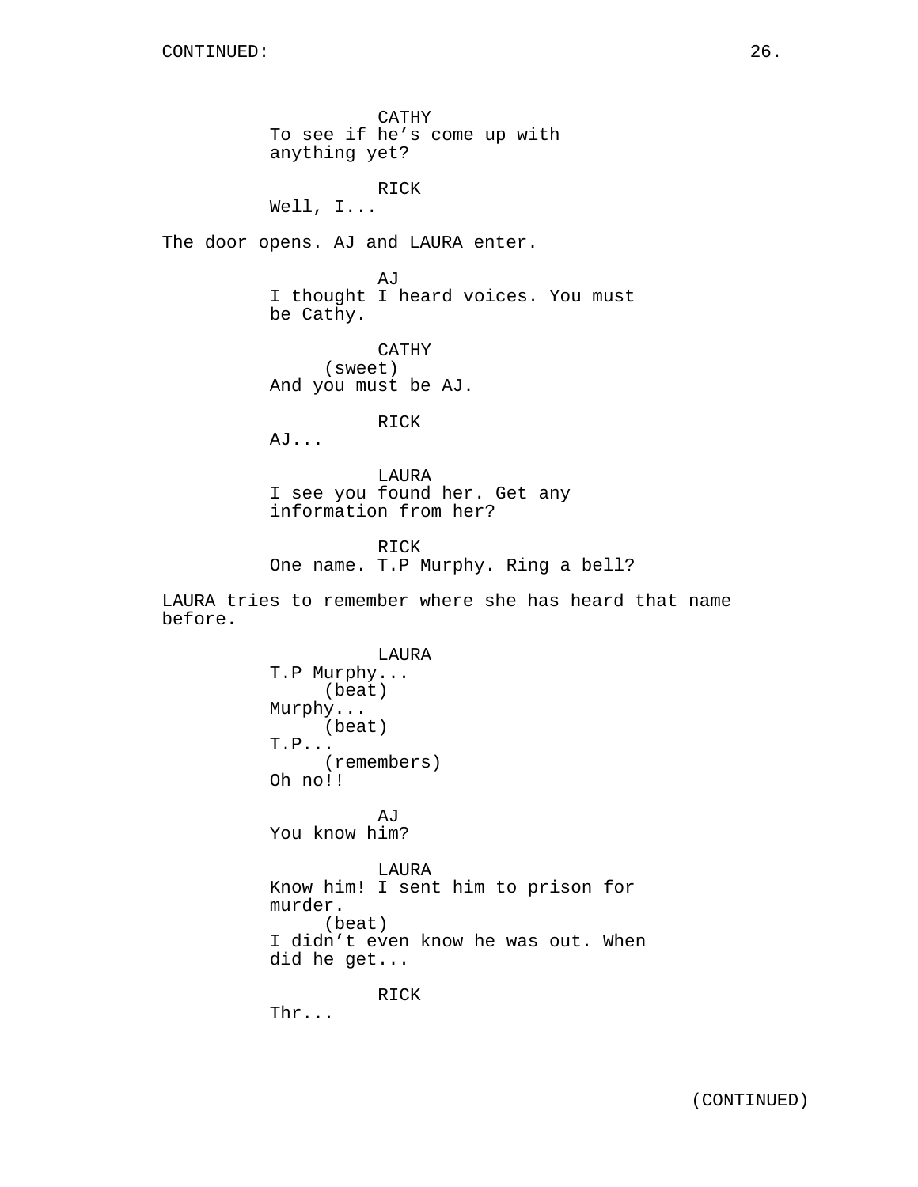CATHY
To see if he's come up with anything yet?

RICK
Well, I...

The door opens. AJ and LAURA enter.

AJ
I thought I heard voices. You must be Cathy.

CATHY
(sweet)
And you must be AJ.

RICK
AJ...

LAURA
I see you found her. Get any information from her?

RICK
One name. T.P Murphy. Ring a bell?

LAURA tries to remember where she has heard that name before.

LAURA
T.P Murphy...
(beat)
Murphy...
(beat)
T.P...
(remembers)
Oh no!!

AJ
You know him?

LAURA
Know him! I sent him to prison for murder.
(beat)
I didn't even know he was out. When did he get...

RICK
Thr...

(CONTINUED)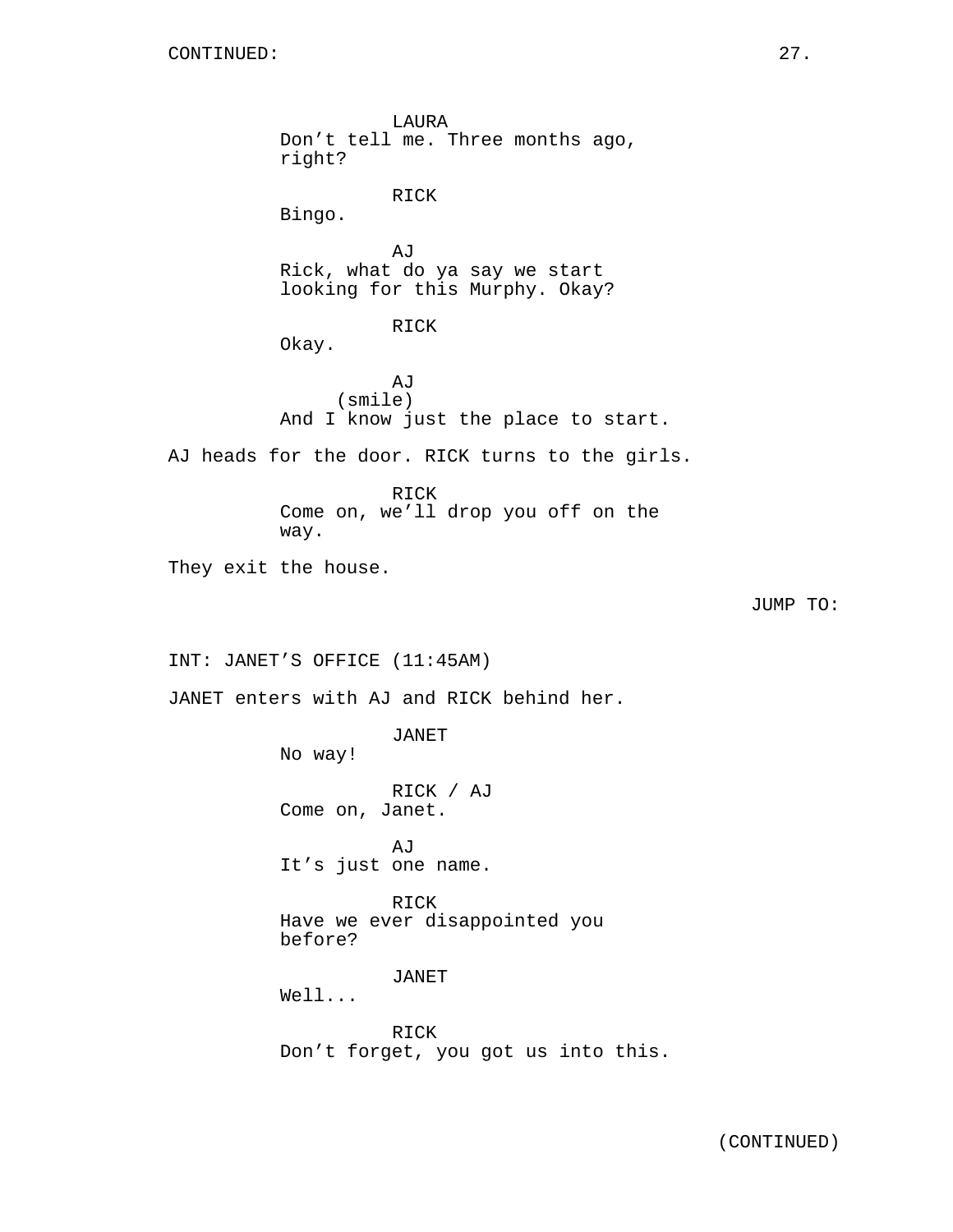CONTINUED:

LAURA
Don't tell me. Three months ago, right?

RICK
Bingo.

AJ
Rick, what do ya say we start looking for this Murphy. Okay?

RICK
Okay.

AJ
(smile)
And I know just the place to start.

AJ heads for the door. RICK turns to the girls.

RICK
Come on, we'll drop you off on the way.

They exit the house.

JUMP TO:

INT: JANET'S OFFICE (11:45AM)

JANET enters with AJ and RICK behind her.

JANET
No way!

RICK / AJ
Come on, Janet.

AJ
It's just one name.

RICK
Have we ever disappointed you before?

JANET
Well...

RICK
Don't forget, you got us into this.

(CONTINUED)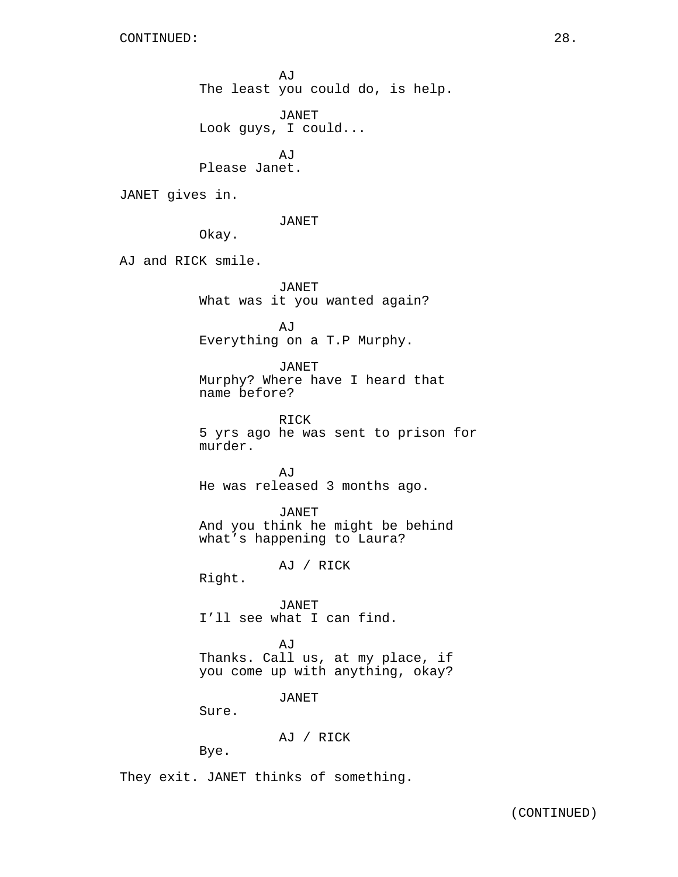CONTINUED:

AJ
The least you could do, is help.

JANET
Look guys, I could...

AJ
Please Janet.

JANET gives in.

JANET
Okay.

AJ and RICK smile.

JANET
What was it you wanted again?

AJ
Everything on a T.P Murphy.

JANET
Murphy? Where have I heard that name before?

RICK
5 yrs ago he was sent to prison for murder.

AJ
He was released 3 months ago.

JANET
And you think he might be behind what's happening to Laura?

AJ / RICK
Right.

JANET
I'll see what I can find.

AJ
Thanks. Call us, at my place, if you come up with anything, okay?

JANET
Sure.

AJ / RICK
Bye.

They exit. JANET thinks of something.

(CONTINUED)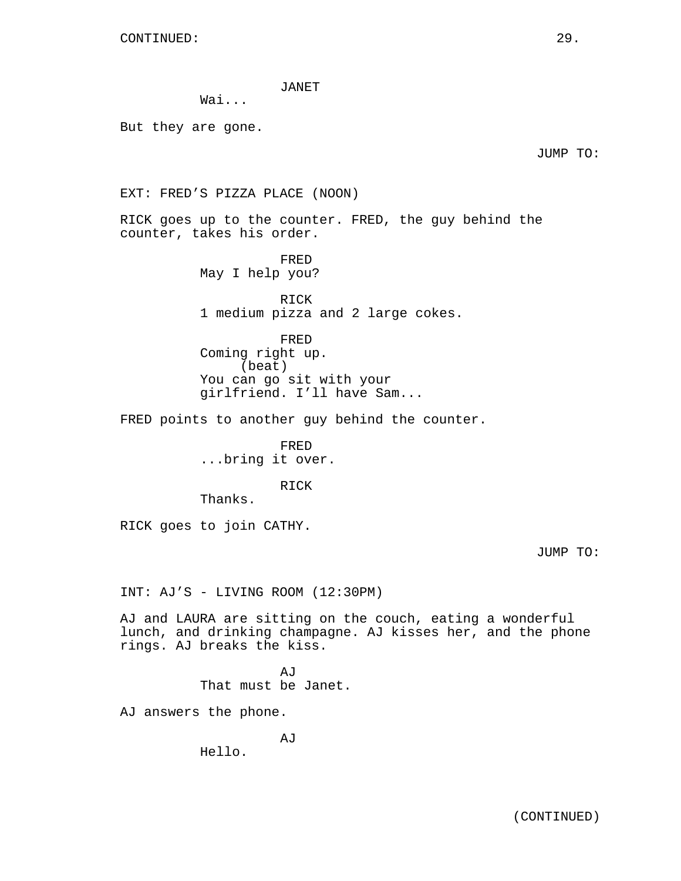JANET
Wai...

But they are gone.

JUMP TO:

EXT: FRED'S PIZZA PLACE (NOON)

RICK goes up to the counter. FRED, the guy behind the counter, takes his order.

FRED
May I help you?

RICK
1 medium pizza and 2 large cokes.

FRED
Coming right up.
(beat)
You can go sit with your girlfriend. I'll have Sam...

FRED points to another guy behind the counter.

FRED
...bring it over.

RICK
Thanks.

RICK goes to join CATHY.

JUMP TO:

INT: AJ'S - LIVING ROOM (12:30PM)

AJ and LAURA are sitting on the couch, eating a wonderful lunch, and drinking champagne. AJ kisses her, and the phone rings. AJ breaks the kiss.

AJ
That must be Janet.

AJ answers the phone.

AJ
Hello.

(CONTINUED)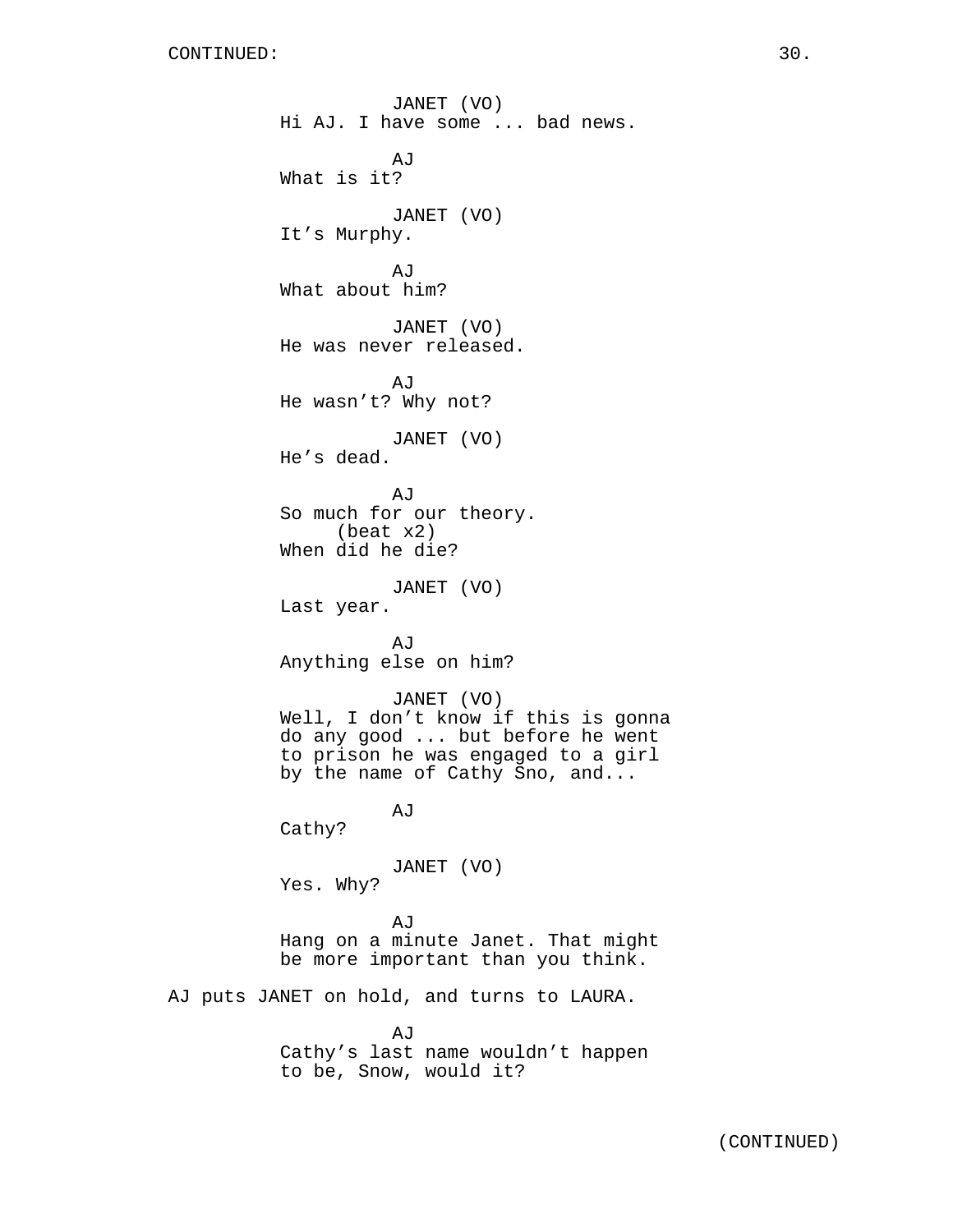JANET (VO)
Hi AJ. I have some ... bad news.

AJ
What is it?

JANET (VO)
It's Murphy.

AJ
What about him?

JANET (VO)
He was never released.

AJ
He wasn't? Why not?

JANET (VO)
He's dead.

AJ
So much for our theory.
(beat x2)
When did he die?

JANET (VO)
Last year.

AJ
Anything else on him?

JANET (VO)
Well, I don't know if this is gonna do any good ... but before he went to prison he was engaged to a girl by the name of Cathy Sno, and...

AJ
Cathy?

JANET (VO)
Yes. Why?

AJ
Hang on a minute Janet. That might be more important than you think.

AJ puts JANET on hold, and turns to LAURA.

AJ
Cathy's last name wouldn't happen to be, Snow, would it?

(CONTINUED)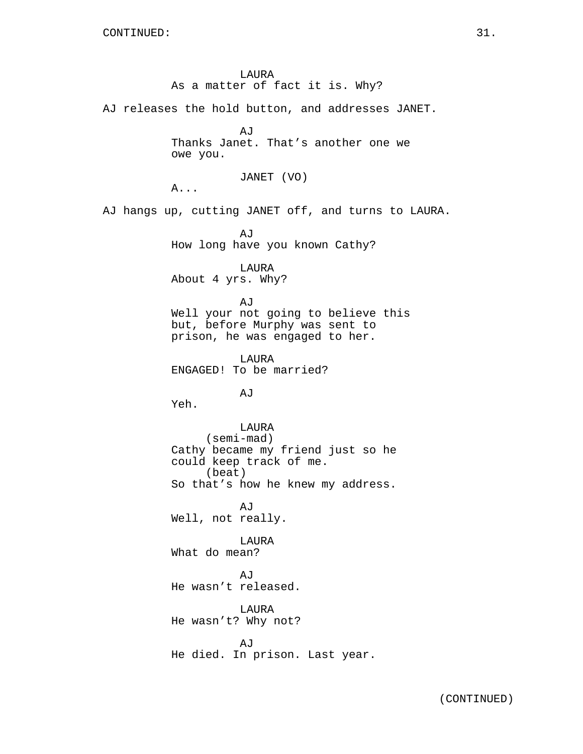LAURA
As a matter of fact it is. Why?

AJ releases the hold button, and addresses JANET.

AJ
Thanks Janet. That’s another one we owe you.

JANET (VO)
A...

AJ hangs up, cutting JANET off, and turns to LAURA.

AJ
How long have you known Cathy?

LAURA
About 4 yrs. Why?

AJ
Well your not going to believe this but, before Murphy was sent to prison, he was engaged to her.

LAURA
ENGAGED! To be married?

AJ
Yeh.

LAURA
(semi-mad)
Cathy became my friend just so he could keep track of me.
(beat)
So that’s how he knew my address.

AJ
Well, not really.

LAURA
What do mean?

AJ
He wasn’t released.

LAURA
He wasn’t? Why not?

AJ
He died. In prison. Last year.

(CONTINUED)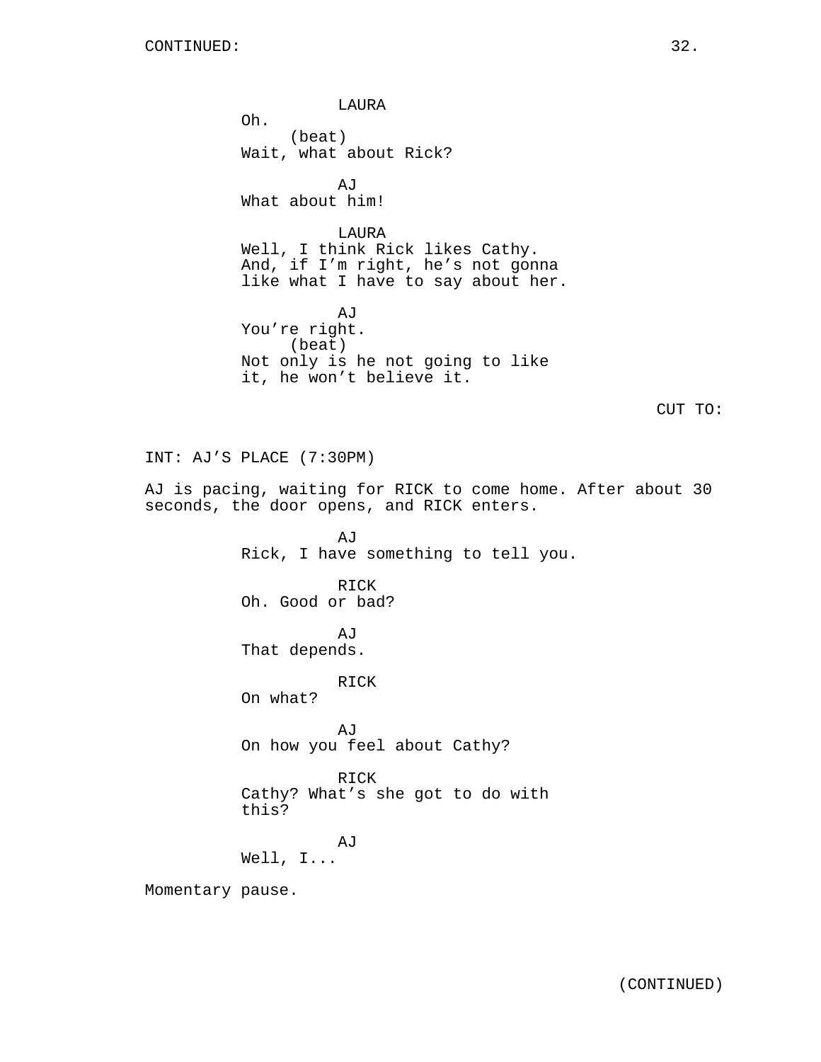CONTINUED:

LAURA
Oh.
(beat)
Wait, what about Rick?

AJ
What about him!

LAURA
Well, I think Rick likes Cathy.
And, if I'm right, he's not gonna
like what I have to say about her.

AJ
You're right.
(beat)
Not only is he not going to like
it, he won't believe it.

CUT TO:

INT: AJ'S PLACE (7:30PM)

AJ is pacing, waiting for RICK to come home. After about 30 seconds, the door opens, and RICK enters.

AJ
Rick, I have something to tell you.

RICK
Oh. Good or bad?

AJ
That depends.

RICK
On what?

AJ
On how you feel about Cathy?

RICK
Cathy? What's she got to do with
this?

AJ
Well, I...

Momentary pause.

(CONTINUED)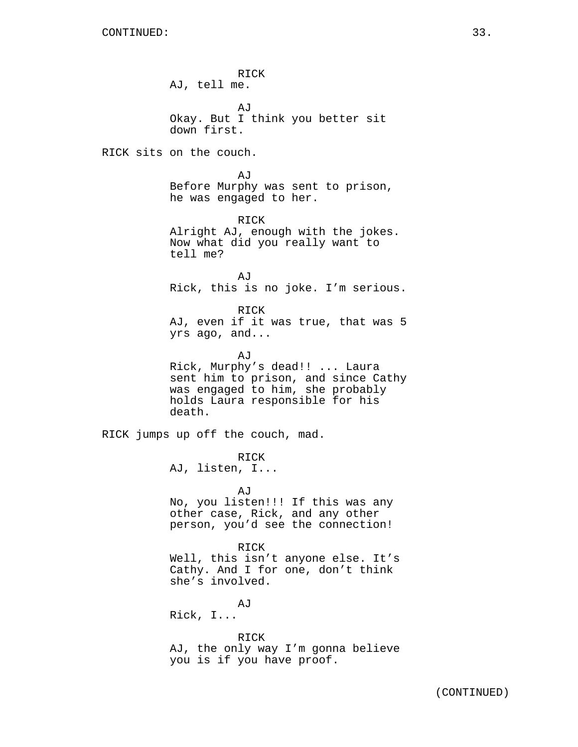RICK
AJ, tell me.

AJ
Okay. But I think you better sit down first.

RICK sits on the couch.

AJ
Before Murphy was sent to prison, he was engaged to her.

RICK
Alright AJ, enough with the jokes. Now what did you really want to tell me?

AJ
Rick, this is no joke. I’m serious.

RICK
AJ, even if it was true, that was 5 yrs ago, and...

AJ
Rick, Murphy’s dead!! ... Laura sent him to prison, and since Cathy was engaged to him, she probably holds Laura responsible for his death.

RICK jumps up off the couch, mad.

RICK
AJ, listen, I...

AJ
No, you listen!!! If this was any other case, Rick, and any other person, you’d see the connection!

RICK
Well, this isn’t anyone else. It’s Cathy. And I for one, don’t think she’s involved.

AJ
Rick, I...

RICK
AJ, the only way I’m gonna believe you is if you have proof.

(CONTINUED)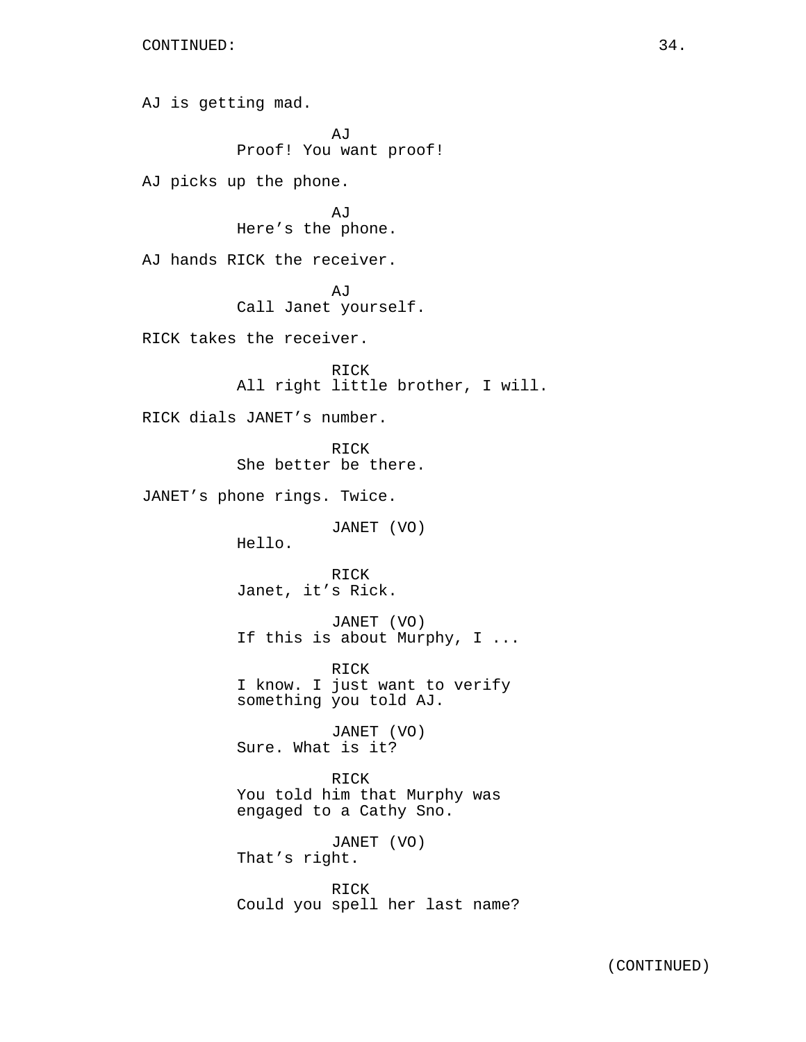CONTINUED:

AJ is getting mad.

AJ
Proof! You want proof!

AJ picks up the phone.

AJ
Here's the phone.

AJ hands RICK the receiver.

AJ
Call Janet yourself.

RICK takes the receiver.

RICK
All right little brother, I will.

RICK dials JANET's number.

RICK
She better be there.

JANET's phone rings. Twice.

JANET (VO)
Hello.

RICK
Janet, it's Rick.

JANET (VO)
If this is about Murphy, I ...

RICK
I know. I just want to verify something you told AJ.

JANET (VO)
Sure. What is it?

RICK
You told him that Murphy was engaged to a Cathy Sno.

JANET (VO)
That's right.

RICK
Could you spell her last name?

(CONTINUED)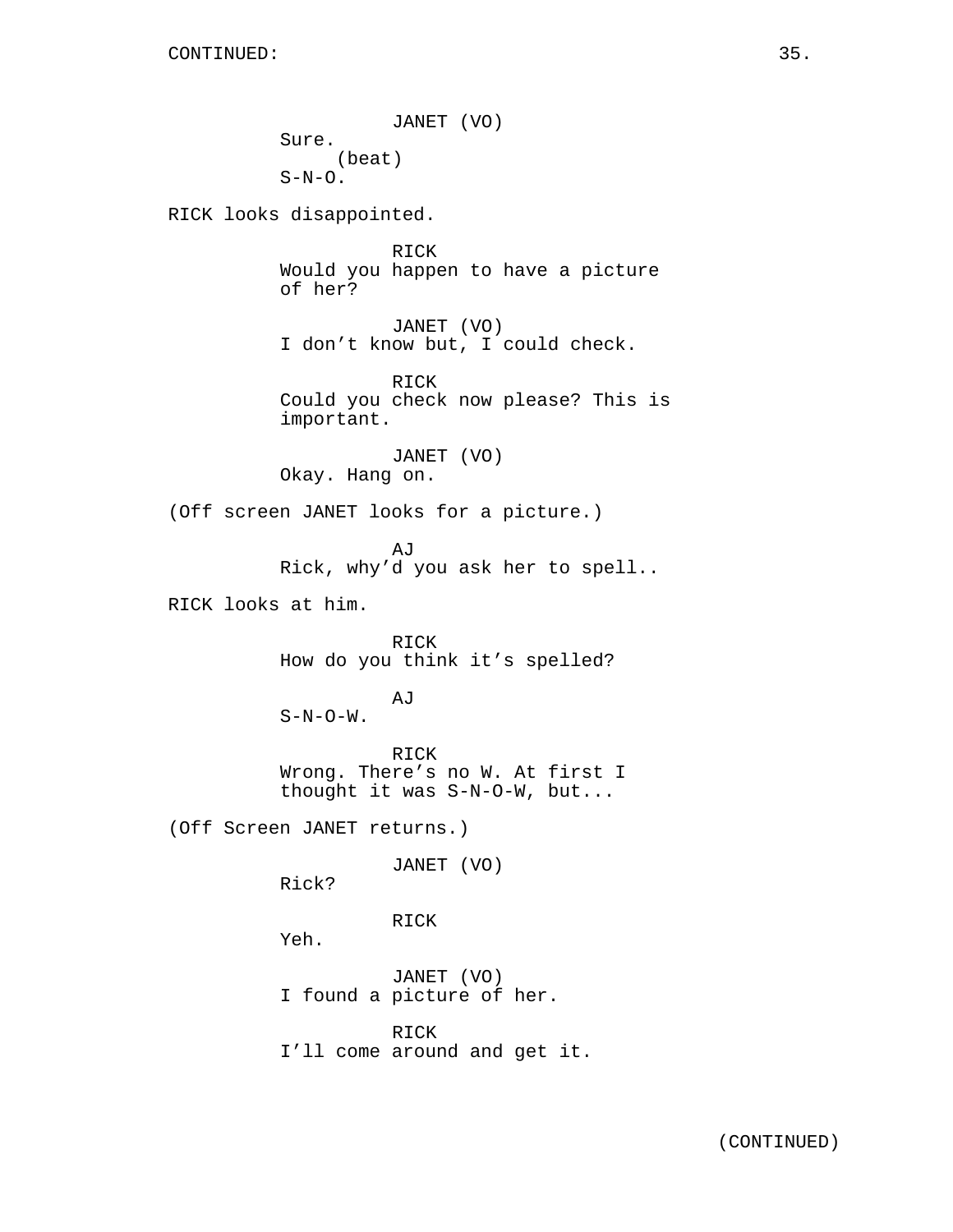CONTINUED:

JANET (VO)
Sure.
(beat)
S-N-O.

RICK looks disappointed.

RICK
Would you happen to have a picture of her?

JANET (VO)
I don't know but, I could check.

RICK
Could you check now please? This is important.

JANET (VO)
Okay. Hang on.

(Off screen JANET looks for a picture.)

AJ
Rick, why'd you ask her to spell..

RICK looks at him.

RICK
How do you think it's spelled?

AJ
S-N-O-W.

RICK
Wrong. There's no W. At first I thought it was S-N-O-W, but...

(Off Screen JANET returns.)

JANET (VO)
Rick?

RICK
Yeh.

JANET (VO)
I found a picture of her.

RICK
I'll come around and get it.

(CONTINUED)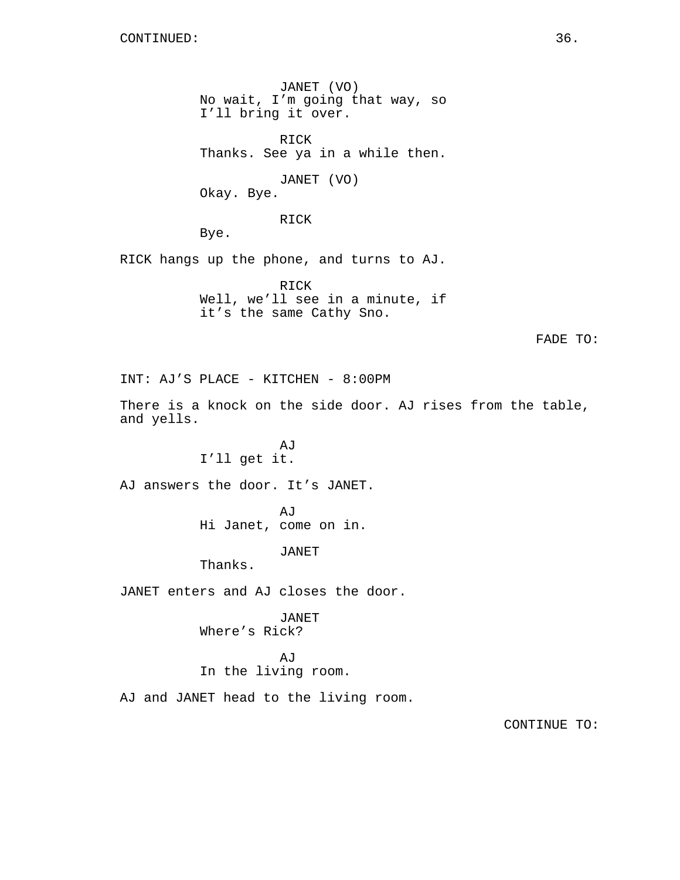JANET (VO)
No wait, I'm going that way, so I'll bring it over.

RICK
Thanks. See ya in a while then.

JANET (VO)
Okay. Bye.

RICK
Bye.

RICK hangs up the phone, and turns to AJ.

RICK
Well, we'll see in a minute, if it's the same Cathy Sno.

FADE TO:

INT: AJ'S PLACE - KITCHEN - 8:00PM

There is a knock on the side door. AJ rises from the table, and yells.

AJ
I'll get it.

AJ answers the door. It's JANET.

AJ
Hi Janet, come on in.

JANET
Thanks.

JANET enters and AJ closes the door.

JANET
Where's Rick?

AJ
In the living room.

AJ and JANET head to the living room.

CONTINUE TO: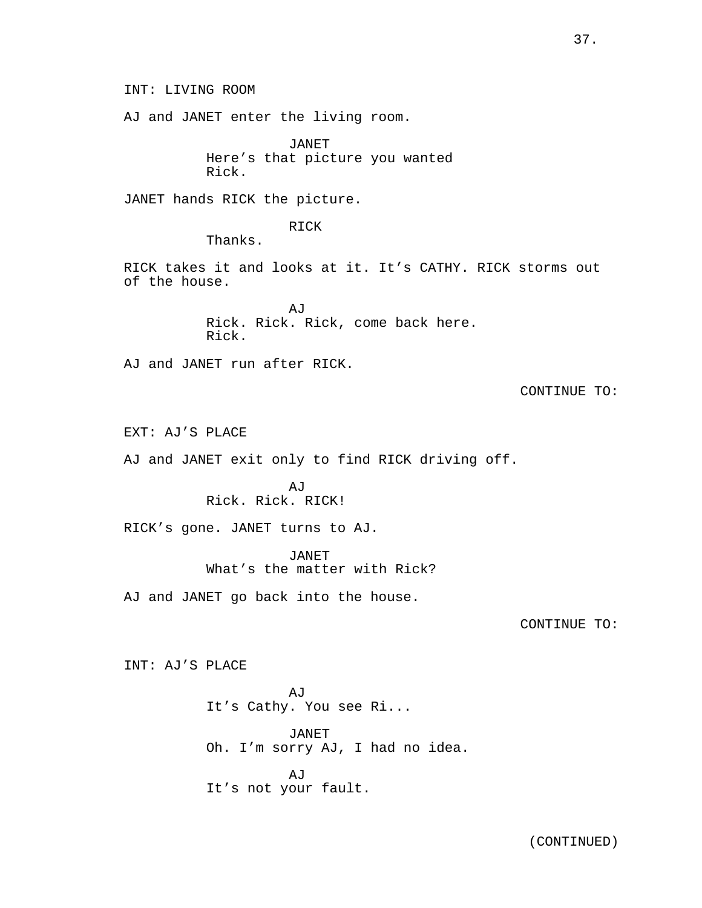INT: LIVING ROOM

AJ and JANET enter the living room.

JANET
Here's that picture you wanted Rick.

JANET hands RICK the picture.

RICK
Thanks.

RICK takes it and looks at it. It's CATHY. RICK storms out of the house.

AJ
Rick. Rick. Rick, come back here. Rick.

AJ and JANET run after RICK.

CONTINUE TO:

EXT: AJ'S PLACE

AJ and JANET exit only to find RICK driving off.

AJ
Rick. Rick. RICK!

RICK's gone. JANET turns to AJ.

JANET
What's the matter with Rick?

AJ and JANET go back into the house.

CONTINUE TO:

INT: AJ'S PLACE

AJ
It's Cathy. You see Ri...

JANET
Oh. I'm sorry AJ, I had no idea.

AJ
It's not your fault.

(CONTINUED)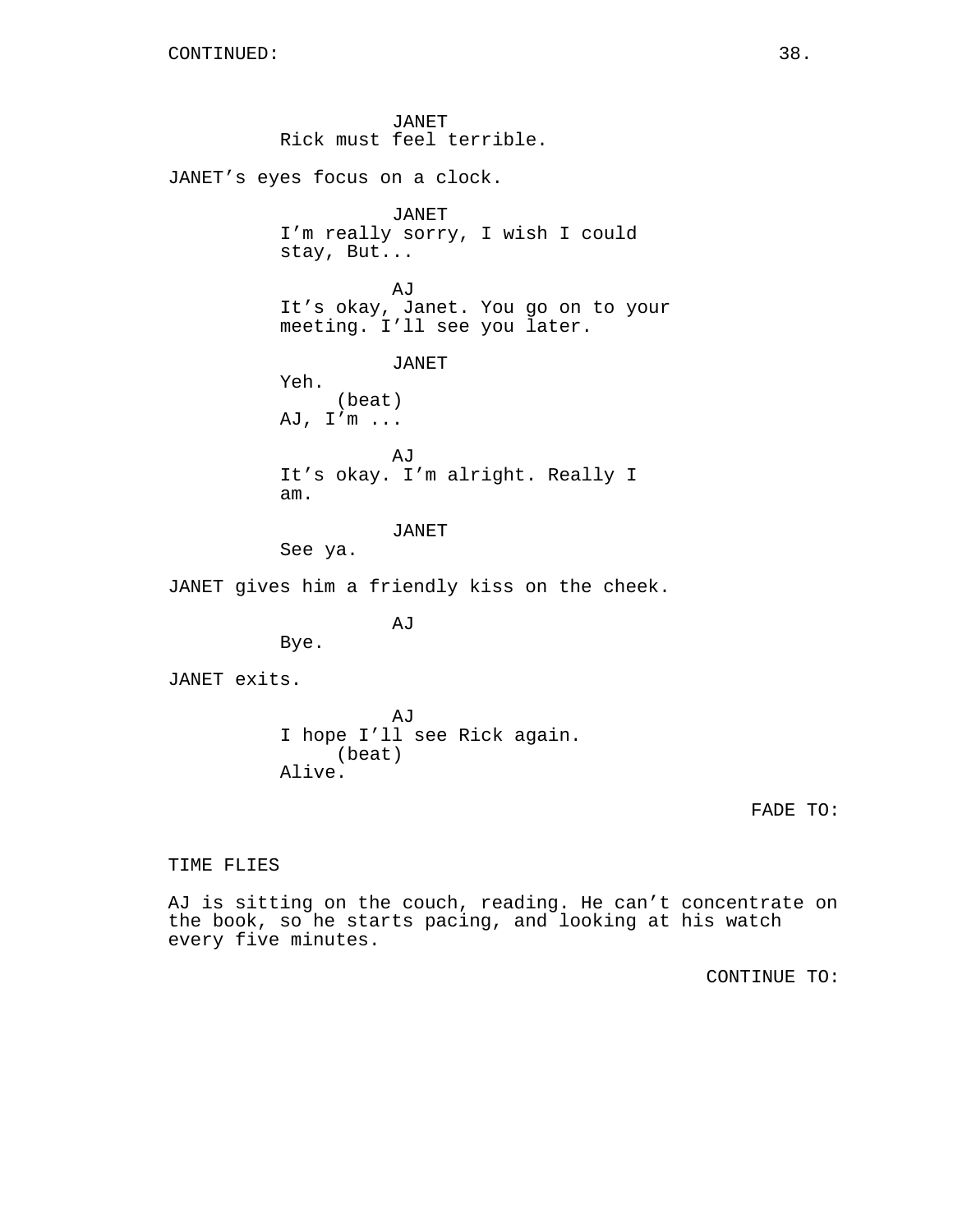JANET
Rick must feel terrible.

JANET's eyes focus on a clock.

JANET
I'm really sorry, I wish I could stay, But...

AJ
It's okay, Janet. You go on to your meeting. I'll see you later.

JANET
Yeh.
(beat)
AJ, I'm ...

AJ
It's okay. I'm alright. Really I am.

JANET
See ya.

JANET gives him a friendly kiss on the cheek.

AJ
Bye.

JANET exits.

AJ
I hope I'll see Rick again.
(beat)
Alive.

FADE TO:

TIME FLIES

AJ is sitting on the couch, reading. He can't concentrate on the book, so he starts pacing, and looking at his watch every five minutes.

CONTINUE TO: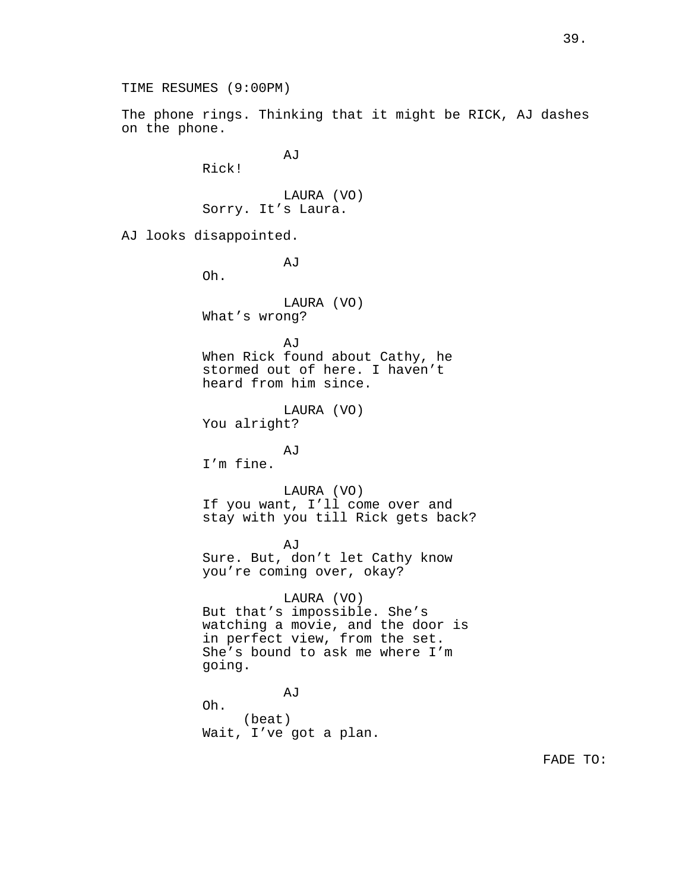TIME RESUMES (9:00PM)

The phone rings. Thinking that it might be RICK, AJ dashes on the phone.

AJ
Rick!

LAURA (VO)
Sorry. It’s Laura.

AJ looks disappointed.

AJ
Oh.

LAURA (VO)
What’s wrong?

AJ
When Rick found about Cathy, he stormed out of here. I haven’t heard from him since.

LAURA (VO)
You alright?

AJ
I’m fine.

LAURA (VO)
If you want, I’ll come over and stay with you till Rick gets back?

AJ
Sure. But, don’t let Cathy know you’re coming over, okay?

LAURA (VO)
But that’s impossible. She’s watching a movie, and the door is in perfect view, from the set. She’s bound to ask me where I’m going.

AJ
Oh.
(beat)
Wait, I’ve got a plan.

FADE TO: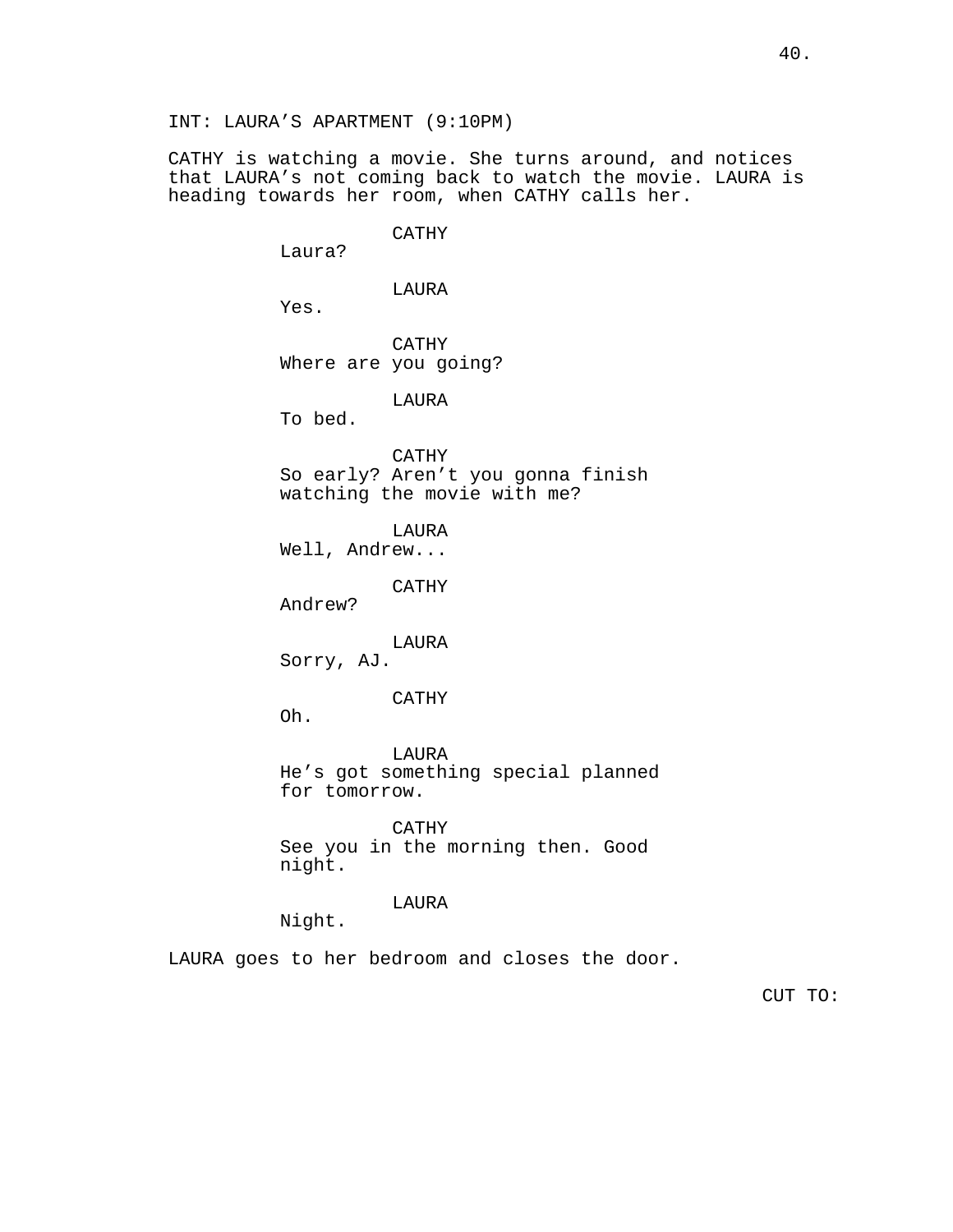INT: LAURA’S APARTMENT (9:10PM)

CATHY is watching a movie. She turns around, and notices that LAURA’s not coming back to watch the movie. LAURA is heading towards her room, when CATHY calls her.

CATHY
Laura?

LAURA
Yes.

CATHY
Where are you going?

LAURA
To bed.

CATHY
So early? Aren’t you gonna finish watching the movie with me?

LAURA
Well, Andrew...

CATHY
Andrew?

LAURA
Sorry, AJ.

CATHY
Oh.

LAURA
He’s got something special planned for tomorrow.

CATHY
See you in the morning then. Good night.

LAURA
Night.

LAURA goes to her bedroom and closes the door.

CUT TO: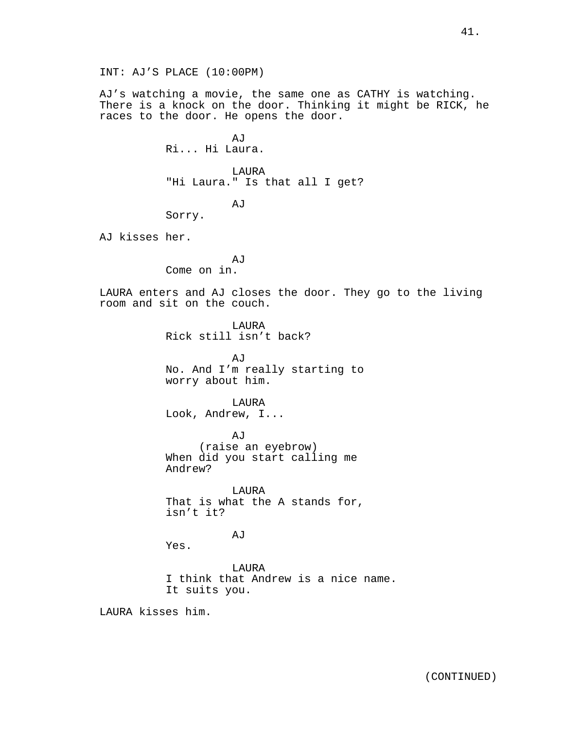INT: AJ'S PLACE (10:00PM)

AJ's watching a movie, the same one as CATHY is watching. There is a knock on the door. Thinking it might be RICK, he races to the door. He opens the door.

AJ
Ri... Hi Laura.

LAURA
"Hi Laura." Is that all I get?

AJ
Sorry.

AJ kisses her.

AJ
Come on in.

LAURA enters and AJ closes the door. They go to the living room and sit on the couch.

LAURA
Rick still isn't back?

AJ
No. And I'm really starting to worry about him.

LAURA
Look, Andrew, I...

AJ
(raise an eyebrow)
When did you start calling me Andrew?

LAURA
That is what the A stands for, isn't it?

AJ
Yes.

LAURA
I think that Andrew is a nice name. It suits you.

LAURA kisses him.

(CONTINUED)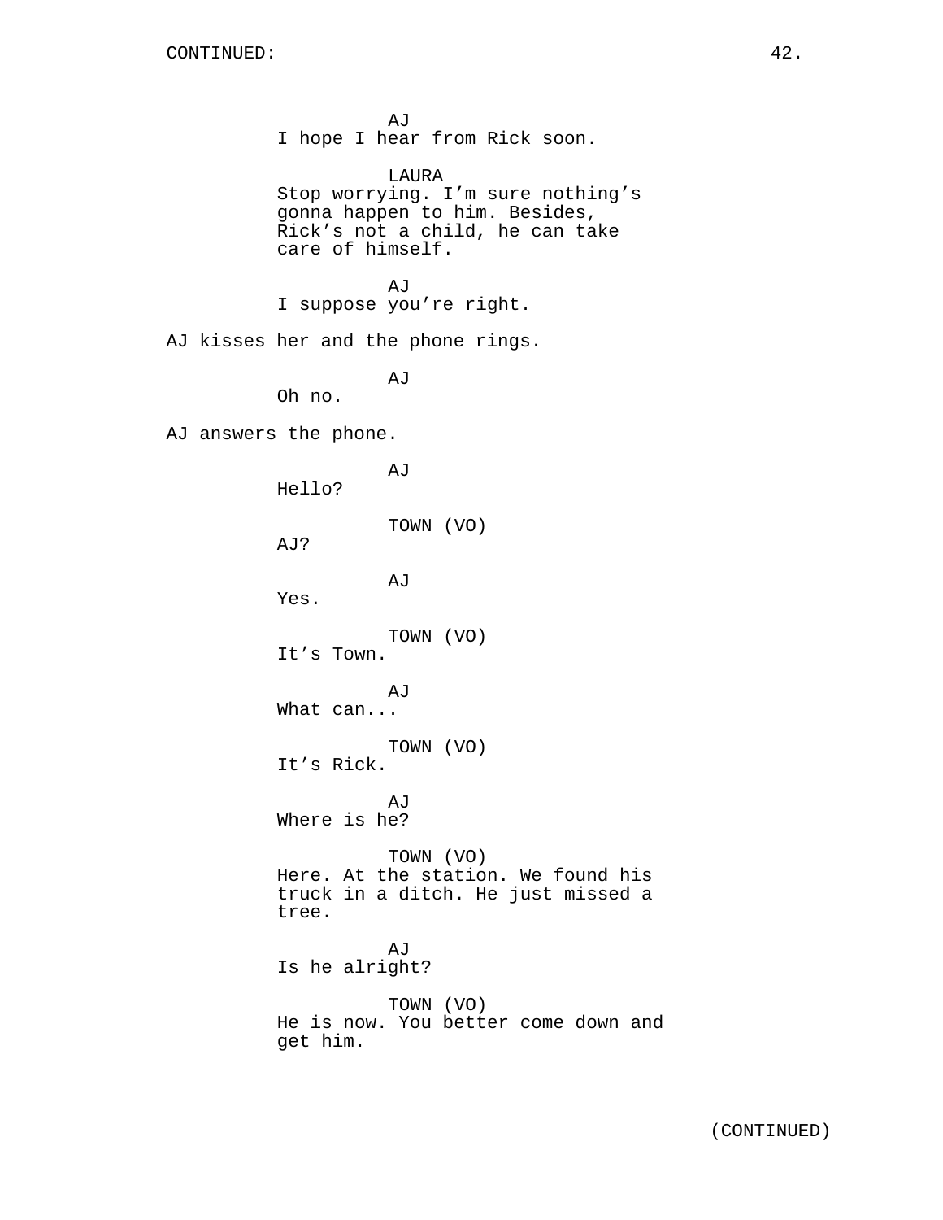AJ
I hope I hear from Rick soon.

LAURA
Stop worrying. I'm sure nothing's gonna happen to him. Besides, Rick's not a child, he can take care of himself.

AJ
I suppose you're right.

AJ kisses her and the phone rings.

AJ
Oh no.

AJ answers the phone.

AJ
Hello?

TOWN (VO)
AJ?

AJ
Yes.

TOWN (VO)
It's Town.

AJ
What can...

TOWN (VO)
It's Rick.

AJ
Where is he?

TOWN (VO)
Here. At the station. We found his truck in a ditch. He just missed a tree.

AJ
Is he alright?

TOWN (VO)
He is now. You better come down and get him.

(CONTINUED)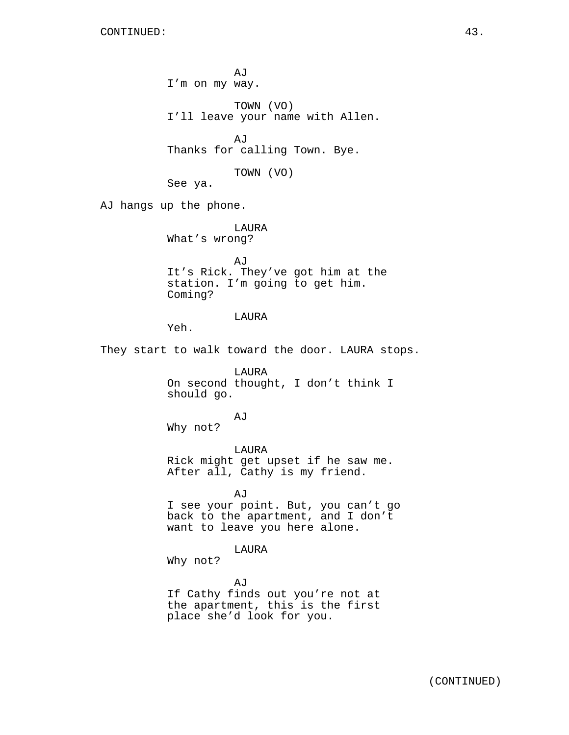AJ
I'm on my way.

TOWN (VO)
I'll leave your name with Allen.

AJ
Thanks for calling Town. Bye.

TOWN (VO)
See ya.

AJ hangs up the phone.

LAURA
What's wrong?

AJ
It's Rick. They've got him at the station. I'm going to get him. Coming?

LAURA
Yeh.

They start to walk toward the door. LAURA stops.

LAURA
On second thought, I don't think I should go.

AJ
Why not?

LAURA
Rick might get upset if he saw me. After all, Cathy is my friend.

AJ
I see your point. But, you can't go back to the apartment, and I don't want to leave you here alone.

LAURA
Why not?

AJ
If Cathy finds out you're not at the apartment, this is the first place she'd look for you.

(CONTINUED)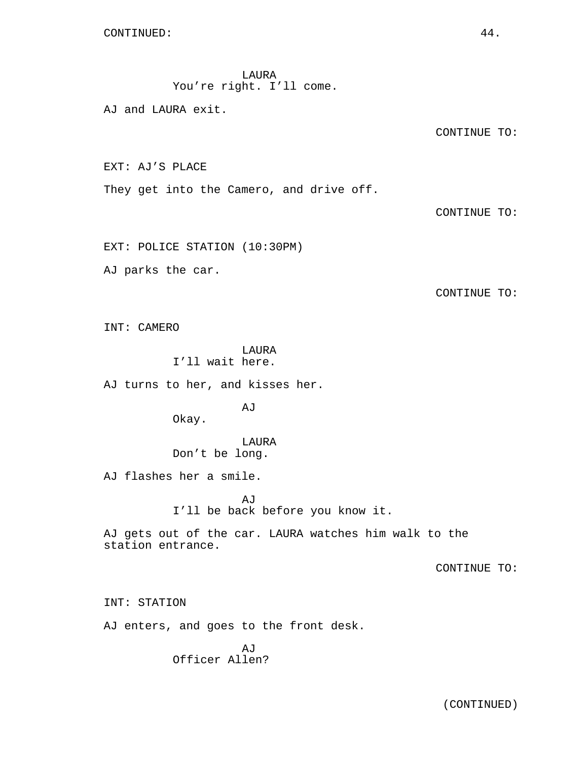LAURA
You're right. I'll come.

AJ and LAURA exit.

CONTINUE TO:

EXT: AJ'S PLACE

They get into the Camero, and drive off.

CONTINUE TO:

EXT: POLICE STATION (10:30PM)

AJ parks the car.

CONTINUE TO:

INT: CAMERO

LAURA
I'll wait here.

AJ turns to her, and kisses her.

AJ
Okay.

LAURA
Don't be long.

AJ flashes her a smile.

AJ
I'll be back before you know it.

AJ gets out of the car. LAURA watches him walk to the station entrance.

CONTINUE TO:

INT: STATION

AJ enters, and goes to the front desk.

AJ
Officer Allen?

(CONTINUED)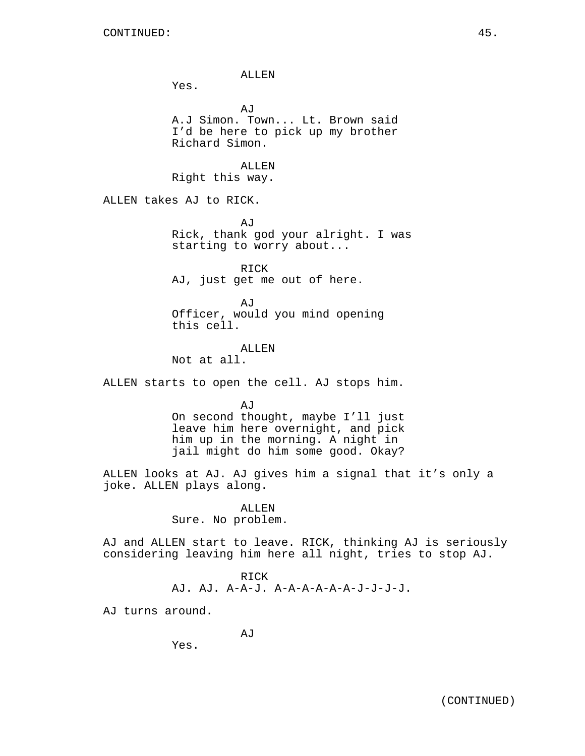ALLEN
Yes.

AJ
A.J Simon. Town... Lt. Brown said I'd be here to pick up my brother Richard Simon.

ALLEN
Right this way.

ALLEN takes AJ to RICK.

AJ
Rick, thank god your alright. I was starting to worry about...

RICK
AJ, just get me out of here.

AJ
Officer, would you mind opening this cell.

ALLEN
Not at all.

ALLEN starts to open the cell. AJ stops him.

AJ
On second thought, maybe I'll just leave him here overnight, and pick him up in the morning. A night in jail might do him some good. Okay?

ALLEN looks at AJ. AJ gives him a signal that it's only a joke. ALLEN plays along.

ALLEN
Sure. No problem.

AJ and ALLEN start to leave. RICK, thinking AJ is seriously considering leaving him here all night, tries to stop AJ.

RICK
AJ. AJ. A-A-J. A-A-A-A-A-A-J-J-J-J.

AJ turns around.

AJ
Yes.

(CONTINUED)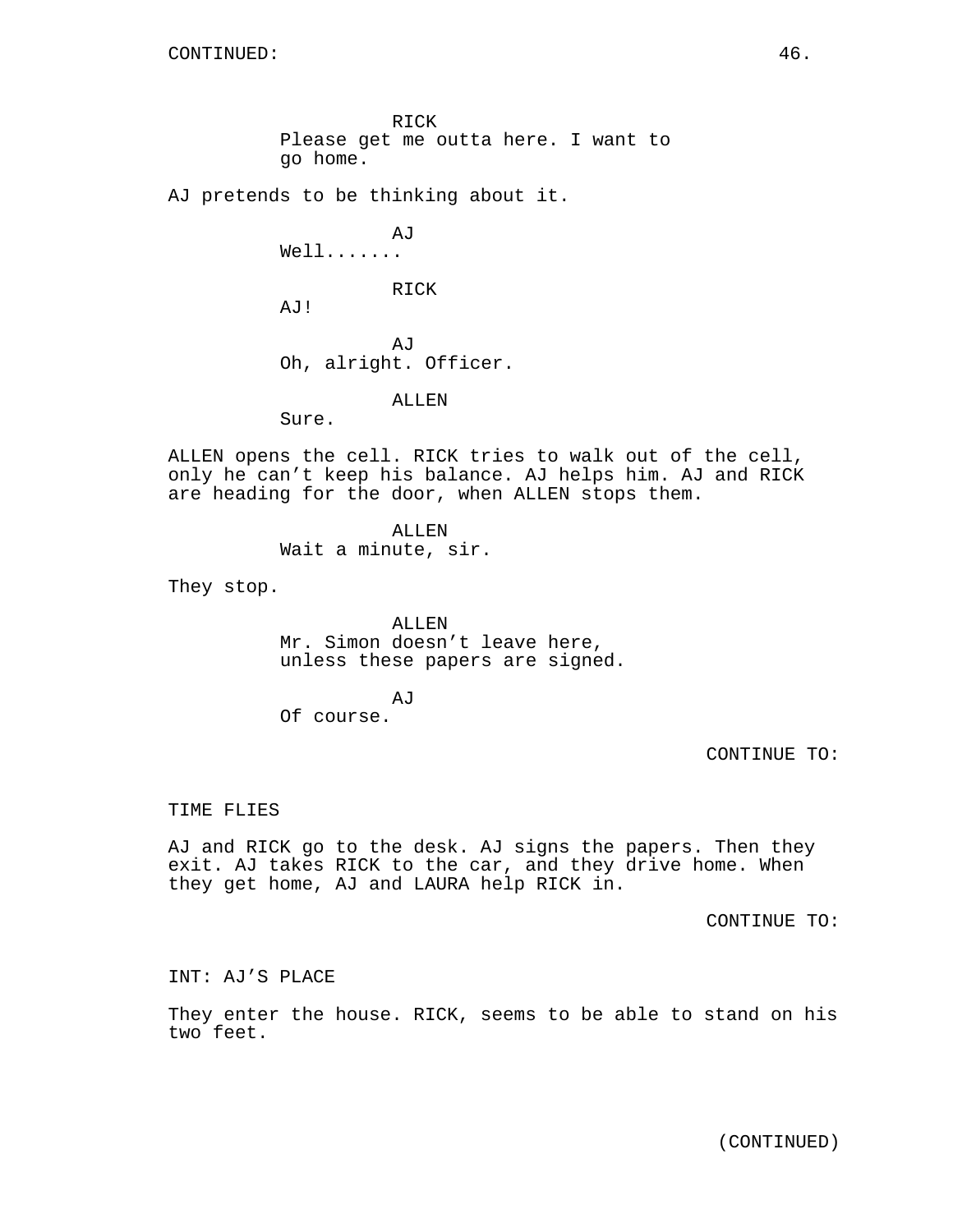RICK
Please get me outta here. I want to go home.

AJ pretends to be thinking about it.

AJ
Well.......

RICK
AJ!

AJ
Oh, alright. Officer.

ALLEN
Sure.

ALLEN opens the cell. RICK tries to walk out of the cell, only he can’t keep his balance. AJ helps him. AJ and RICK are heading for the door, when ALLEN stops them.

ALLEN
Wait a minute, sir.

They stop.

ALLEN
Mr. Simon doesn’t leave here, unless these papers are signed.

AJ
Of course.

CONTINUE TO:

TIME FLIES

AJ and RICK go to the desk. AJ signs the papers. Then they exit. AJ takes RICK to the car, and they drive home. When they get home, AJ and LAURA help RICK in.

CONTINUE TO:

INT: AJ’S PLACE

They enter the house. RICK, seems to be able to stand on his two feet.

(CONTINUED)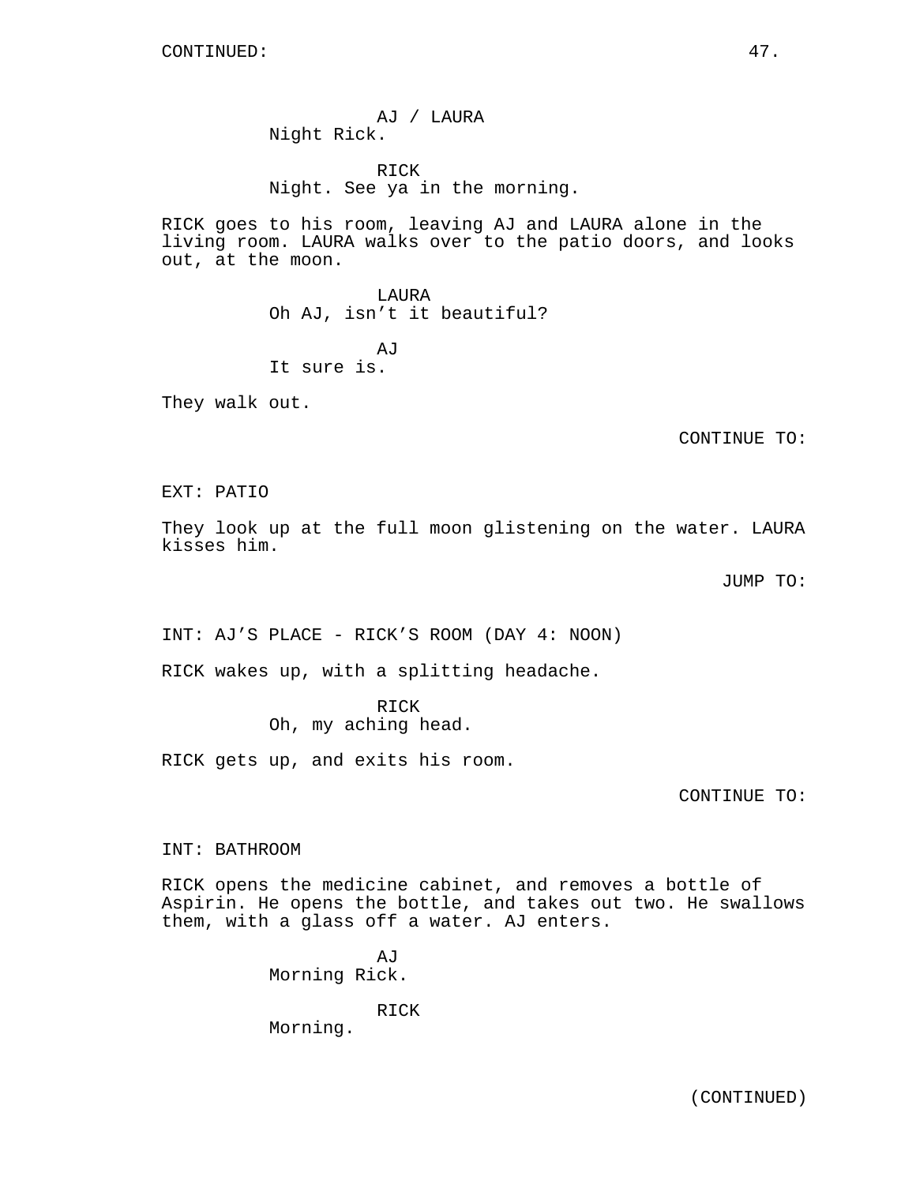CONTINUED:

AJ / LAURA
Night Rick.

RICK
Night. See ya in the morning.

RICK goes to his room, leaving AJ and LAURA alone in the living room. LAURA walks over to the patio doors, and looks out, at the moon.

LAURA
Oh AJ, isn't it beautiful?

AJ
It sure is.

They walk out.

CONTINUE TO:

EXT: PATIO

They look up at the full moon glistening on the water. LAURA kisses him.

JUMP TO:

INT: AJ'S PLACE - RICK'S ROOM (DAY 4: NOON)

RICK wakes up, with a splitting headache.

RICK
Oh, my aching head.

RICK gets up, and exits his room.

CONTINUE TO:

INT: BATHROOM

RICK opens the medicine cabinet, and removes a bottle of Aspirin. He opens the bottle, and takes out two. He swallows them, with a glass off a water. AJ enters.

AJ
Morning Rick.

RICK
Morning.

(CONTINUED)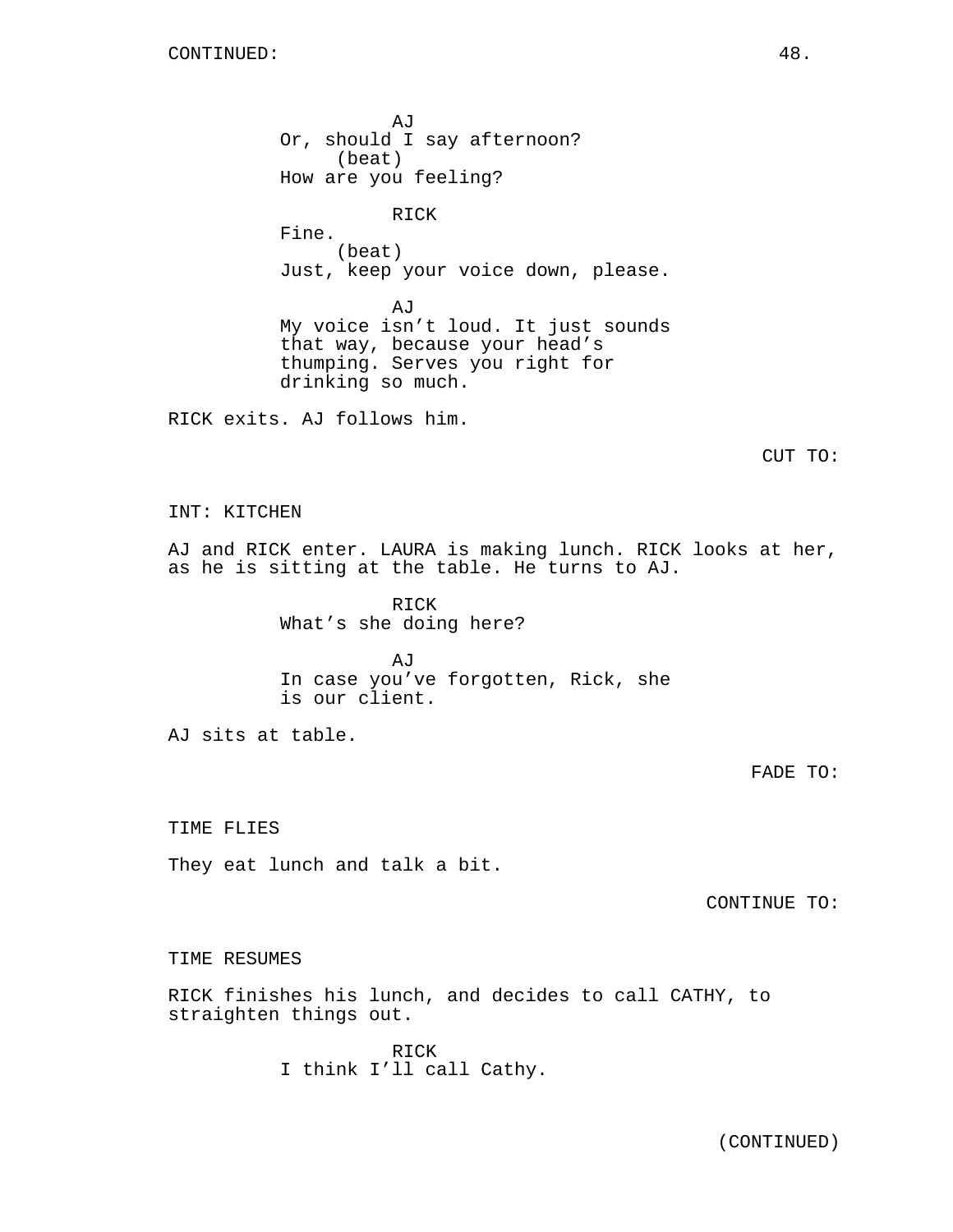CONTINUED:

AJ
Or, should I say afternoon?
(beat)
How are you feeling?

RICK
Fine.
(beat)
Just, keep your voice down, please.

AJ
My voice isn't loud. It just sounds that way, because your head's thumping. Serves you right for drinking so much.

RICK exits. AJ follows him.

CUT TO:

INT: KITCHEN

AJ and RICK enter. LAURA is making lunch. RICK looks at her, as he is sitting at the table. He turns to AJ.

RICK
What's she doing here?

AJ
In case you've forgotten, Rick, she is our client.

AJ sits at table.

FADE TO:

TIME FLIES

They eat lunch and talk a bit.

CONTINUE TO:

TIME RESUMES

RICK finishes his lunch, and decides to call CATHY, to straighten things out.

RICK
I think I'll call Cathy.

(CONTINUED)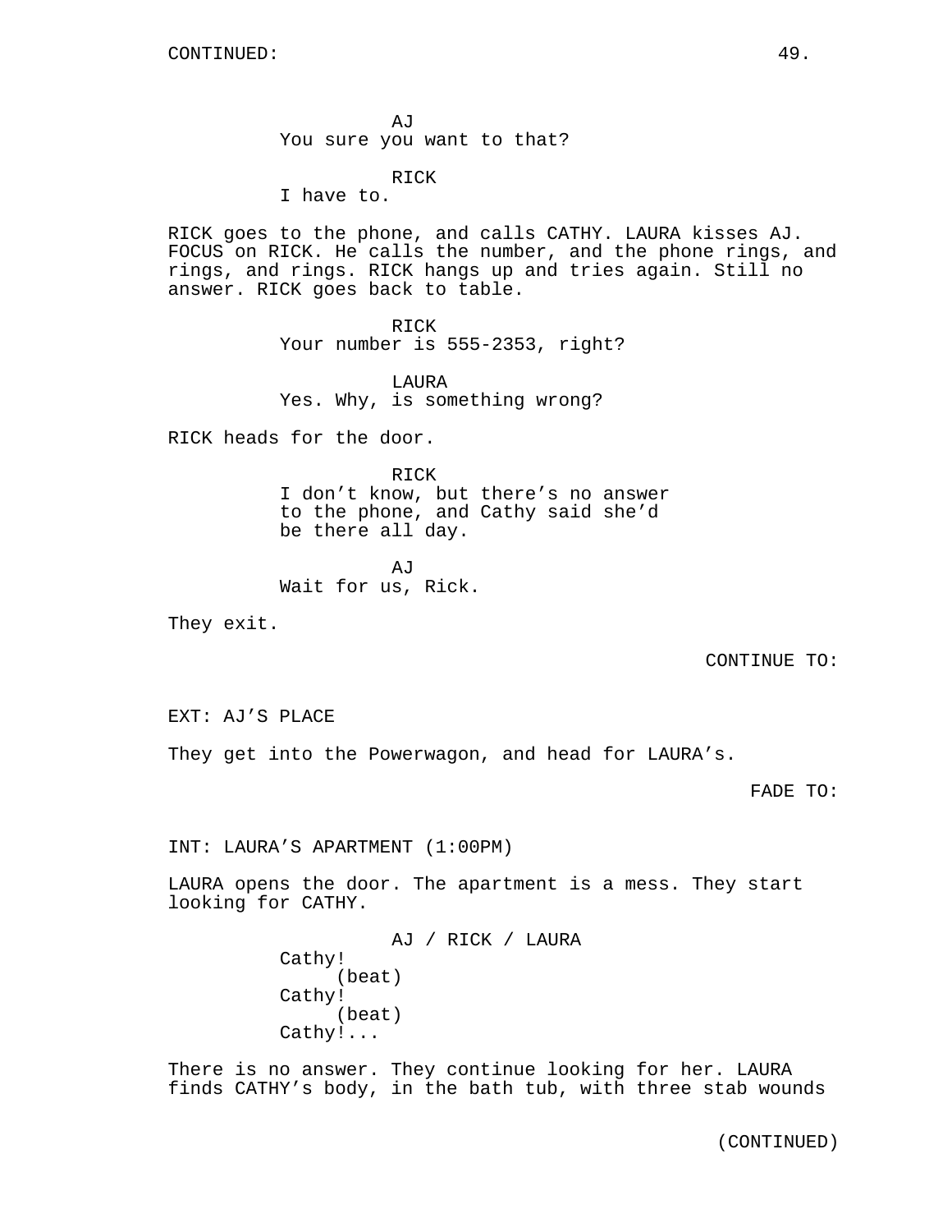AJ
You sure you want to that?

RICK
I have to.

RICK goes to the phone, and calls CATHY. LAURA kisses AJ. FOCUS on RICK. He calls the number, and the phone rings, and rings, and rings. RICK hangs up and tries again. Still no answer. RICK goes back to table.

RICK
Your number is 555-2353, right?

LAURA
Yes. Why, is something wrong?

RICK heads for the door.

RICK
I don't know, but there's no answer to the phone, and Cathy said she'd be there all day.

AJ
Wait for us, Rick.

They exit.

CONTINUE TO:

EXT: AJ'S PLACE

They get into the Powerwagon, and head for LAURA's.

FADE TO:

INT: LAURA'S APARTMENT (1:00PM)

LAURA opens the door. The apartment is a mess. They start looking for CATHY.

AJ / RICK / LAURA
Cathy!
(beat)
Cathy!
(beat)
Cathy!...

There is no answer. They continue looking for her. LAURA finds CATHY's body, in the bath tub, with three stab wounds

(CONTINUED)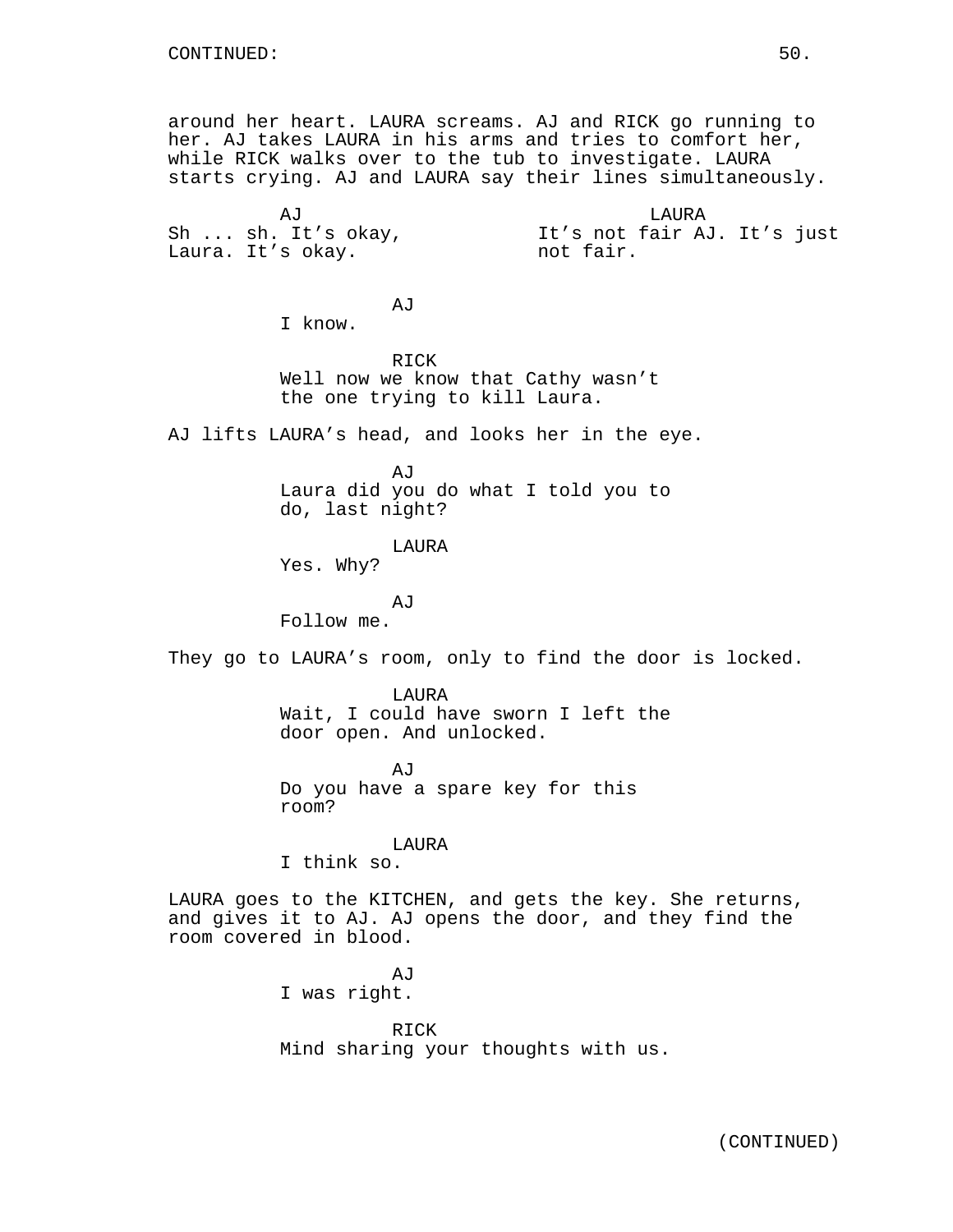around her heart. LAURA screams. AJ and RICK go running to her. AJ takes LAURA in his arms and tries to comfort her, while RICK walks over to the tub to investigate. LAURA starts crying. AJ and LAURA say their lines simultaneously.

| AJ | LAURA |
| --- | --- |
| Sh ... sh. It's okay, Laura. It's okay. | It's not fair AJ. It's just not fair. |

AJ
I know.

RICK
Well now we know that Cathy wasn't the one trying to kill Laura.

AJ lifts LAURA's head, and looks her in the eye.

AJ
Laura did you do what I told you to do, last night?

LAURA
Yes. Why?

AJ
Follow me.

They go to LAURA's room, only to find the door is locked.

LAURA
Wait, I could have sworn I left the door open. And unlocked.

AJ
Do you have a spare key for this room?

LAURA
I think so.

LAURA goes to the KITCHEN, and gets the key. She returns, and gives it to AJ. AJ opens the door, and they find the room covered in blood.

AJ
I was right.

RICK
Mind sharing your thoughts with us.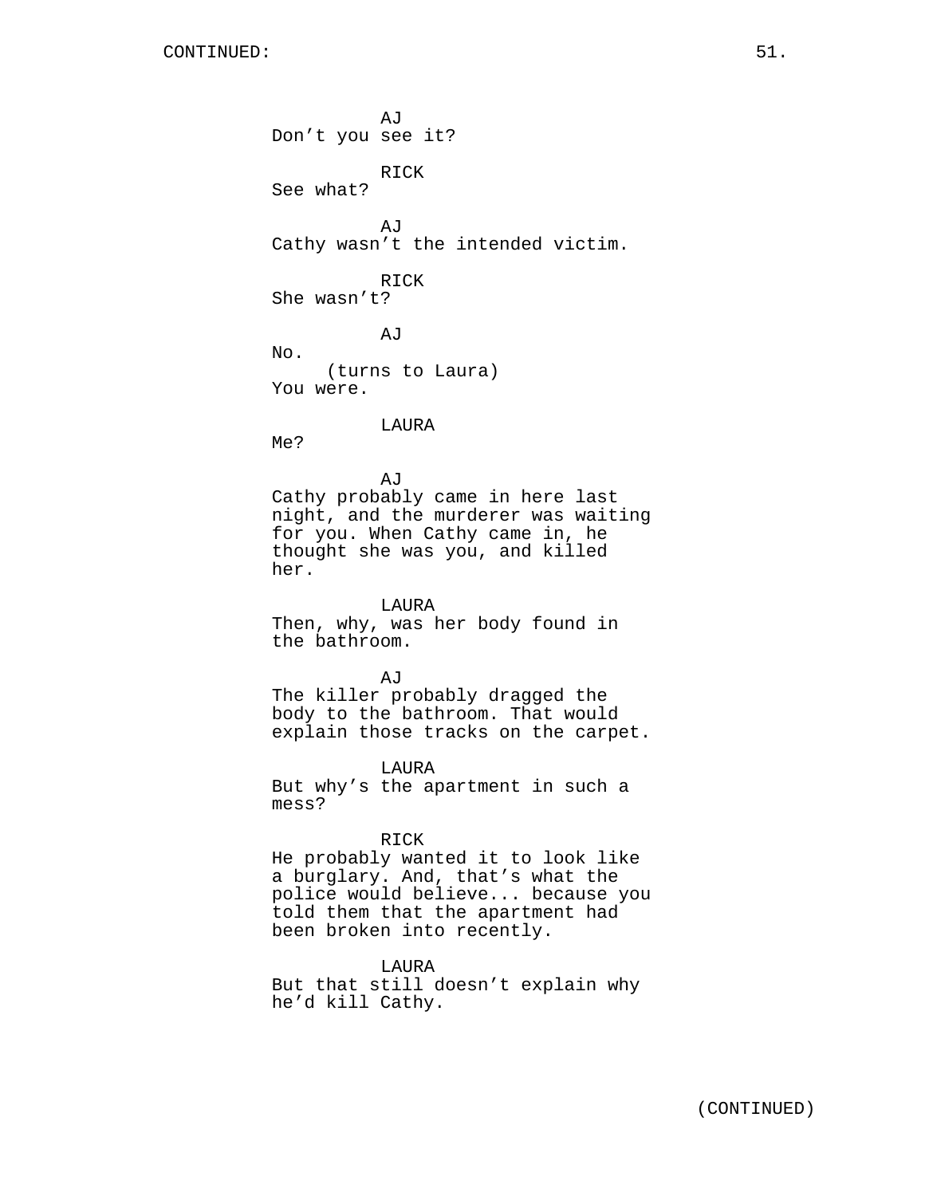AJ
Don't you see it?

RICK
See what?

AJ
Cathy wasn't the intended victim.

RICK
She wasn't?

AJ
No.
(turns to Laura)
You were.

LAURA
Me?

AJ
Cathy probably came in here last night, and the murderer was waiting for you. When Cathy came in, he thought she was you, and killed her.

LAURA
Then, why, was her body found in the bathroom.

AJ
The killer probably dragged the body to the bathroom. That would explain those tracks on the carpet.

LAURA
But why's the apartment in such a mess?

RICK
He probably wanted it to look like a burglary. And, that's what the police would believe... because you told them that the apartment had been broken into recently.

LAURA
But that still doesn't explain why he'd kill Cathy.

(CONTINUED)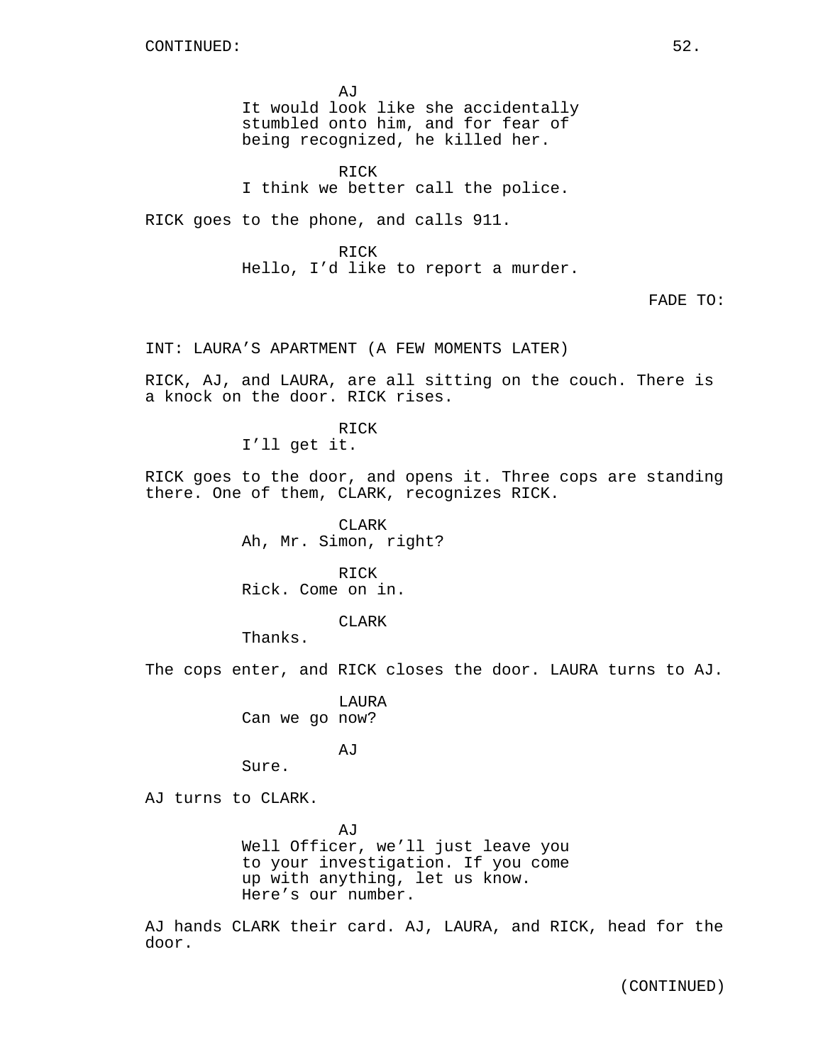CONTINUED:

AJ
It would look like she accidentally stumbled onto him, and for fear of being recognized, he killed her.

RICK
I think we better call the police.

RICK goes to the phone, and calls 911.

RICK
Hello, I'd like to report a murder.

FADE TO:

INT: LAURA'S APARTMENT (A FEW MOMENTS LATER)

RICK, AJ, and LAURA, are all sitting on the couch. There is a knock on the door. RICK rises.

RICK
I'll get it.

RICK goes to the door, and opens it. Three cops are standing there. One of them, CLARK, recognizes RICK.

CLARK
Ah, Mr. Simon, right?

RICK
Rick. Come on in.

CLARK
Thanks.

The cops enter, and RICK closes the door. LAURA turns to AJ.

LAURA
Can we go now?

AJ
Sure.

AJ turns to CLARK.

AJ
Well Officer, we'll just leave you to your investigation. If you come up with anything, let us know. Here's our number.

AJ hands CLARK their card. AJ, LAURA, and RICK, head for the door.

(CONTINUED)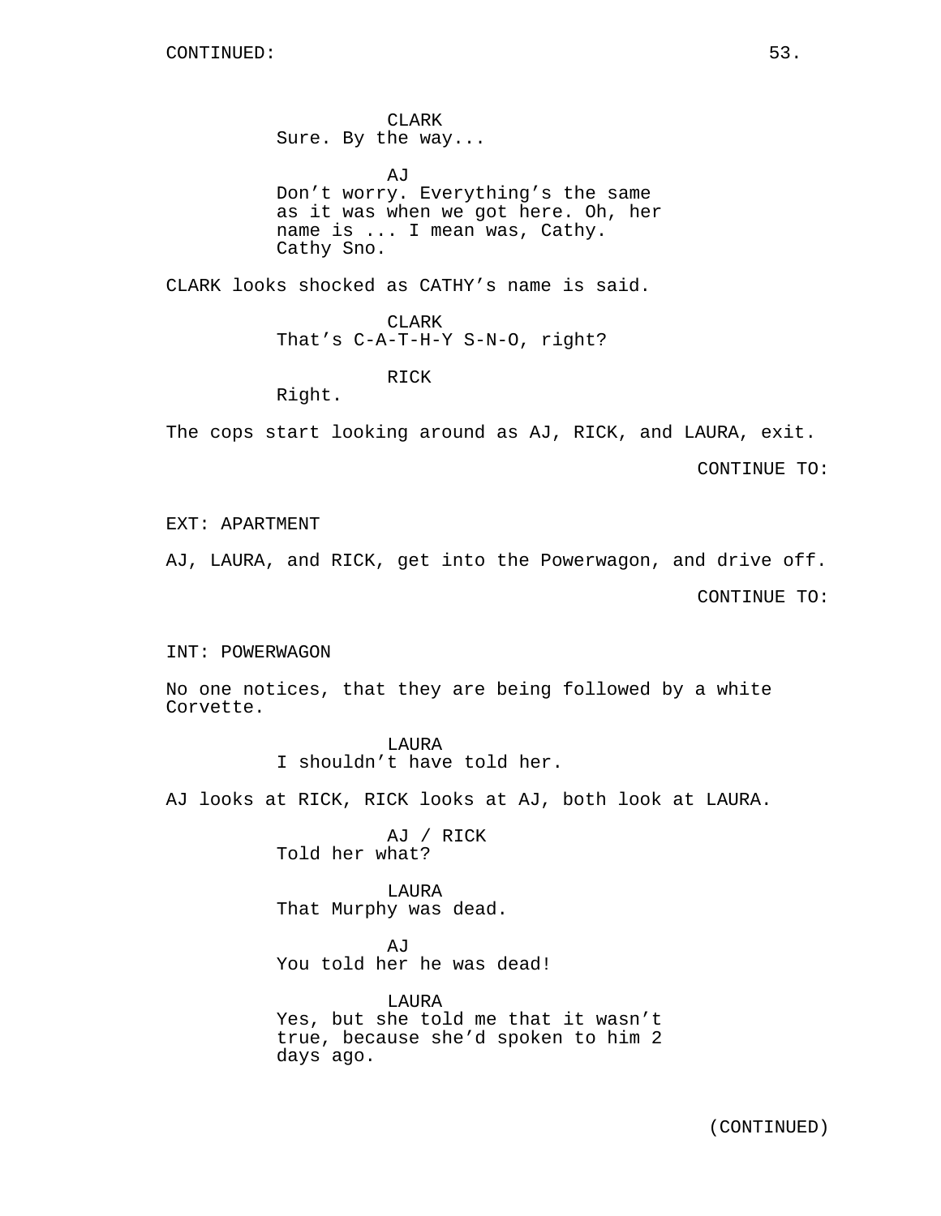CONTINUED:

CLARK
Sure. By the way...

AJ
Don't worry. Everything's the same as it was when we got here. Oh, her name is ... I mean was, Cathy. Cathy Sno.

CLARK looks shocked as CATHY's name is said.

CLARK
That's C-A-T-H-Y S-N-O, right?

RICK
Right.

The cops start looking around as AJ, RICK, and LAURA, exit.

CONTINUE TO:

EXT: APARTMENT

AJ, LAURA, and RICK, get into the Powerwagon, and drive off.

CONTINUE TO:

INT: POWERWAGON

No one notices, that they are being followed by a white Corvette.

LAURA
I shouldn't have told her.

AJ looks at RICK, RICK looks at AJ, both look at LAURA.

AJ / RICK
Told her what?

LAURA
That Murphy was dead.

AJ
You told her he was dead!

LAURA
Yes, but she told me that it wasn't true, because she'd spoken to him 2 days ago.

(CONTINUED)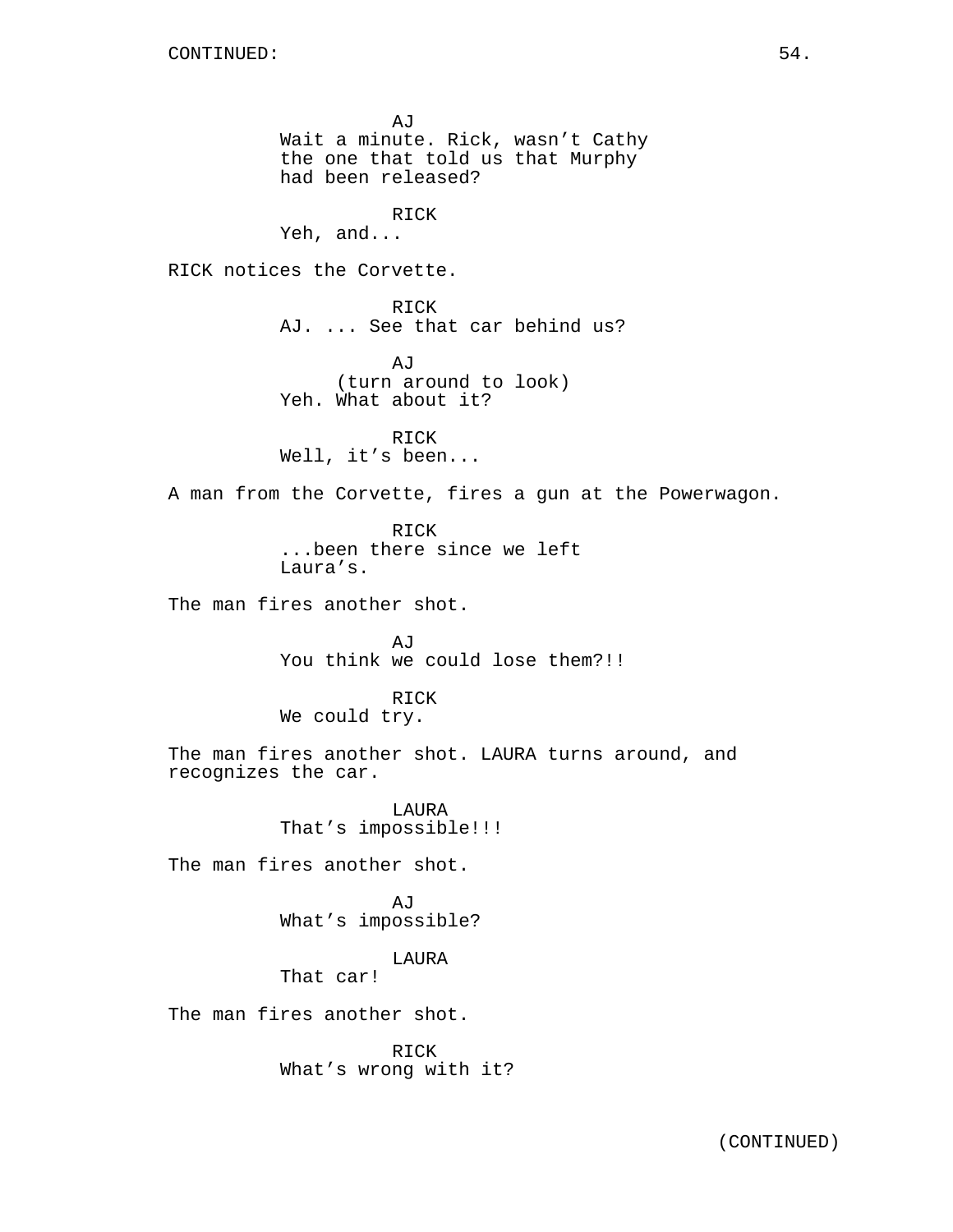AJ
Wait a minute. Rick, wasn't Cathy the one that told us that Murphy had been released?

RICK
Yeh, and...

RICK notices the Corvette.

RICK
AJ. ... See that car behind us?

AJ
(turn around to look)
Yeh. What about it?

RICK
Well, it's been...

A man from the Corvette, fires a gun at the Powerwagon.

RICK
...been there since we left Laura's.

The man fires another shot.

AJ
You think we could lose them?!!

RICK
We could try.

The man fires another shot. LAURA turns around, and recognizes the car.

LAURA
That's impossible!!!

The man fires another shot.

AJ
What's impossible?

LAURA
That car!

The man fires another shot.

RICK
What's wrong with it?

(CONTINUED)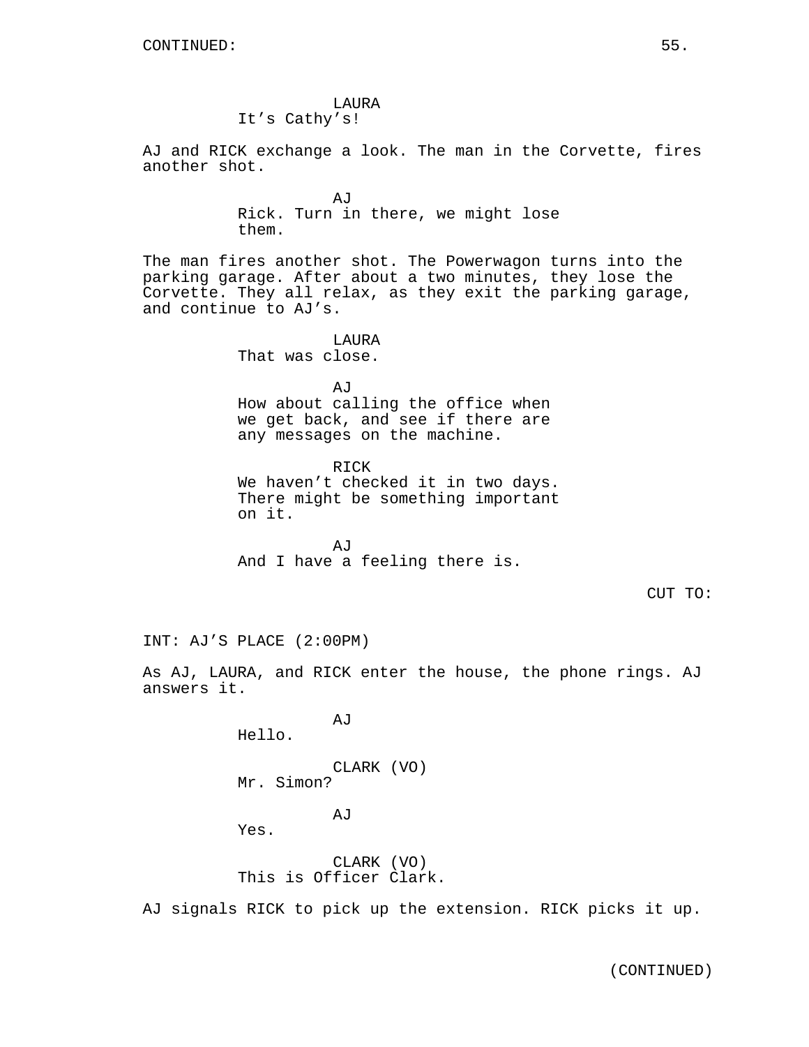CONTINUED:

LAURA
It's Cathy's!

AJ and RICK exchange a look. The man in the Corvette, fires another shot.

AJ
Rick. Turn in there, we might lose them.

The man fires another shot. The Powerwagon turns into the parking garage. After about a two minutes, they lose the Corvette. They all relax, as they exit the parking garage, and continue to AJ's.

LAURA
That was close.

AJ
How about calling the office when we get back, and see if there are any messages on the machine.

RICK
We haven't checked it in two days. There might be something important on it.

AJ
And I have a feeling there is.

CUT TO:

INT: AJ'S PLACE (2:00PM)

As AJ, LAURA, and RICK enter the house, the phone rings. AJ answers it.

AJ
Hello.

CLARK (VO)
Mr. Simon?

AJ
Yes.

CLARK (VO)
This is Officer Clark.

AJ signals RICK to pick up the extension. RICK picks it up.

(CONTINUED)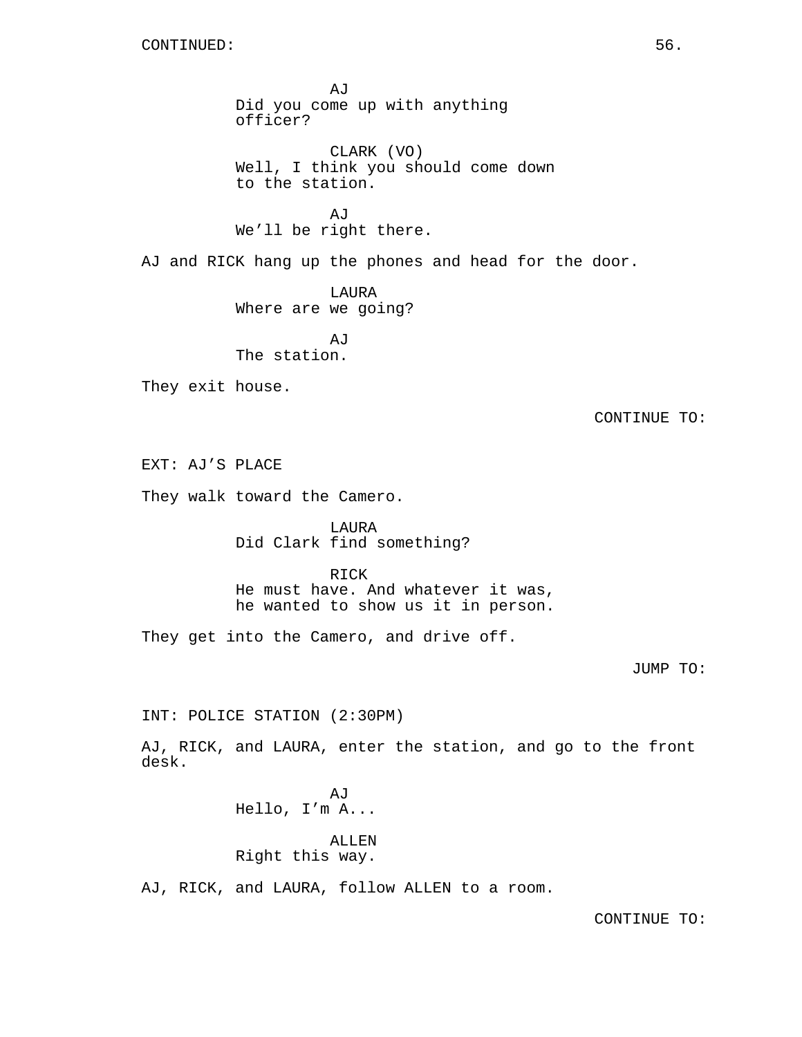CONTINUED:

AJ
Did you come up with anything officer?

CLARK (VO)
Well, I think you should come down to the station.

AJ
We'll be right there.

AJ and RICK hang up the phones and head for the door.

LAURA
Where are we going?

AJ
The station.

They exit house.

CONTINUE TO:

EXT: AJ'S PLACE

They walk toward the Camero.

LAURA
Did Clark find something?

RICK
He must have. And whatever it was, he wanted to show us it in person.

They get into the Camero, and drive off.

JUMP TO:

INT: POLICE STATION (2:30PM)

AJ, RICK, and LAURA, enter the station, and go to the front desk.

AJ
Hello, I'm A...

ALLEN
Right this way.

AJ, RICK, and LAURA, follow ALLEN to a room.

CONTINUE TO: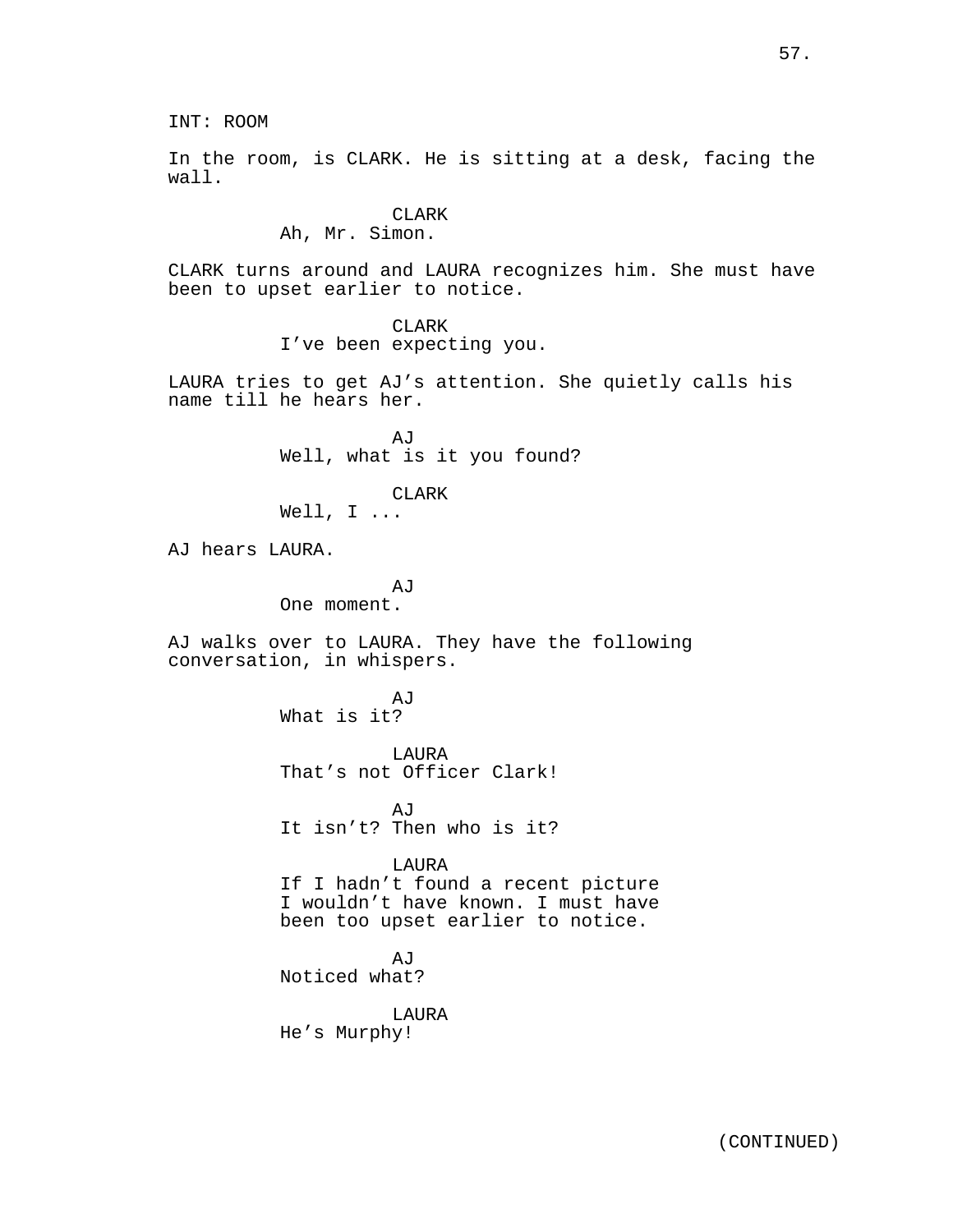INT: ROOM

In the room, is CLARK. He is sitting at a desk, facing the wall.

CLARK
Ah, Mr. Simon.

CLARK turns around and LAURA recognizes him. She must have been to upset earlier to notice.

CLARK
I've been expecting you.

LAURA tries to get AJ's attention. She quietly calls his name till he hears her.

AJ
Well, what is it you found?

CLARK
Well, I ...

AJ hears LAURA.

AJ
One moment.

AJ walks over to LAURA. They have the following conversation, in whispers.

AJ
What is it?

LAURA
That's not Officer Clark!

AJ
It isn't? Then who is it?

LAURA
If I hadn't found a recent picture I wouldn't have known. I must have been too upset earlier to notice.

AJ
Noticed what?

LAURA
He's Murphy!

(CONTINUED)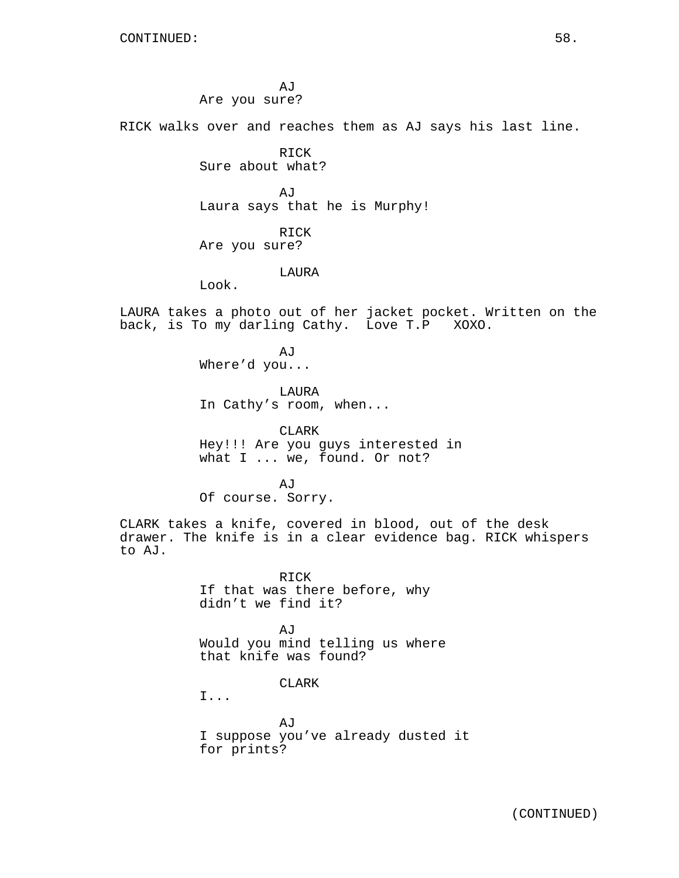AJ
Are you sure?

RICK walks over and reaches them as AJ says his last line.

RICK
Sure about what?

AJ
Laura says that he is Murphy!

RICK
Are you sure?

LAURA
Look.

LAURA takes a photo out of her jacket pocket. Written on the back, is To my darling Cathy. Love T.P XOXO.

AJ
Where'd you...

LAURA
In Cathy's room, when...

CLARK
Hey!!! Are you guys interested in what I ... we, found. Or not?

AJ
Of course. Sorry.

CLARK takes a knife, covered in blood, out of the desk drawer. The knife is in a clear evidence bag. RICK whispers to AJ.

RICK
If that was there before, why didn't we find it?

AJ
Would you mind telling us where that knife was found?

CLARK
I...

AJ
I suppose you've already dusted it for prints?

(CONTINUED)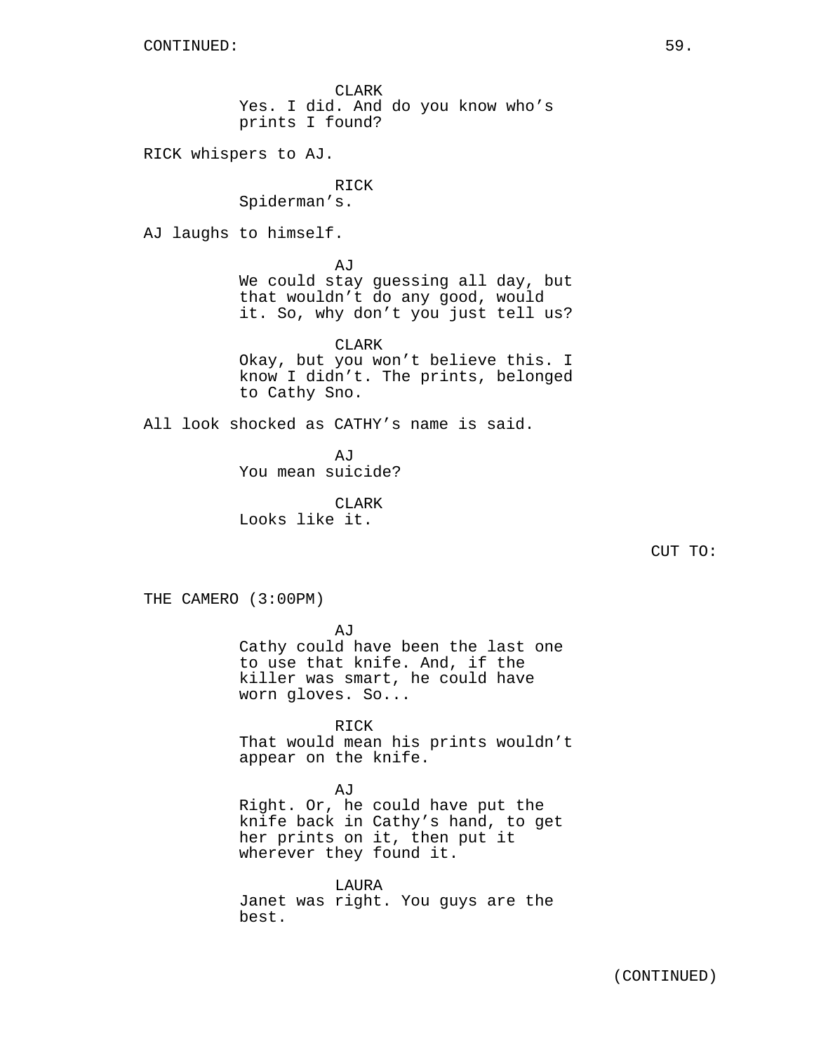CONTINUED:

CLARK
Yes. I did. And do you know who's prints I found?

RICK whispers to AJ.

RICK
Spiderman's.

AJ laughs to himself.

AJ
We could stay guessing all day, but that wouldn't do any good, would it. So, why don't you just tell us?

CLARK
Okay, but you won't believe this. I know I didn't. The prints, belonged to Cathy Sno.

All look shocked as CATHY's name is said.

AJ
You mean suicide?

CLARK
Looks like it.

CUT TO:

THE CAMERO (3:00PM)

AJ
Cathy could have been the last one to use that knife. And, if the killer was smart, he could have worn gloves. So...

RICK
That would mean his prints wouldn't appear on the knife.

AJ
Right. Or, he could have put the knife back in Cathy's hand, to get her prints on it, then put it wherever they found it.

LAURA
Janet was right. You guys are the best.

(CONTINUED)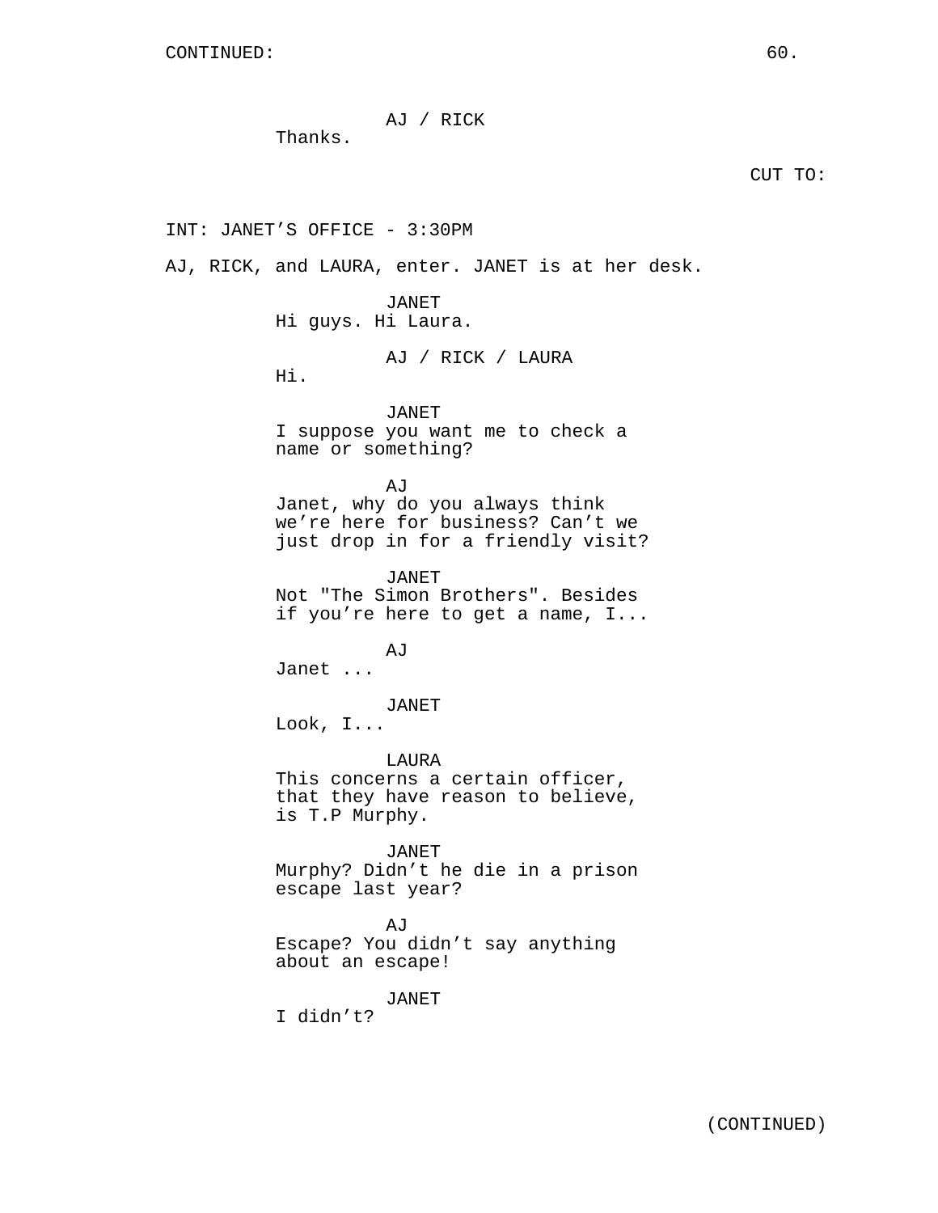AJ / RICK
Thanks.

CUT TO:

INT: JANET'S OFFICE - 3:30PM

AJ, RICK, and LAURA, enter. JANET is at her desk.

JANET
Hi guys. Hi Laura.

AJ / RICK / LAURA
Hi.

JANET
I suppose you want me to check a name or something?

AJ
Janet, why do you always think we're here for business? Can't we just drop in for a friendly visit?

JANET
Not "The Simon Brothers". Besides if you're here to get a name, I...

AJ
Janet ...

JANET
Look, I...

LAURA
This concerns a certain officer, that they have reason to believe, is T.P Murphy.

JANET
Murphy? Didn't he die in a prison escape last year?

AJ
Escape? You didn't say anything about an escape!

JANET
I didn't?

(CONTINUED)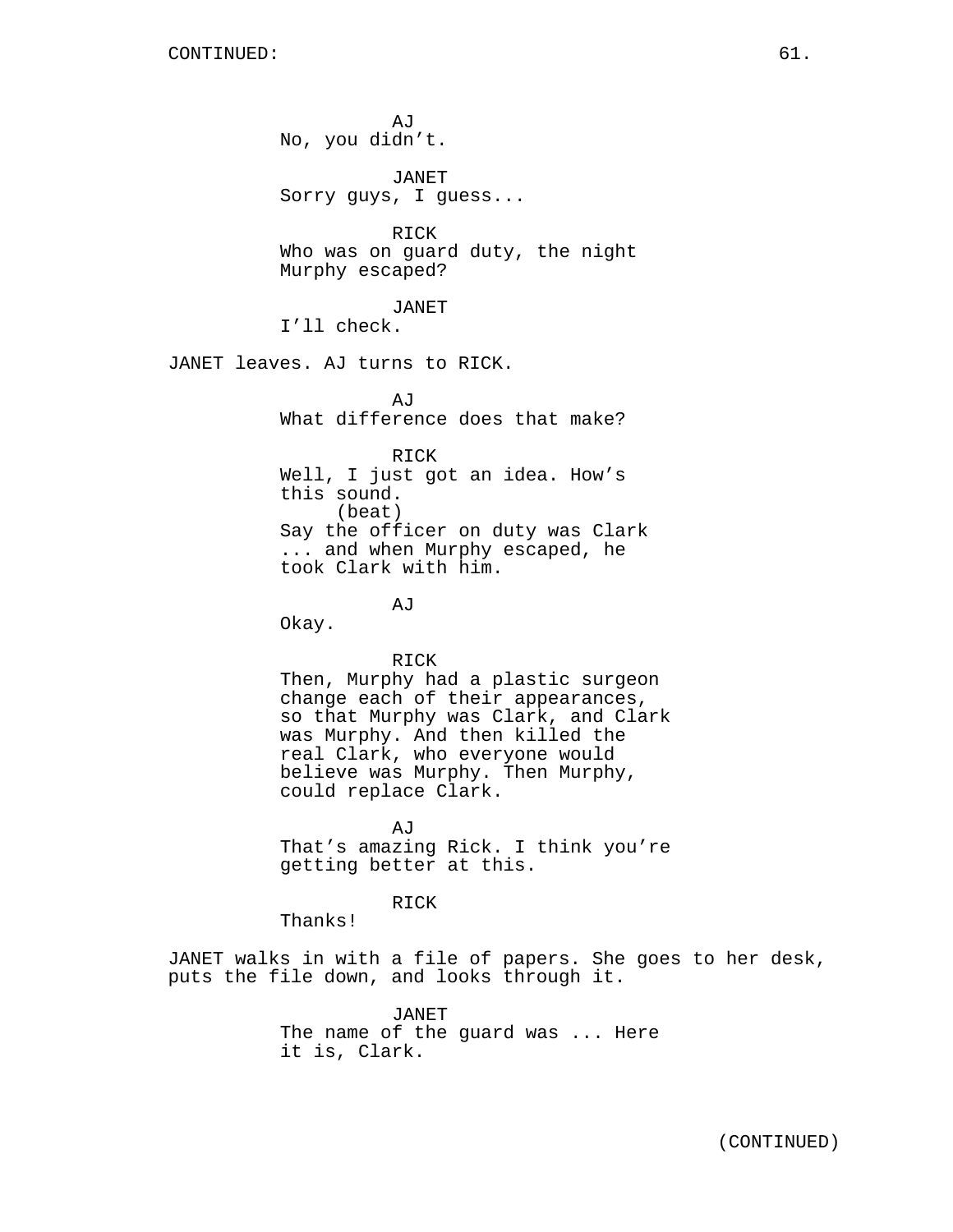AJ
No, you didn’t.

JANET
Sorry guys, I guess...

RICK
Who was on guard duty, the night Murphy escaped?

JANET
I’ll check.

JANET leaves. AJ turns to RICK.

AJ
What difference does that make?

RICK
Well, I just got an idea. How’s this sound.
(beat)
Say the officer on duty was Clark ... and when Murphy escaped, he took Clark with him.

AJ
Okay.

RICK
Then, Murphy had a plastic surgeon change each of their appearances, so that Murphy was Clark, and Clark was Murphy. And then killed the real Clark, who everyone would believe was Murphy. Then Murphy, could replace Clark.

AJ
That’s amazing Rick. I think you’re getting better at this.

RICK
Thanks!

JANET walks in with a file of papers. She goes to her desk, puts the file down, and looks through it.

JANET
The name of the guard was ... Here it is, Clark.

(CONTINUED)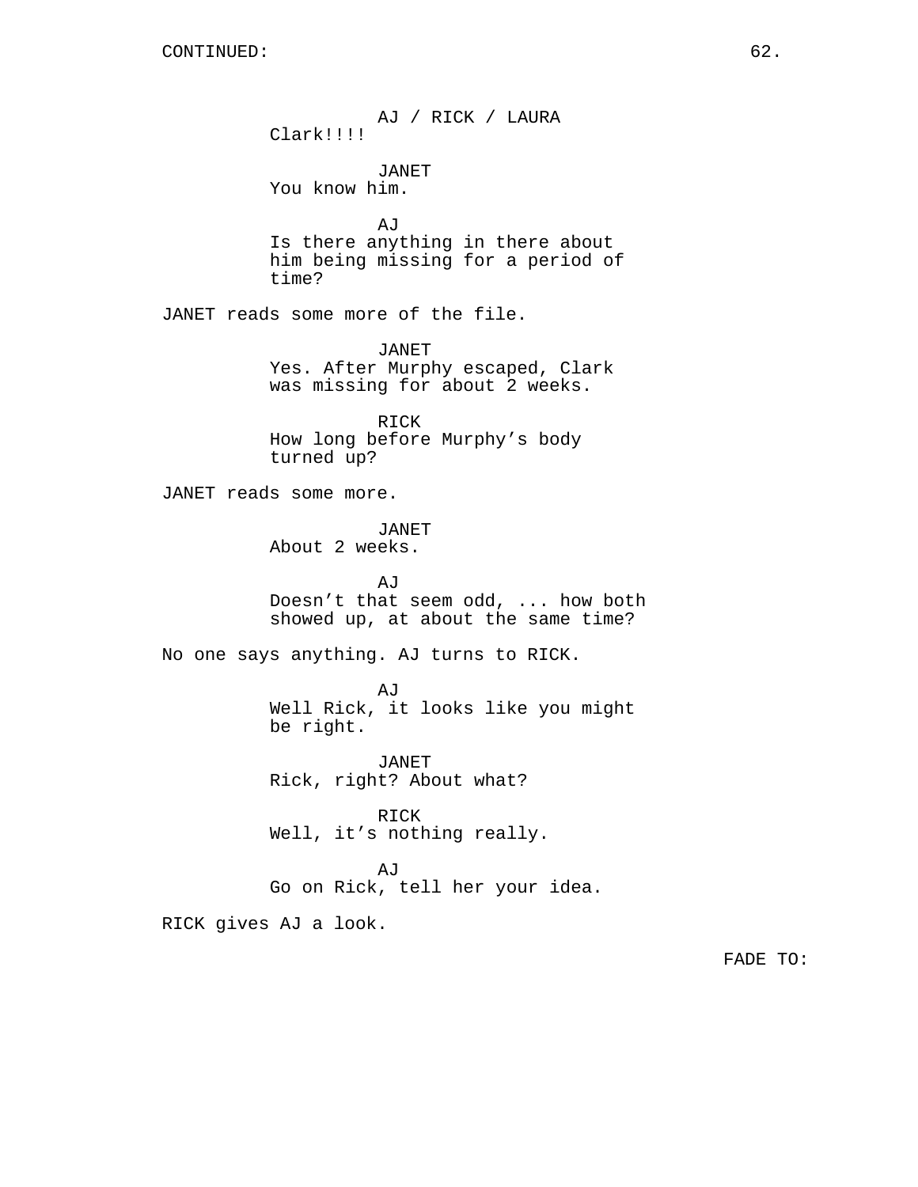CONTINUED:

AJ / RICK / LAURA
Clark!!!!

JANET
You know him.

AJ
Is there anything in there about him being missing for a period of time?

JANET reads some more of the file.

JANET
Yes. After Murphy escaped, Clark was missing for about 2 weeks.

RICK
How long before Murphy's body turned up?

JANET reads some more.

JANET
About 2 weeks.

AJ
Doesn't that seem odd, ... how both showed up, at about the same time?

No one says anything. AJ turns to RICK.

AJ
Well Rick, it looks like you might be right.

JANET
Rick, right? About what?

RICK
Well, it's nothing really.

AJ
Go on Rick, tell her your idea.

RICK gives AJ a look.

FADE TO: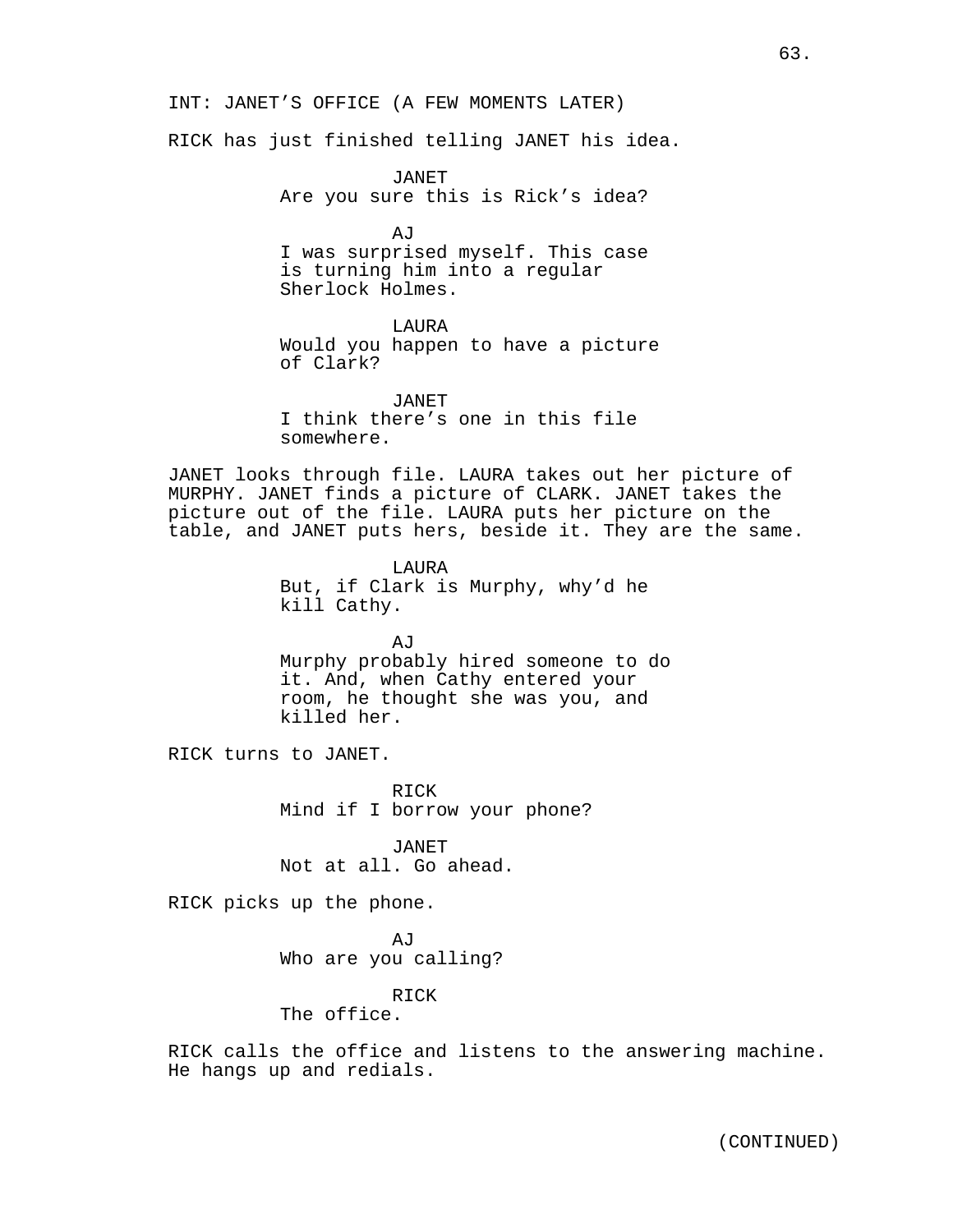INT: JANET'S OFFICE (A FEW MOMENTS LATER)

RICK has just finished telling JANET his idea.

JANET
Are you sure this is Rick's idea?

AJ
I was surprised myself. This case is turning him into a regular Sherlock Holmes.

LAURA
Would you happen to have a picture of Clark?

JANET
I think there's one in this file somewhere.

JANET looks through file. LAURA takes out her picture of MURPHY. JANET finds a picture of CLARK. JANET takes the picture out of the file. LAURA puts her picture on the table, and JANET puts hers, beside it. They are the same.

LAURA
But, if Clark is Murphy, why'd he kill Cathy.

AJ
Murphy probably hired someone to do it. And, when Cathy entered your room, he thought she was you, and killed her.

RICK turns to JANET.

RICK
Mind if I borrow your phone?

JANET
Not at all. Go ahead.

RICK picks up the phone.

AJ
Who are you calling?

RICK
The office.

RICK calls the office and listens to the answering machine. He hangs up and redials.

(CONTINUED)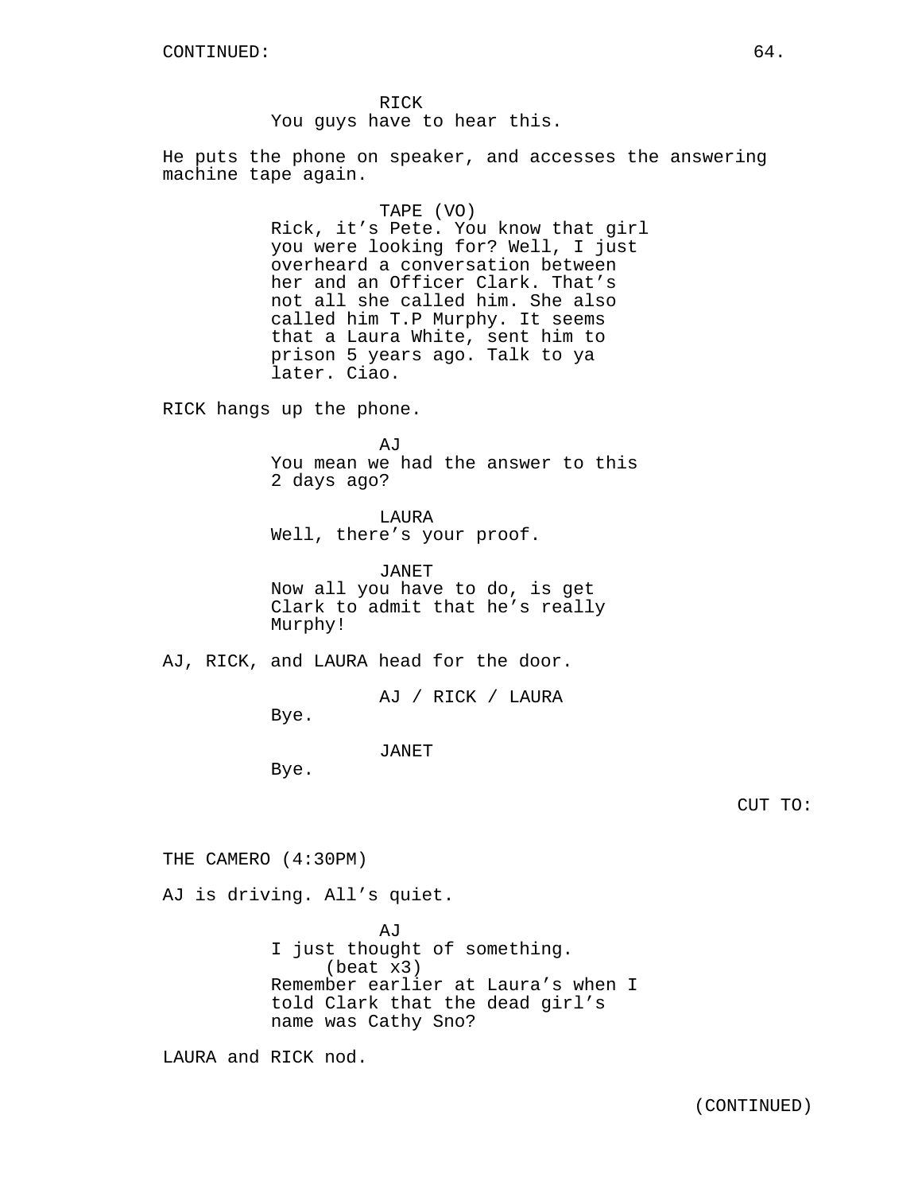CONTINUED:

RICK
You guys have to hear this.

He puts the phone on speaker, and accesses the answering machine tape again.

TAPE (VO)
Rick, it's Pete. You know that girl you were looking for? Well, I just overheard a conversation between her and an Officer Clark. That's not all she called him. She also called him T.P Murphy. It seems that a Laura White, sent him to prison 5 years ago. Talk to ya later. Ciao.

RICK hangs up the phone.

AJ
You mean we had the answer to this 2 days ago?

LAURA
Well, there's your proof.

JANET
Now all you have to do, is get Clark to admit that he's really Murphy!

AJ, RICK, and LAURA head for the door.

AJ / RICK / LAURA
Bye.

JANET
Bye.

CUT TO:

THE CAMERO (4:30PM)

AJ is driving. All's quiet.

AJ
I just thought of something.
(beat x3)
Remember earlier at Laura's when I told Clark that the dead girl's name was Cathy Sno?

LAURA and RICK nod.

(CONTINUED)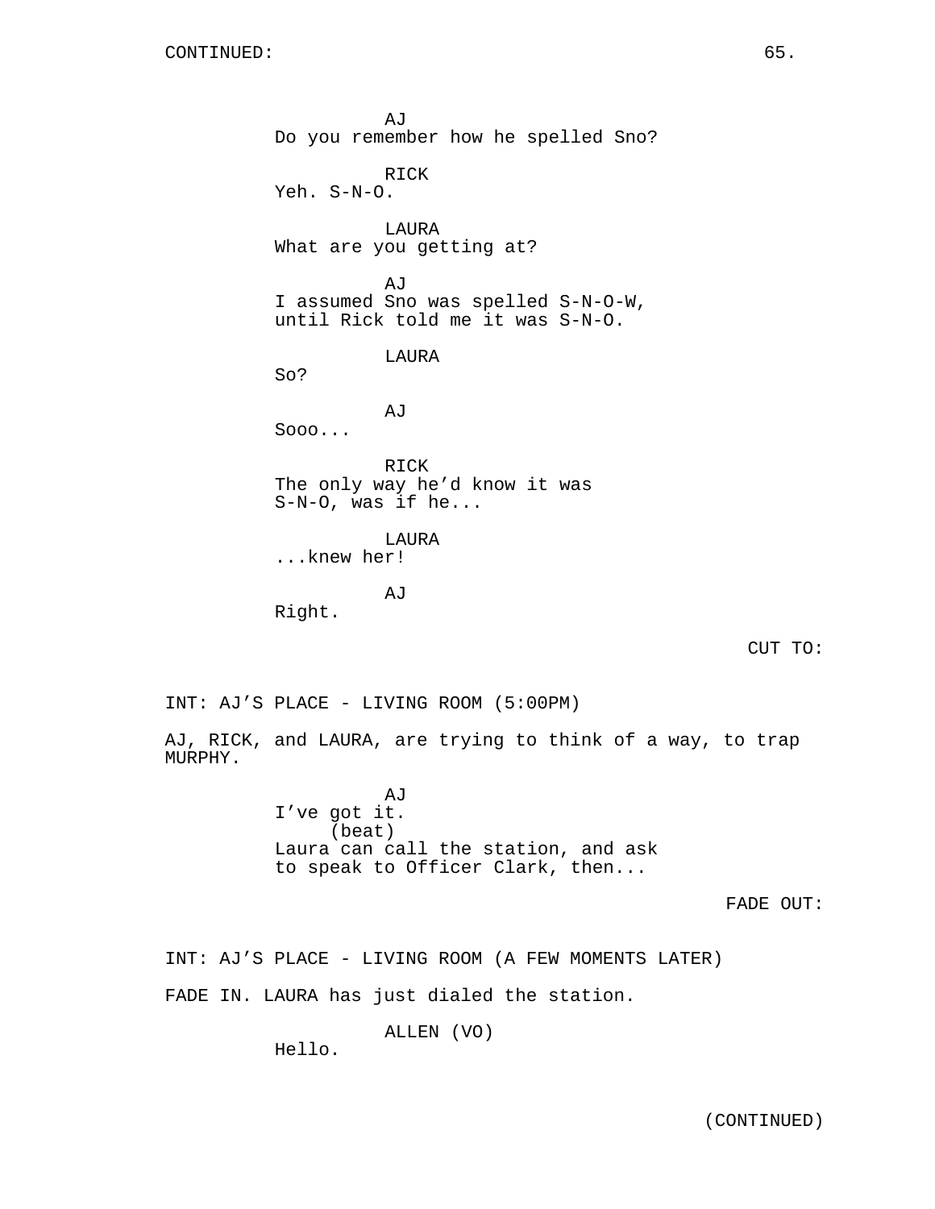AJ
Do you remember how he spelled Sno?

RICK
Yeh. S-N-O.

LAURA
What are you getting at?

AJ
I assumed Sno was spelled S-N-O-W,
until Rick told me it was S-N-O.

LAURA
So?

AJ
Sooo...

RICK
The only way he'd know it was
S-N-O, was if he...

LAURA
...knew her!

AJ
Right.

CUT TO:

INT: AJ'S PLACE - LIVING ROOM (5:00PM)

AJ, RICK, and LAURA, are trying to think of a way, to trap MURPHY.

AJ
I've got it.
(beat)
Laura can call the station, and ask
to speak to Officer Clark, then...

FADE OUT:

INT: AJ'S PLACE - LIVING ROOM (A FEW MOMENTS LATER)

FADE IN. LAURA has just dialed the station.

ALLEN (VO)
Hello.

(CONTINUED)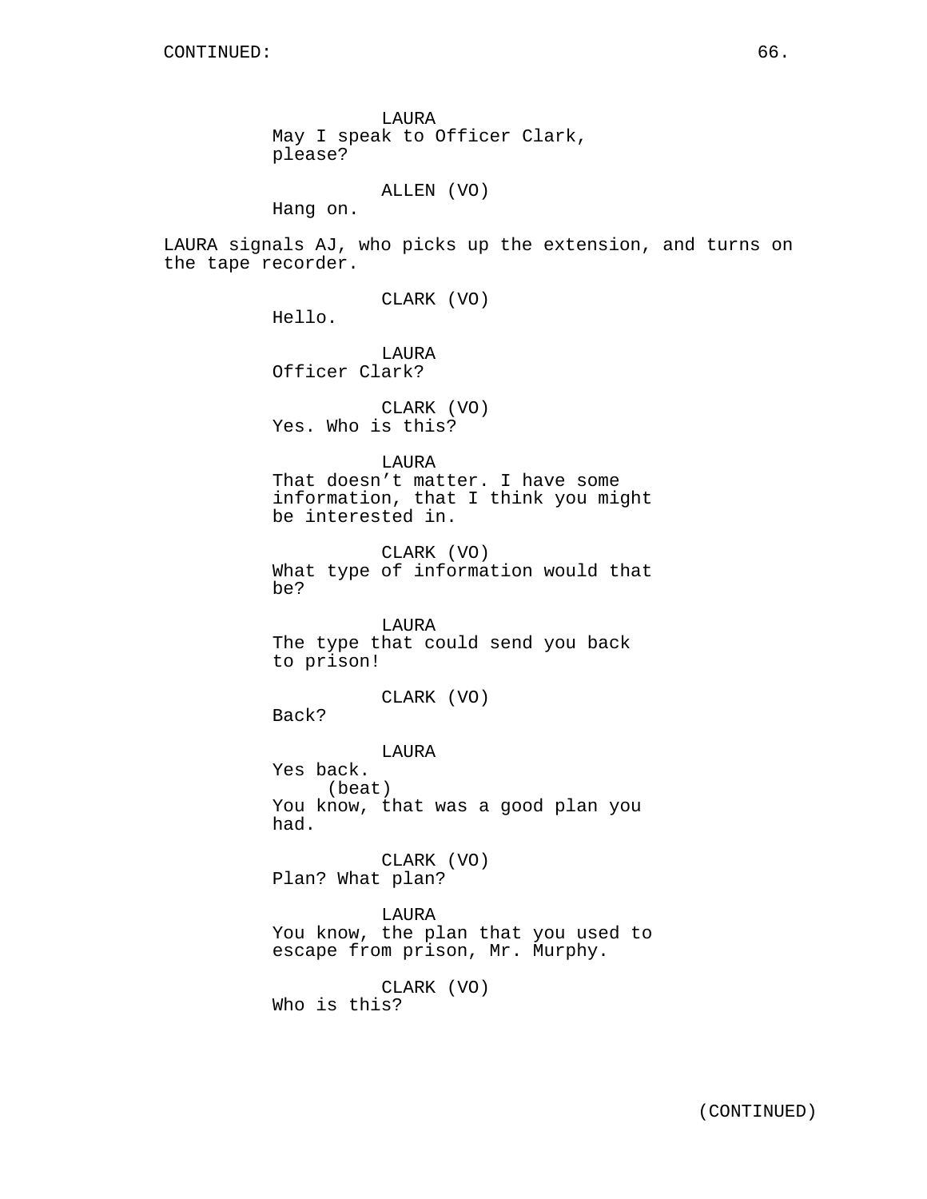CONTINUED:

LAURA
May I speak to Officer Clark, please?

ALLEN (VO)
Hang on.

LAURA signals AJ, who picks up the extension, and turns on the tape recorder.

CLARK (VO)
Hello.

LAURA
Officer Clark?

CLARK (VO)
Yes. Who is this?

LAURA
That doesn't matter. I have some information, that I think you might be interested in.

CLARK (VO)
What type of information would that be?

LAURA
The type that could send you back to prison!

CLARK (VO)
Back?

LAURA
Yes back.
(beat)
You know, that was a good plan you had.

CLARK (VO)
Plan? What plan?

LAURA
You know, the plan that you used to escape from prison, Mr. Murphy.

CLARK (VO)
Who is this?

(CONTINUED)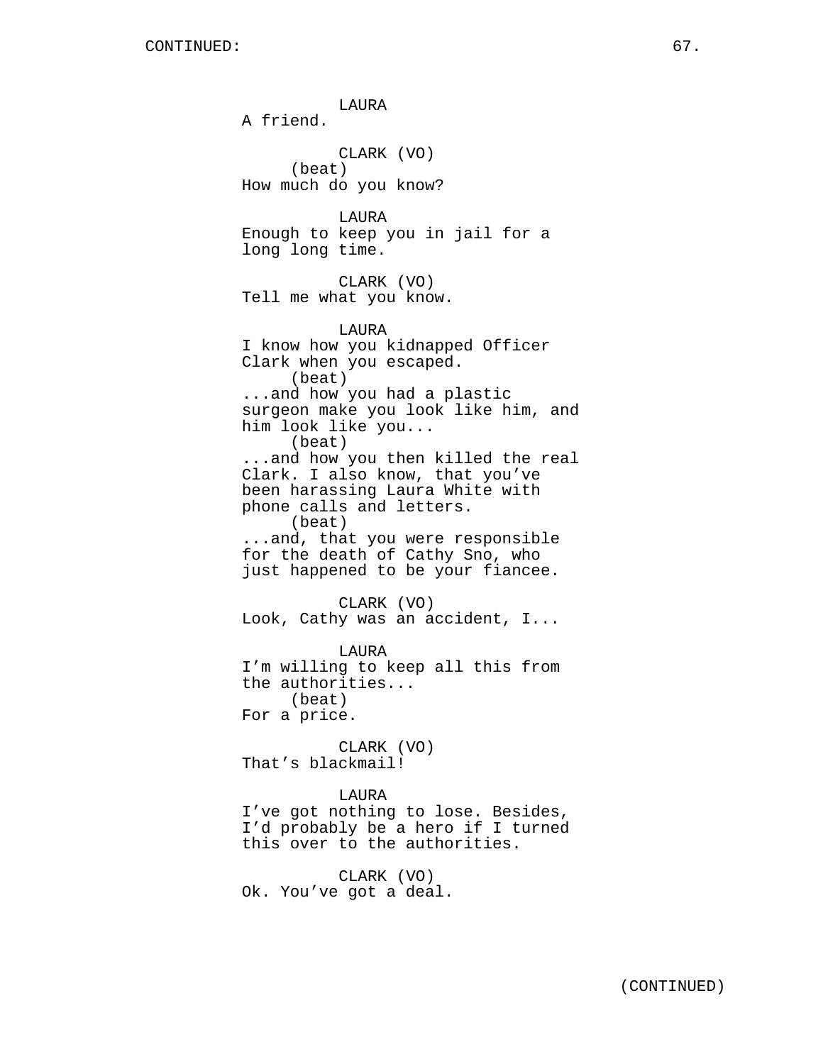LAURA
A friend.

CLARK (VO)
(beat)
How much do you know?

LAURA
Enough to keep you in jail for a long long time.

CLARK (VO)
Tell me what you know.

LAURA
I know how you kidnapped Officer Clark when you escaped.
(beat)
...and how you had a plastic surgeon make you look like him, and him look like you...
(beat)
...and how you then killed the real Clark. I also know, that you've been harassing Laura White with phone calls and letters.
(beat)
...and, that you were responsible for the death of Cathy Sno, who just happened to be your fiancee.

CLARK (VO)
Look, Cathy was an accident, I...

LAURA
I'm willing to keep all this from the authorities...
(beat)
For a price.

CLARK (VO)
That's blackmail!

LAURA
I've got nothing to lose. Besides, I'd probably be a hero if I turned this over to the authorities.

CLARK (VO)
Ok. You've got a deal.

(CONTINUED)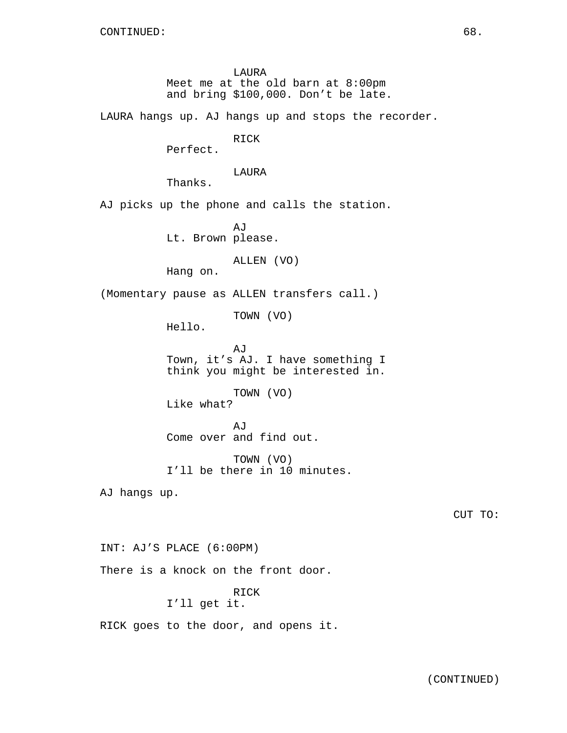CONTINUED:

LAURA
Meet me at the old barn at 8:00pm and bring $100,000. Don't be late.

LAURA hangs up. AJ hangs up and stops the recorder.

RICK
Perfect.

LAURA
Thanks.

AJ picks up the phone and calls the station.

AJ
Lt. Brown please.

ALLEN (VO)
Hang on.

(Momentary pause as ALLEN transfers call.)

TOWN (VO)
Hello.

AJ
Town, it's AJ. I have something I think you might be interested in.

TOWN (VO)
Like what?

AJ
Come over and find out.

TOWN (VO)
I'll be there in 10 minutes.

AJ hangs up.

CUT TO:

INT: AJ'S PLACE (6:00PM)

There is a knock on the front door.

RICK
I'll get it.

RICK goes to the door, and opens it.

(CONTINUED)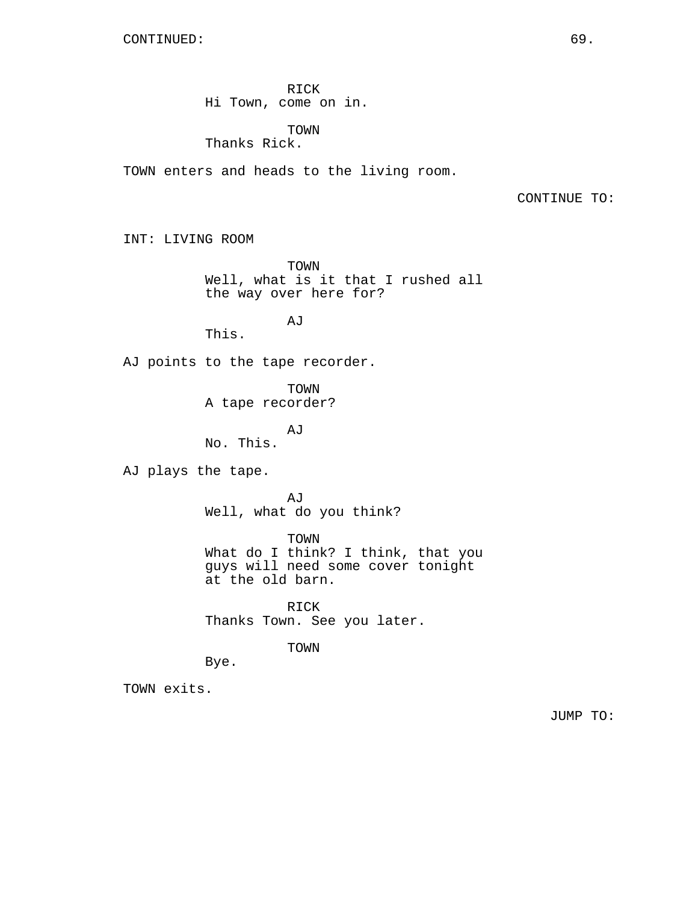CONTINUED:

RICK
Hi Town, come on in.

TOWN
Thanks Rick.

TOWN enters and heads to the living room.

CONTINUE TO:

INT: LIVING ROOM

TOWN
Well, what is it that I rushed all the way over here for?

AJ
This.

AJ points to the tape recorder.

TOWN
A tape recorder?

AJ
No. This.

AJ plays the tape.

AJ
Well, what do you think?

TOWN
What do I think? I think, that you guys will need some cover tonight at the old barn.

RICK
Thanks Town. See you later.

TOWN
Bye.

TOWN exits.

JUMP TO: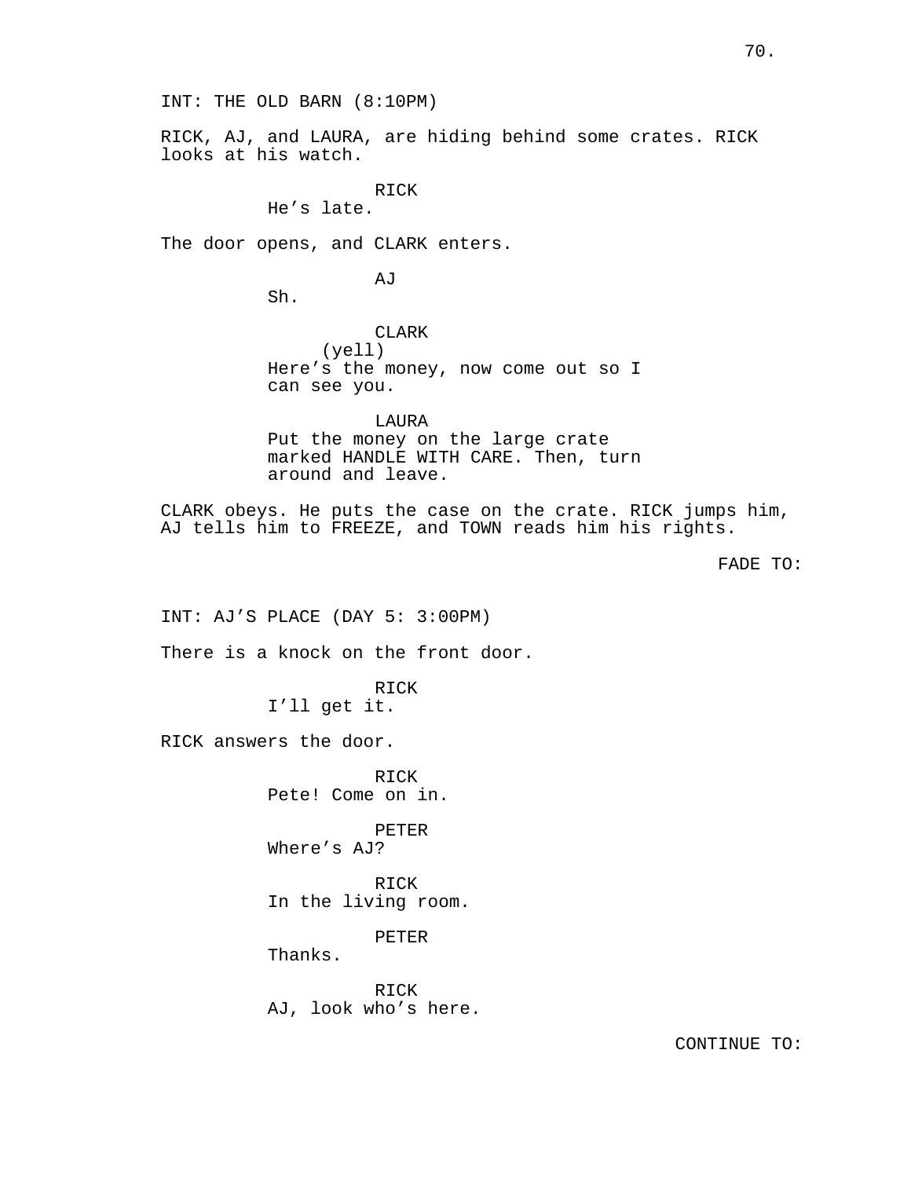INT: THE OLD BARN (8:10PM)

RICK, AJ, and LAURA, are hiding behind some crates. RICK looks at his watch.

RICK
He's late.

The door opens, and CLARK enters.

AJ
Sh.

CLARK
(yell)
Here's the money, now come out so I can see you.

LAURA
Put the money on the large crate marked HANDLE WITH CARE. Then, turn around and leave.

CLARK obeys. He puts the case on the crate. RICK jumps him, AJ tells him to FREEZE, and TOWN reads him his rights.

FADE TO:

INT: AJ'S PLACE (DAY 5: 3:00PM)

There is a knock on the front door.

RICK
I'll get it.

RICK answers the door.

RICK
Pete! Come on in.

PETER
Where's AJ?

RICK
In the living room.

PETER
Thanks.

RICK
AJ, look who's here.

CONTINUE TO: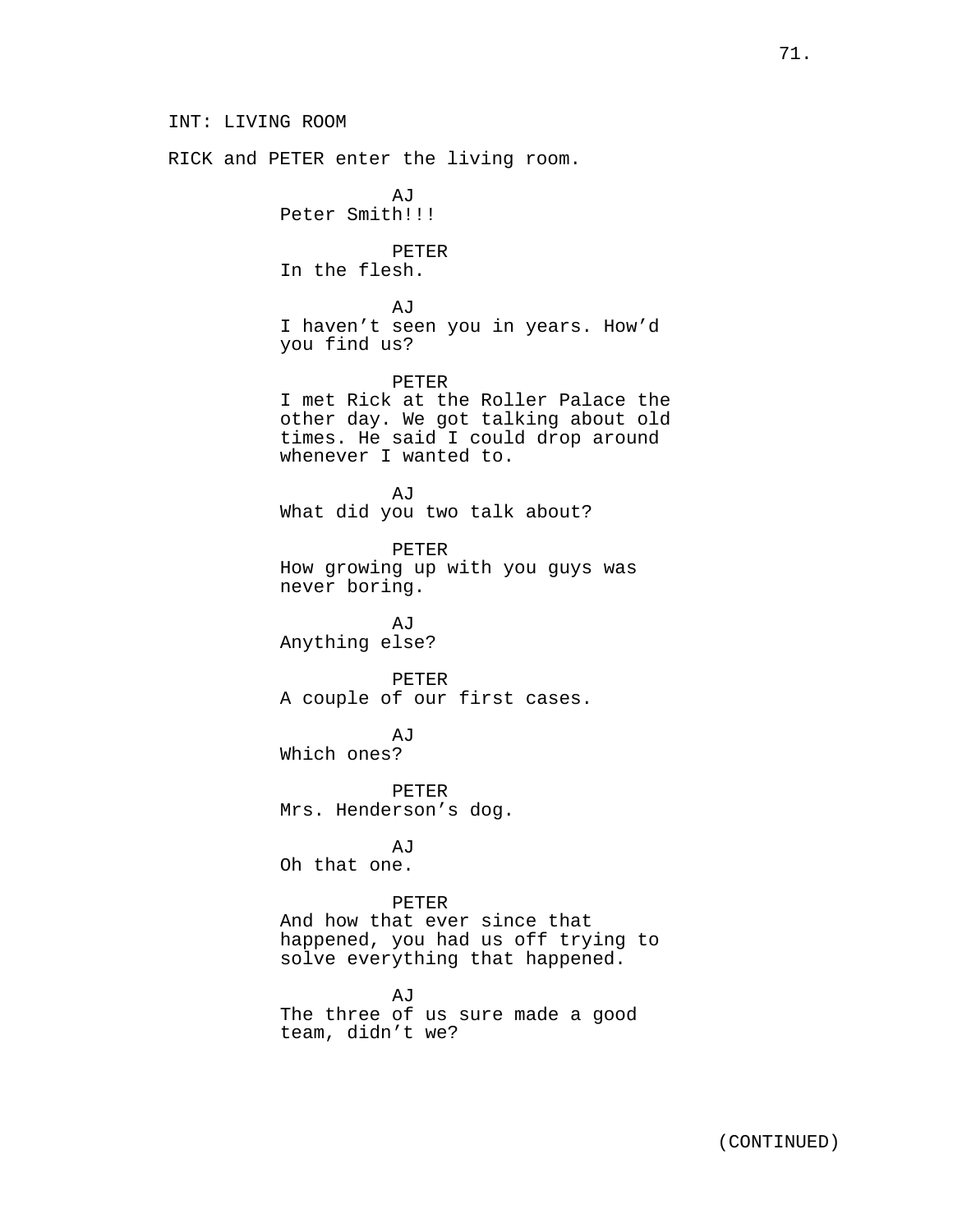INT: LIVING ROOM

RICK and PETER enter the living room.

AJ
Peter Smith!!!

PETER
In the flesh.

AJ
I haven't seen you in years. How'd you find us?

PETER
I met Rick at the Roller Palace the other day. We got talking about old times. He said I could drop around whenever I wanted to.

AJ
What did you two talk about?

PETER
How growing up with you guys was never boring.

AJ
Anything else?

PETER
A couple of our first cases.

AJ
Which ones?

PETER
Mrs. Henderson's dog.

AJ
Oh that one.

PETER
And how that ever since that happened, you had us off trying to solve everything that happened.

AJ
The three of us sure made a good team, didn't we?

(CONTINUED)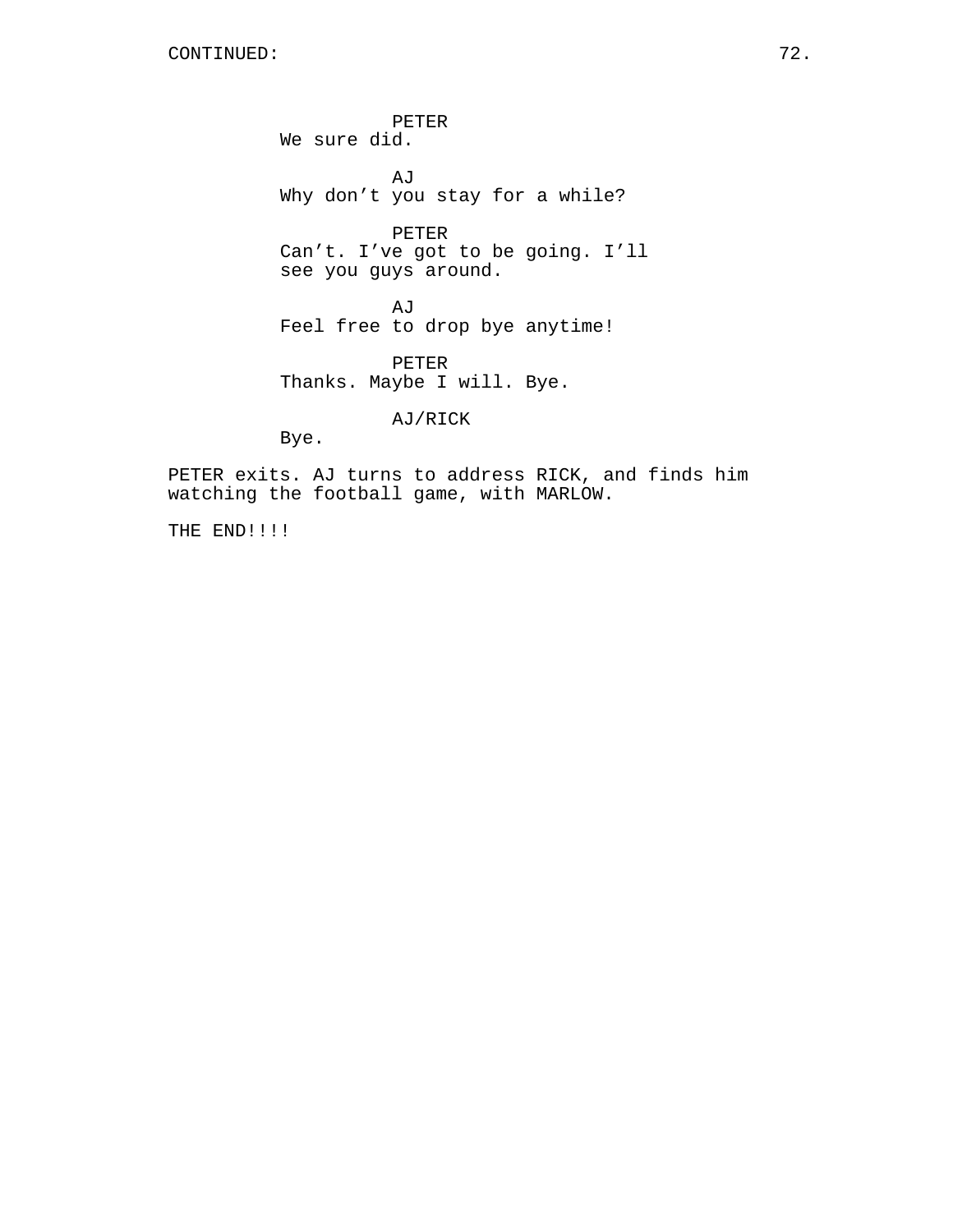CONTINUED:

PETER
We sure did.

AJ
Why don't you stay for a while?

PETER
Can't. I've got to be going. I'll see you guys around.

AJ
Feel free to drop bye anytime!

PETER
Thanks. Maybe I will. Bye.

AJ/RICK
Bye.

PETER exits. AJ turns to address RICK, and finds him watching the football game, with MARLOW.

THE END!!!!